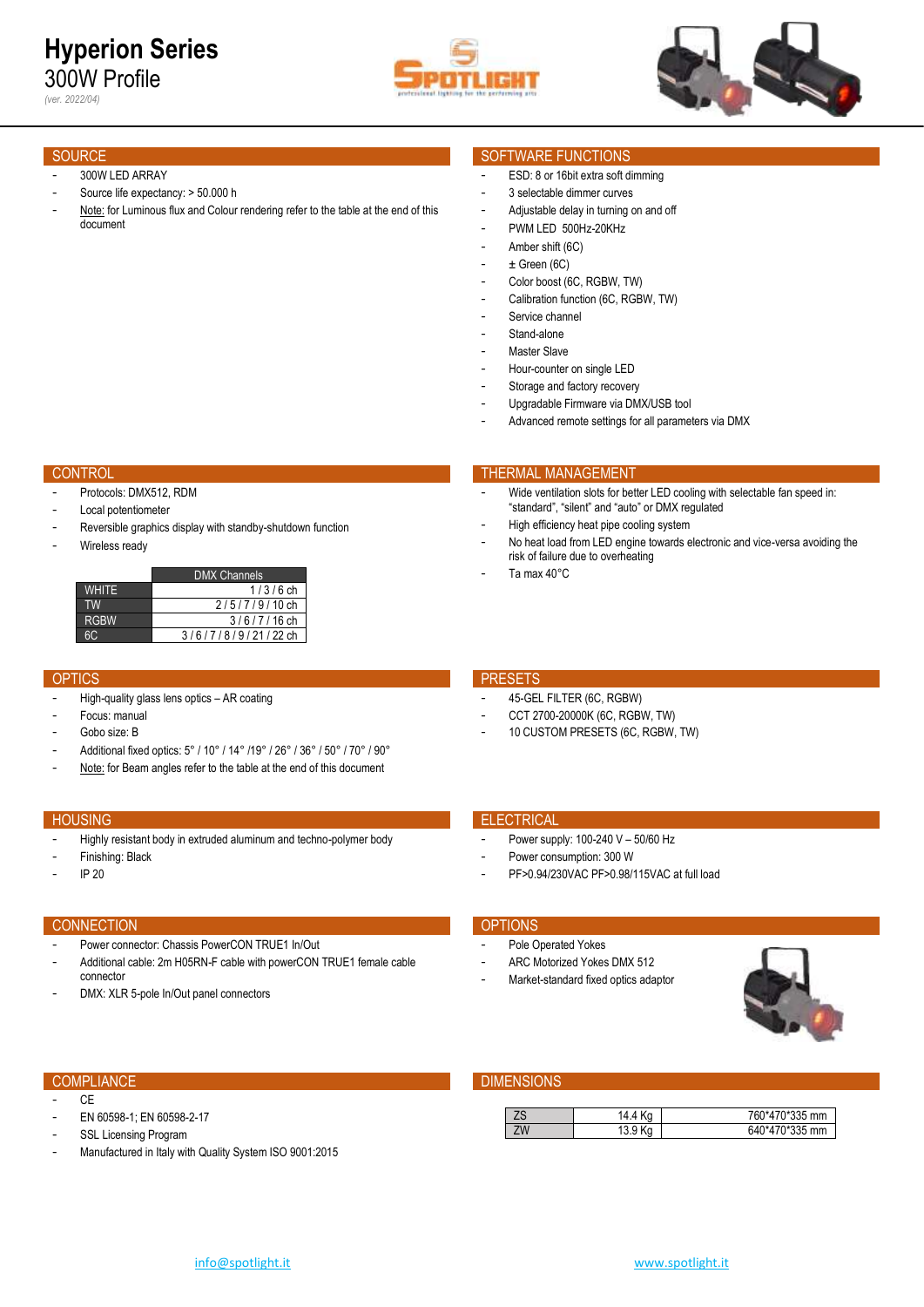# Hyperion Series

## 300W Profile

*(ver. 2022/04)*

## SOURCE

- 300W LED ARRAY
- Source life expectancy: > 50.000 h
- Note: for Luminous flux and Colour rendering refer to the table at the end of this document

## SOFTWARE FUNCTIONS

- ESD: 8 or 16bit extra soft dimming
- 3 selectable dimmer curves
- Adjustable delay in turning on and off
- PWM LED 500Hz-20KHz
- Amber shift (6C)
- ± Green (6C)
- Color boost (6C, RGBW, TW)
- Calibration function (6C, RGBW, TW)
- Service channel
- Stand-alone
- Master Slave
- Hour-counter on single LED
- Storage and factory recovery
- Upgradable Firmware via DMX/USB tool
- Advanced remote settings for all parameters via DMX

## CONTROL

- Protocols: DMX512, RDM
- Local potentiometer
- Reversible graphics display with standby-shutdown function
- Wireless ready

| | DMX Channels |
|---|---|
| WHITE | 1 / 3 / 6 ch |
| TW | 2 / 5 / 7 / 9 / 10 ch |
| RGBW | 3 / 6 / 7 / 16 ch |
| 6C | 3 / 6 / 7 / 8 / 9 / 21 / 22 ch |

## THERMAL MANAGEMENT

- Wide ventilation slots for better LED cooling with selectable fan speed in: “standard”, “silent” and “auto” or DMX regulated
- High efficiency heat pipe cooling system
- No heat load from LED engine towards electronic and vice-versa avoiding the risk of failure due to overheating
- Ta max 40°C

## OPTICS

- High-quality glass lens optics – AR coating
- Focus: manual
- Gobo size: B
- Additional fixed optics: 5° / 10° / 14° /19° / 26° / 36° / 50° / 70° / 90°
- Note: for Beam angles refer to the table at the end of this document

## PRESETS

- 45-GEL FILTER (6C, RGBW)
- CCT 2700-20000K (6C, RGBW, TW)
- 10 CUSTOM PRESETS (6C, RGBW, TW)

## HOUSING

- Highly resistant body in extruded aluminum and techno-polymer body
- Finishing: Black
- IP 20

## ELECTRICAL

- Power supply: 100-240 V – 50/60 Hz
- Power consumption: 300 W
- PF>0.94/230VAC PF>0.98/115VAC at full load

## CONNECTION

- Power connector: Chassis PowerCON TRUE1 In/Out
- Additional cable: 2m H05RN-F cable with powerCON TRUE1 female cable connector
- DMX: XLR 5-pole In/Out panel connectors

## OPTIONS

- Pole Operated Yokes
- ARC Motorized Yokes DMX 512
- Market-standard fixed optics adaptor

## COMPLIANCE

- CE
- EN 60598-1; EN 60598-2-17
- SSL Licensing Program
- Manufactured in Italy with Quality System ISO 9001:2015

## DIMENSIONS

| | | |
|---|---|---|
| ZS | 14.4 Kg | 760*470*335 mm |
| ZW | 13.9 Kg | 640*470*335 mm |

info@spotlight.it www.spotlight.it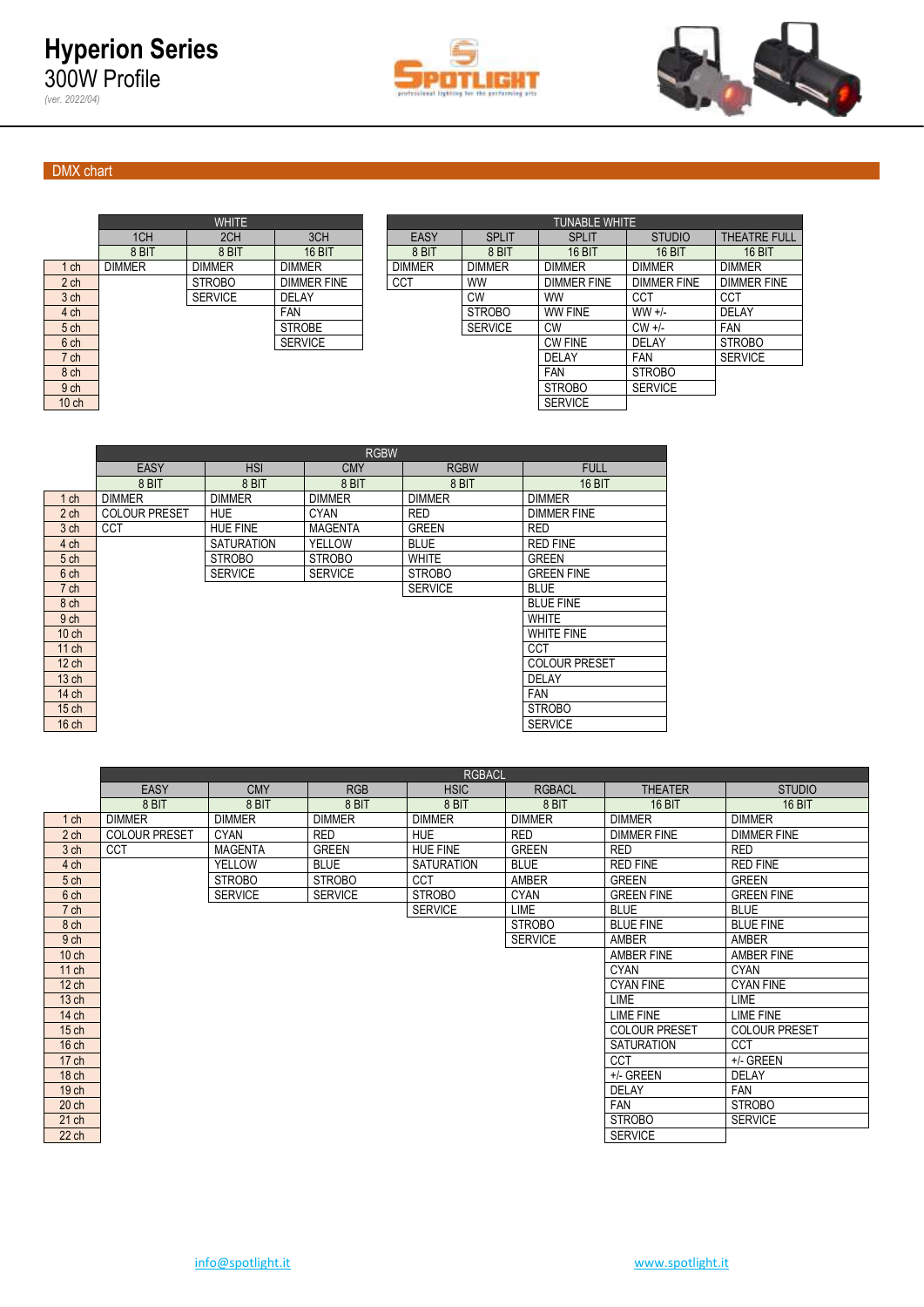# Hyperion Series

300W Profile

*(ver. 2022/04)*

## DMX chart

| | WHITE | | |
|---|---|---|---|
| | 1CH | 2CH | 3CH |
| | 8 BIT | 8 BIT | 16 BIT |
| 1 ch | DIMMER | DIMMER | DIMMER |
| 2 ch | | STROBO | DIMMER FINE |
| 3 ch | | SERVICE | DELAY |
| 4 ch | | | FAN |
| 5 ch | | | STROBE |
| 6 ch | | | SERVICE |
| 7 ch | | | |
| 8 ch | | | |
| 9 ch | | | |
| 10 ch | | | |

| | TUNABLE WHITE | | | | |
|---|---|---|---|---|---|
| | EASY | SPLIT | SPLIT | STUDIO | THEATRE FULL |
| | 8 BIT | 8 BIT | 16 BIT | 16 BIT | 16 BIT |
| 1 ch | DIMMER | DIMMER | DIMMER | DIMMER | DIMMER |
| 2 ch | CCT | WW | DIMMER FINE | DIMMER FINE | DIMMER FINE |
| 3 ch | | CW | WW | CCT | CCT |
| 4 ch | | STROBO | WW FINE | WW +/- | DELAY |
| 5 ch | | SERVICE | CW | CW +/- | FAN |
| 6 ch | | | CW FINE | DELAY | STROBO |
| 7 ch | | | DELAY | FAN | SERVICE |
| 8 ch | | | FAN | STROBO | |
| 9 ch | | | STROBO | SERVICE | |
| 10 ch | | | SERVICE | | |

| | RGBW | | | | |
|---|---|---|---|---|---|
| | EASY | HSI | CMY | RGBW | FULL |
| | 8 BIT | 8 BIT | 8 BIT | 8 BIT | 16 BIT |
| 1 ch | DIMMER | DIMMER | DIMMER | DIMMER | DIMMER |
| 2 ch | COLOUR PRESET | HUE | CYAN | RED | DIMMER FINE |
| 3 ch | CCT | HUE FINE | MAGENTA | GREEN | RED |
| 4 ch | | SATURATION | YELLOW | BLUE | RED FINE |
| 5 ch | | STROBO | STROBO | WHITE | GREEN |
| 6 ch | | SERVICE | SERVICE | STROBO | GREEN FINE |
| 7 ch | | | | SERVICE | BLUE |
| 8 ch | | | | | BLUE FINE |
| 9 ch | | | | | WHITE |
| 10 ch | | | | | WHITE FINE |
| 11 ch | | | | | CCT |
| 12 ch | | | | | COLOUR PRESET |
| 13 ch | | | | | DELAY |
| 14 ch | | | | | FAN |
| 15 ch | | | | | STROBO |
| 16 ch | | | | | SERVICE |

| | RGBACL | | | | | | |
|---|---|---|---|---|---|---|---|
| | EASY | CMY | RGB | HSIC | RGBACL | THEATER | STUDIO |
| | 8 BIT | 8 BIT | 8 BIT | 8 BIT | 8 BIT | 16 BIT | 16 BIT |
| 1 ch | DIMMER | DIMMER | DIMMER | DIMMER | DIMMER | DIMMER | DIMMER |
| 2 ch | COLOUR PRESET | CYAN | RED | HUE | RED | DIMMER FINE | DIMMER FINE |
| 3 ch | CCT | MAGENTA | GREEN | HUE FINE | GREEN | RED | RED |
| 4 ch | | YELLOW | BLUE | SATURATION | BLUE | RED FINE | RED FINE |
| 5 ch | | STROBO | STROBO | CCT | AMBER | GREEN | GREEN |
| 6 ch | | SERVICE | SERVICE | STROBO | CYAN | GREEN FINE | GREEN FINE |
| 7 ch | | | | SERVICE | LIME | BLUE | BLUE |
| 8 ch | | | | | STROBO | BLUE FINE | BLUE FINE |
| 9 ch | | | | | SERVICE | AMBER | AMBER |
| 10 ch | | | | | | AMBER FINE | AMBER FINE |
| 11 ch | | | | | | CYAN | CYAN |
| 12 ch | | | | | | CYAN FINE | CYAN FINE |
| 13 ch | | | | | | LIME | LIME |
| 14 ch | | | | | | LIME FINE | LIME FINE |
| 15 ch | | | | | | COLOUR PRESET | COLOUR PRESET |
| 16 ch | | | | | | SATURATION | CCT |
| 17 ch | | | | | | CCT | +/- GREEN |
| 18 ch | | | | | | +/- GREEN | DELAY |
| 19 ch | | | | | | DELAY | FAN |
| 20 ch | | | | | | FAN | STROBO |
| 21 ch | | | | | | STROBO | SERVICE |
| 22 ch | | | | | | SERVICE | |

info@spotlight.it www.spotlight.it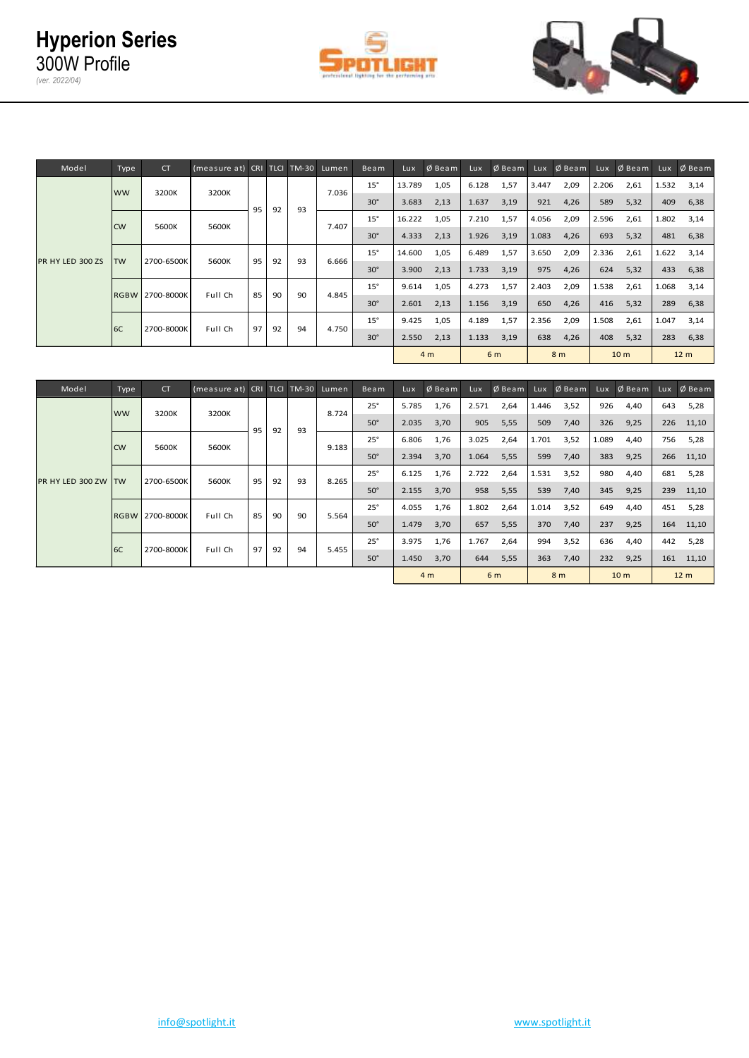# Hyperion Series

300W Profile

*(ver. 2022/04)*

| Model | Type | CT | (measure at) | CRI | TLCI | TM-30 | Lumen | Beam | Lux | Ø Beam | Lux | Ø Beam | Lux | Ø Beam | Lux | Ø Beam | Lux | Ø Beam |
|---|---|---|---|---|---|---|---|---|---|---|---|---|---|---|---|---|---|---|
| PR HY LED 300 ZS | WW | 3200K | 3200K | 95 | 92 | 93 | 7.036 | 15° | 13.789 | 1,05 | 6.128 | 1,57 | 3.447 | 2,09 | 2.206 | 2,61 | 1.532 | 3,14 |
| | | | | | | | | 30° | 3.683 | 2,13 | 1.637 | 3,19 | 921 | 4,26 | 589 | 5,32 | 409 | 6,38 |
| | CW | 5600K | 5600K | | | | 7.407 | 15° | 16.222 | 1,05 | 7.210 | 1,57 | 4.056 | 2,09 | 2.596 | 2,61 | 1.802 | 3,14 |
| | | | | | | | | 30° | 4.333 | 2,13 | 1.926 | 3,19 | 1.083 | 4,26 | 693 | 5,32 | 481 | 6,38 |
| | TW | 2700-6500K | 5600K | 95 | 92 | 93 | 6.666 | 15° | 14.600 | 1,05 | 6.489 | 1,57 | 3.650 | 2,09 | 2.336 | 2,61 | 1.622 | 3,14 |
| | | | | | | | | 30° | 3.900 | 2,13 | 1.733 | 3,19 | 975 | 4,26 | 624 | 5,32 | 433 | 6,38 |
| | RGBW | 2700-8000K | Full Ch | 85 | 90 | 90 | 4.845 | 15° | 9.614 | 1,05 | 4.273 | 1,57 | 2.403 | 2,09 | 1.538 | 2,61 | 1.068 | 3,14 |
| | | | | | | | | 30° | 2.601 | 2,13 | 1.156 | 3,19 | 650 | 4,26 | 416 | 5,32 | 289 | 6,38 |
| | 6C | 2700-8000K | Full Ch | 97 | 92 | 94 | 4.750 | 15° | 9.425 | 1,05 | 4.189 | 1,57 | 2.356 | 2,09 | 1.508 | 2,61 | 1.047 | 3,14 |
| | | | | | | | | 30° | 2.550 | 2,13 | 1.133 | 3,19 | 638 | 4,26 | 408 | 5,32 | 283 | 6,38 |
| | | | | | | | | | 4 m | | 6 m | | 8 m | | 10 m | | 12 m | |

| Model | Type | CT | (measure at) | CRI | TLCI | TM-30 | Lumen | Beam | Lux | Ø Beam | Lux | Ø Beam | Lux | Ø Beam | Lux | Ø Beam | Lux | Ø Beam |
|---|---|---|---|---|---|---|---|---|---|---|---|---|---|---|---|---|---|---|
| PR HY LED 300 ZW | WW | 3200K | 3200K | 95 | 92 | 93 | 8.724 | 25° | 5.785 | 1,76 | 2.571 | 2,64 | 1.446 | 3,52 | 926 | 4,40 | 643 | 5,28 |
| | | | | | | | | 50° | 2.035 | 3,70 | 905 | 5,55 | 509 | 7,40 | 326 | 9,25 | 226 | 11,10 |
| | CW | 5600K | 5600K | | | | 9.183 | 25° | 6.806 | 1,76 | 3.025 | 2,64 | 1.701 | 3,52 | 1.089 | 4,40 | 756 | 5,28 |
| | | | | | | | | 50° | 2.394 | 3,70 | 1.064 | 5,55 | 599 | 7,40 | 383 | 9,25 | 266 | 11,10 |
| | TW | 2700-6500K | 5600K | 95 | 92 | 93 | 8.265 | 25° | 6.125 | 1,76 | 2.722 | 2,64 | 1.531 | 3,52 | 980 | 4,40 | 681 | 5,28 |
| | | | | | | | | 50° | 2.155 | 3,70 | 958 | 5,55 | 539 | 7,40 | 345 | 9,25 | 239 | 11,10 |
| | RGBW | 2700-8000K | Full Ch | 85 | 90 | 90 | 5.564 | 25° | 4.055 | 1,76 | 1.802 | 2,64 | 1.014 | 3,52 | 649 | 4,40 | 451 | 5,28 |
| | | | | | | | | 50° | 1.479 | 3,70 | 657 | 5,55 | 370 | 7,40 | 237 | 9,25 | 164 | 11,10 |
| | 6C | 2700-8000K | Full Ch | 97 | 92 | 94 | 5.455 | 25° | 3.975 | 1,76 | 1.767 | 2,64 | 994 | 3,52 | 636 | 4,40 | 442 | 5,28 |
| | | | | | | | | 50° | 1.450 | 3,70 | 644 | 5,55 | 363 | 7,40 | 232 | 9,25 | 161 | 11,10 |
| | | | | | | | | | 4 m | | 6 m | | 8 m | | 10 m | | 12 m | |

info@spotlight.it www.spotlight.it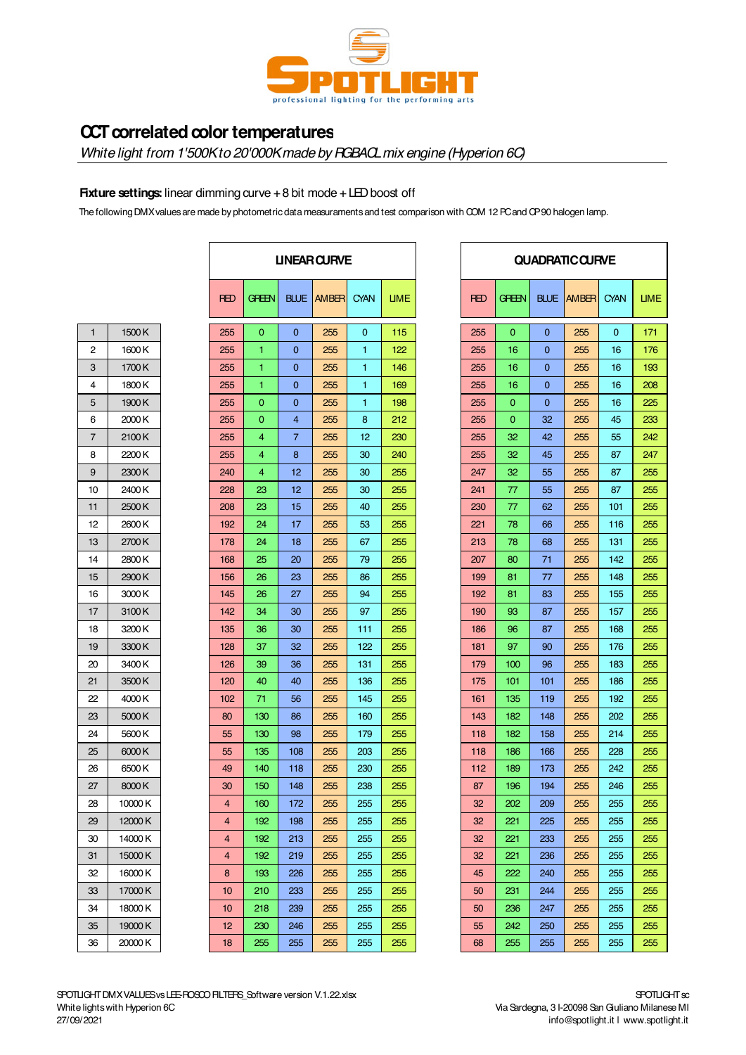SPOTLIGHT
professional lighting for the performing arts

# CCT correlated color temperatures

*White light from 1'500K to 20'000K made by RGBACL mix engine (Hyperion 6C)*

**Fixture settings:** linear dimming curve + 8 bit mode + LED boost off

The following DMX values are made by photometric data measurements and test comparison with CDM 12 PC and CP 90 halogen lamp.

| | | LINEAR CURVE | | | | | | QUADRATIC CURVE | | | | | |
|---|---|---|---|---|---|---|---|---|---|---|---|---|---|
| | | RED | GREEN | BLUE | AMBER | CYAN | LIME | RED | GREEN | BLUE | AMBER | CYAN | LIME |
| 1 | 1500 K | 255 | 0 | 0 | 255 | 0 | 115 | 255 | 0 | 0 | 255 | 0 | 171 |
| 2 | 1600 K | 255 | 1 | 0 | 255 | 1 | 122 | 255 | 16 | 0 | 255 | 16 | 176 |
| 3 | 1700 K | 255 | 1 | 0 | 255 | 1 | 146 | 255 | 16 | 0 | 255 | 16 | 193 |
| 4 | 1800 K | 255 | 1 | 0 | 255 | 1 | 169 | 255 | 16 | 0 | 255 | 16 | 208 |
| 5 | 1900 K | 255 | 0 | 0 | 255 | 1 | 198 | 255 | 0 | 0 | 255 | 16 | 225 |
| 6 | 2000 K | 255 | 0 | 4 | 255 | 8 | 212 | 255 | 0 | 32 | 255 | 45 | 233 |
| 7 | 2100 K | 255 | 4 | 7 | 255 | 12 | 230 | 255 | 32 | 42 | 255 | 55 | 242 |
| 8 | 2200 K | 255 | 4 | 8 | 255 | 30 | 240 | 255 | 32 | 45 | 255 | 87 | 247 |
| 9 | 2300 K | 240 | 4 | 12 | 255 | 30 | 255 | 247 | 32 | 55 | 255 | 87 | 255 |
| 10 | 2400 K | 228 | 23 | 12 | 255 | 30 | 255 | 241 | 77 | 55 | 255 | 87 | 255 |
| 11 | 2500 K | 208 | 23 | 15 | 255 | 40 | 255 | 230 | 77 | 62 | 255 | 101 | 255 |
| 12 | 2600 K | 192 | 24 | 17 | 255 | 53 | 255 | 221 | 78 | 66 | 255 | 116 | 255 |
| 13 | 2700 K | 178 | 24 | 18 | 255 | 67 | 255 | 213 | 78 | 68 | 255 | 131 | 255 |
| 14 | 2800 K | 168 | 25 | 20 | 255 | 79 | 255 | 207 | 80 | 71 | 255 | 142 | 255 |
| 15 | 2900 K | 156 | 26 | 23 | 255 | 86 | 255 | 199 | 81 | 77 | 255 | 148 | 255 |
| 16 | 3000 K | 145 | 26 | 27 | 255 | 94 | 255 | 192 | 81 | 83 | 255 | 155 | 255 |
| 17 | 3100 K | 142 | 34 | 30 | 255 | 97 | 255 | 190 | 93 | 87 | 255 | 157 | 255 |
| 18 | 3200 K | 135 | 36 | 30 | 255 | 111 | 255 | 186 | 96 | 87 | 255 | 168 | 255 |
| 19 | 3300 K | 128 | 37 | 32 | 255 | 122 | 255 | 181 | 97 | 90 | 255 | 176 | 255 |
| 20 | 3400 K | 126 | 39 | 36 | 255 | 131 | 255 | 179 | 100 | 96 | 255 | 183 | 255 |
| 21 | 3500 K | 120 | 40 | 40 | 255 | 136 | 255 | 175 | 101 | 101 | 255 | 186 | 255 |
| 22 | 4000 K | 102 | 71 | 56 | 255 | 145 | 255 | 161 | 135 | 119 | 255 | 192 | 255 |
| 23 | 5000 K | 80 | 130 | 86 | 255 | 160 | 255 | 143 | 182 | 148 | 255 | 202 | 255 |
| 24 | 5600 K | 55 | 130 | 98 | 255 | 179 | 255 | 118 | 182 | 158 | 255 | 214 | 255 |
| 25 | 6000 K | 55 | 135 | 108 | 255 | 203 | 255 | 118 | 186 | 166 | 255 | 228 | 255 |
| 26 | 6500 K | 49 | 140 | 118 | 255 | 230 | 255 | 112 | 189 | 173 | 255 | 242 | 255 |
| 27 | 8000 K | 30 | 150 | 148 | 255 | 238 | 255 | 87 | 196 | 194 | 255 | 246 | 255 |
| 28 | 10000 K | 4 | 160 | 172 | 255 | 255 | 255 | 32 | 202 | 209 | 255 | 255 | 255 |
| 29 | 12000 K | 4 | 192 | 198 | 255 | 255 | 255 | 32 | 221 | 225 | 255 | 255 | 255 |
| 30 | 14000 K | 4 | 192 | 213 | 255 | 255 | 255 | 32 | 221 | 233 | 255 | 255 | 255 |
| 31 | 15000 K | 4 | 192 | 219 | 255 | 255 | 255 | 32 | 221 | 236 | 255 | 255 | 255 |
| 32 | 16000 K | 8 | 193 | 226 | 255 | 255 | 255 | 45 | 222 | 240 | 255 | 255 | 255 |
| 33 | 17000 K | 10 | 210 | 233 | 255 | 255 | 255 | 50 | 231 | 244 | 255 | 255 | 255 |
| 34 | 18000 K | 10 | 218 | 239 | 255 | 255 | 255 | 50 | 236 | 247 | 255 | 255 | 255 |
| 35 | 19000 K | 12 | 230 | 246 | 255 | 255 | 255 | 55 | 242 | 250 | 255 | 255 | 255 |
| 36 | 20000 K | 18 | 255 | 255 | 255 | 255 | 255 | 68 | 255 | 255 | 255 | 255 | 255 |

SPOTLIGHT DMX VALUES vs LEE-ROSCO FILTERS_Software version V.1.22.xlsx
White lights with Hyperion 6C
27/09/2021

SPOTLIGHT sc
Via Sardegna, 3 I-20098 San Giuliano Milanese MI
info@spotlight.it | www.spotlight.it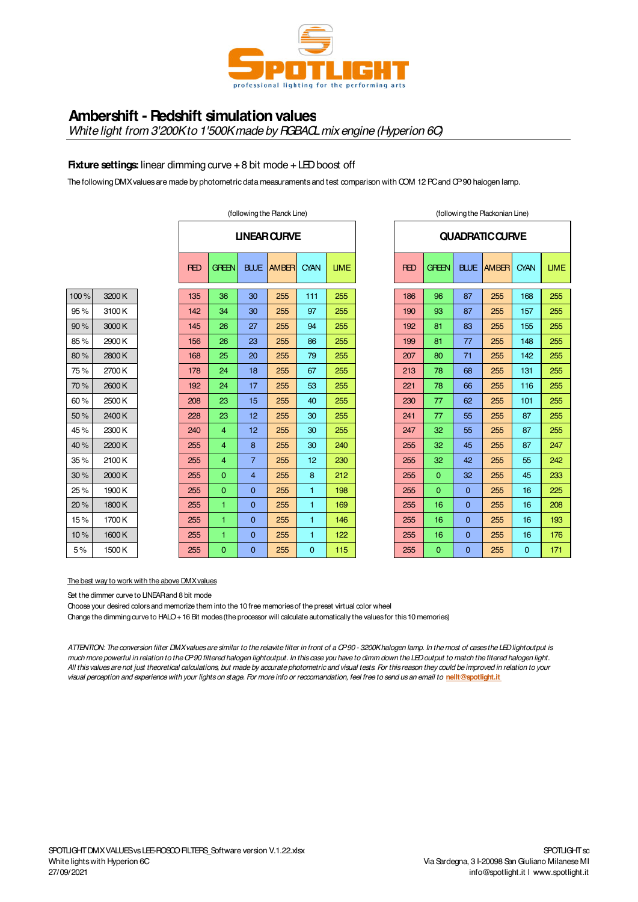SPOTLIGHT
professional lighting for the performing arts

# Ambershift - Redshift simulation values

*White light from 3'200K to 1'500K made by RGBACL mix engine (Hyperion 6C)*

**Fixture settings:** linear dimming curve + 8 bit mode + LED boost off

The following DMX values are made by photometric data measurements and test comparison with CCM 12 PC and CP 90 halogen lamp.

| | | LINEAR CURVE (following the Planck Line) | | | | | | QUADRATIC CURVE (following the Plackonian Line) | | | | | |
|---|---|---|---|---|---|---|---|---|---|---|---|---|---|
| | | RED | GREEN | BLUE | AMBER | CYAN | LIME | RED | GREEN | BLUE | AMBER | CYAN | LIME |
| 100 % | 3200 K | 135 | 36 | 30 | 255 | 111 | 255 | 186 | 96 | 87 | 255 | 168 | 255 |
| 95 % | 3100 K | 142 | 34 | 30 | 255 | 97 | 255 | 190 | 93 | 87 | 255 | 157 | 255 |
| 90 % | 3000 K | 145 | 26 | 27 | 255 | 94 | 255 | 192 | 81 | 83 | 255 | 155 | 255 |
| 85 % | 2900 K | 156 | 26 | 23 | 255 | 86 | 255 | 199 | 81 | 77 | 255 | 148 | 255 |
| 80 % | 2800 K | 168 | 25 | 20 | 255 | 79 | 255 | 207 | 80 | 71 | 255 | 142 | 255 |
| 75 % | 2700 K | 178 | 24 | 18 | 255 | 67 | 255 | 213 | 78 | 68 | 255 | 131 | 255 |
| 70 % | 2600 K | 192 | 24 | 17 | 255 | 53 | 255 | 221 | 78 | 66 | 255 | 116 | 255 |
| 60 % | 2500 K | 208 | 23 | 15 | 255 | 40 | 255 | 230 | 77 | 62 | 255 | 101 | 255 |
| 50 % | 2400 K | 228 | 23 | 12 | 255 | 30 | 255 | 241 | 77 | 55 | 255 | 87 | 255 |
| 45 % | 2300 K | 240 | 4 | 12 | 255 | 30 | 255 | 247 | 32 | 55 | 255 | 87 | 255 |
| 40 % | 2200 K | 255 | 4 | 8 | 255 | 30 | 240 | 255 | 32 | 45 | 255 | 87 | 247 |
| 35 % | 2100 K | 255 | 4 | 7 | 255 | 12 | 230 | 255 | 32 | 42 | 255 | 55 | 242 |
| 30 % | 2000 K | 255 | 0 | 4 | 255 | 8 | 212 | 255 | 0 | 32 | 255 | 45 | 233 |
| 25 % | 1900 K | 255 | 0 | 0 | 255 | 1 | 198 | 255 | 0 | 0 | 255 | 16 | 225 |
| 20 % | 1800 K | 255 | 1 | 0 | 255 | 1 | 169 | 255 | 16 | 0 | 255 | 16 | 208 |
| 15 % | 1700 K | 255 | 1 | 0 | 255 | 1 | 146 | 255 | 16 | 0 | 255 | 16 | 193 |
| 10 % | 1600 K | 255 | 1 | 0 | 255 | 1 | 122 | 255 | 16 | 0 | 255 | 16 | 176 |
| 5 % | 1500 K | 255 | 0 | 0 | 255 | 0 | 115 | 255 | 0 | 0 | 255 | 0 | 171 |

The best way to work with the above DMX values

Set the dimmer curve to LINEAR and 8 bit mode
Choose your desired colors and memorize them into the 10 free memories of the preset virtual color wheel
Change the dimming curve to HALO + 16 Bit modes (the processor will calculate automatically the values for this 10 memories)

*ATTENTION: The conversion filter DMX values are similar to the relavite filter in front of a CP90 - 3200K halogen lamp. In the most of cases the LED lightoutput is much more powerful in relation to the CP90 filtered halogen lightoutput. In this case you have to dimm down the LED output to match the filtered halogen light. All this values are not just theoretical calculations, but made by accurate photometric and visual tests. For this reason they could be improved in relation to your visual perception and experience with your lights on stage. For more info or reccomandation, feel free to send us an email to* **neill@spotlight.it**

SPOTLIGHT DMX VALUES vs LEE-ROSCO FILTERS_Software version V.1.22.xlsx
White lights with Hyperion 6C
27/09/2021

SPOTLIGHT sc
Via Sardegna, 3 I-20098 San Giuliano Milanese MI
info@spotlight.it I www.spotlight.it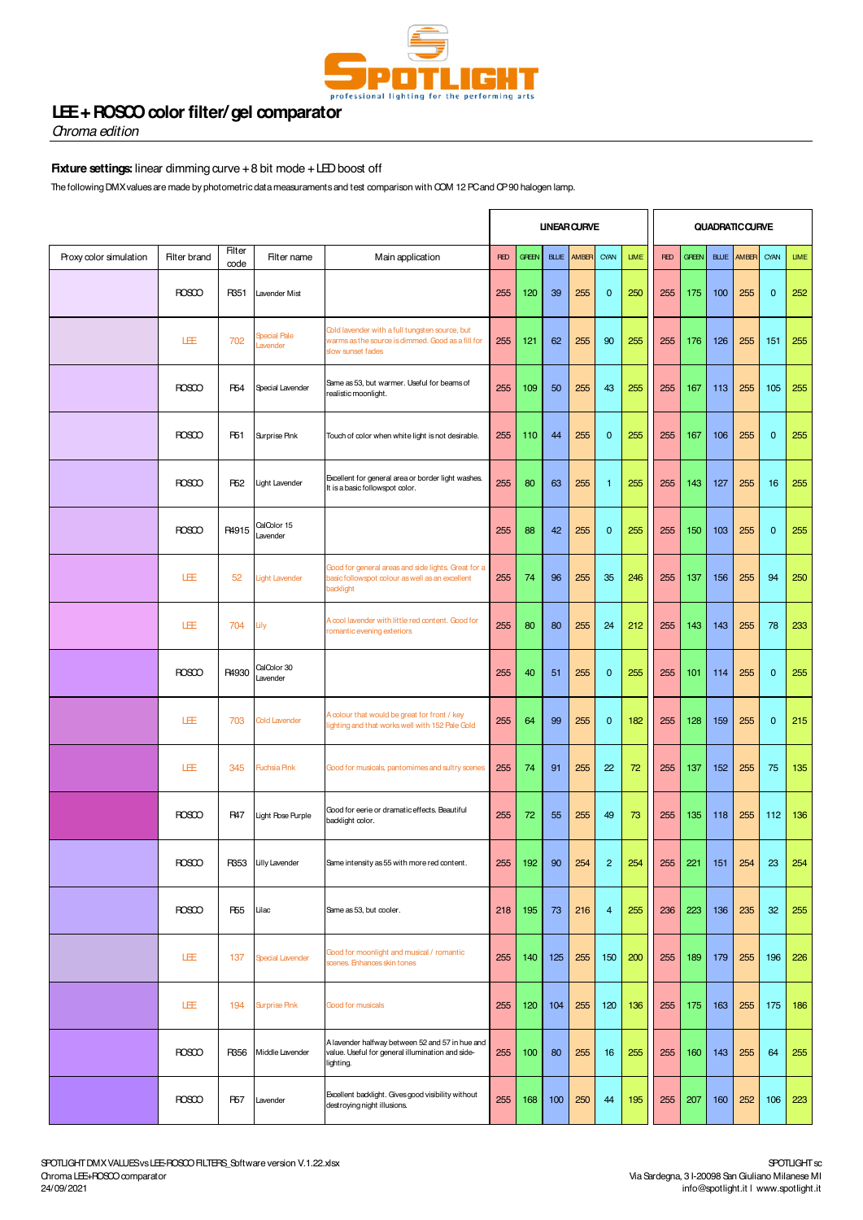# LEE + ROSCO color filter/gel comparator

*Chroma edition*

**Fixture settings:** linear dimming curve + 8 bit mode + LED boost off

The following DMX values are made by photometric data measurements and test comparison with COM 12 PC and CP 90 halogen lamp.

| Proxy color simulation | Filter brand | Filter code | Filter name | Main application | LINEAR CURVE | | | | | | QUADRATIC CURVE | | | | | |
|---|---|---|---|---|---|---|---|---|---|---|---|---|---|---|---|---|
| | | | | | RED | GREEN | BLUE | AMBER | CYAN | LIME | RED | GREEN | BLUE | AMBER | CYAN | LIME |
| | ROSCO | R351 | Lavender Mist | | 255 | 120 | 39 | 255 | 0 | 250 | 255 | 175 | 100 | 255 | 0 | 252 |
| | LEE | 702 | Special Pale Lavender | Cold lavender with a full tungsten source, but warms as the source is dimmed. Good as a fill for slow sunset fades | 255 | 121 | 62 | 255 | 90 | 255 | 255 | 176 | 126 | 255 | 151 | 255 |
| | ROSCO | R54 | Special Lavender | Same as 53, but warmer. Useful for beams of realistic moonlight. | 255 | 109 | 50 | 255 | 43 | 255 | 255 | 167 | 113 | 255 | 105 | 255 |
| | ROSCO | R51 | Surprise Pink | Touch of color when white light is not desirable. | 255 | 110 | 44 | 255 | 0 | 255 | 255 | 167 | 106 | 255 | 0 | 255 |
| | ROSCO | R52 | Light Lavender | Excellent for general area or border light washes. It is a basic followspot color. | 255 | 80 | 63 | 255 | 1 | 255 | 255 | 143 | 127 | 255 | 16 | 255 |
| | ROSCO | R4915 | CalColor 15 Lavender | | 255 | 88 | 42 | 255 | 0 | 255 | 255 | 150 | 103 | 255 | 0 | 255 |
| | LEE | 52 | Light Lavender | Good for general areas and side lights. Great for a basic followspot colour as well as an excellent backlight | 255 | 74 | 96 | 255 | 35 | 246 | 255 | 137 | 156 | 255 | 94 | 250 |
| | LEE | 704 | Lily | A cool lavender with little red content. Good for romantic evening exteriors | 255 | 80 | 80 | 255 | 24 | 212 | 255 | 143 | 143 | 255 | 78 | 233 |
| | ROSCO | R4930 | CalColor 30 Lavender | | 255 | 40 | 51 | 255 | 0 | 255 | 255 | 101 | 114 | 255 | 0 | 255 |
| | LEE | 703 | Cold Lavender | A colour that would be great for front / key lighting and that works well with 152 Pale Gold | 255 | 64 | 99 | 255 | 0 | 182 | 255 | 128 | 159 | 255 | 0 | 215 |
| | LEE | 345 | Fuchsia Pink | Good for musicals, pantomimes and sultry scenes | 255 | 74 | 91 | 255 | 22 | 72 | 255 | 137 | 152 | 255 | 75 | 135 |
| | ROSCO | R47 | Light Rose Purple | Good for eerie or dramatic effects. Beautiful backlight color. | 255 | 72 | 55 | 255 | 49 | 73 | 255 | 135 | 118 | 255 | 112 | 136 |
| | ROSCO | R353 | Lilly Lavender | Same intensity as 55 with more red content. | 255 | 192 | 90 | 254 | 2 | 254 | 255 | 221 | 151 | 254 | 23 | 254 |
| | ROSCO | R55 | Lilac | Same as 53, but cooler. | 218 | 195 | 73 | 216 | 4 | 255 | 236 | 223 | 136 | 235 | 32 | 255 |
| | LEE | 137 | Special Lavender | Good for moonlight and musical / romantic scenes. Enhances skin tones | 255 | 140 | 125 | 255 | 150 | 200 | 255 | 189 | 179 | 255 | 196 | 226 |
| | LEE | 194 | Surprise Pink | Good for musicals | 255 | 120 | 104 | 255 | 120 | 136 | 255 | 175 | 163 | 255 | 175 | 186 |
| | ROSCO | R356 | Middle Lavender | A lavender halfway between 52 and 57 in hue and value. Useful for general illumination and side-lighting. | 255 | 100 | 80 | 255 | 16 | 255 | 255 | 160 | 143 | 255 | 64 | 255 |
| | ROSCO | R57 | Lavender | Excellent backlight. Gives good visibility without destroying night illusions. | 255 | 168 | 100 | 250 | 44 | 195 | 255 | 207 | 160 | 252 | 106 | 223 |

SPOTLIGHT DMX VALUES vs LEE-ROSCO FILTERS_Software version V.1.22.xlsx
Chroma LEE+ROSCO comparator
24/09/2021

SPOTLIGHT sc
Via Sardegna, 3 I-20098 San Giuliano Milanese MI
info@spotlight.it I www.spotlight.it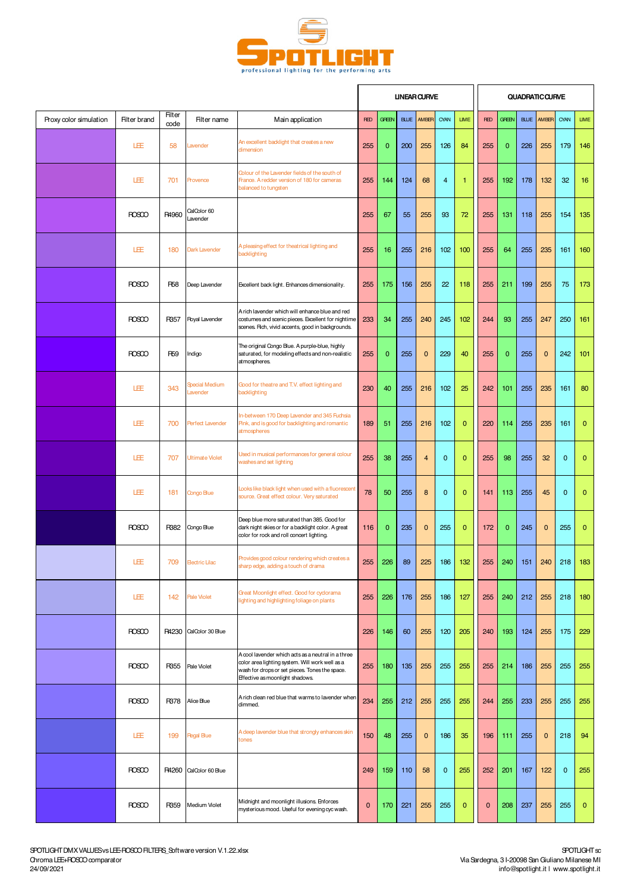| Proxy color simulation | Filter brand | Filter code | Filter name | Main application | LINEAR CURVE | | | | | | QUADRATIC CURVE | | | | | |
|---|---|---|---|---|---|---|---|---|---|---|---|---|---|---|---|---|
| | | | | | RED | GREEN | BLUE | AMBER | CYAN | LIME | RED | GREEN | BLUE | AMBER | CYAN | LIME |
| | LEE | 58 | Lavender | An excellent backlight that creates a new dimension | 255 | 0 | 200 | 255 | 126 | 84 | 255 | 0 | 226 | 255 | 179 | 146 |
| | LEE | 701 | Provence | Colour of the Lavender fields of the south of France. A redder version of 180 for cameras balanced to tungsten | 255 | 144 | 124 | 68 | 4 | 1 | 255 | 192 | 178 | 132 | 32 | 16 |
| | ROSCO | R4960 | CalColor 60 Lavender | | 255 | 67 | 55 | 255 | 93 | 72 | 255 | 131 | 118 | 255 | 154 | 135 |
| | LEE | 180 | Dark Lavender | A pleasing effect for theatrical lighting and backlighting | 255 | 16 | 255 | 216 | 102 | 100 | 255 | 64 | 255 | 235 | 161 | 160 |
| | ROSCO | R58 | Deep Lavender | Excellent back light. Enhances dimensionality. | 255 | 175 | 156 | 255 | 22 | 118 | 255 | 211 | 199 | 255 | 75 | 173 |
| | ROSCO | R357 | Royal Lavender | A rich lavender which will enhance blue and red costumes and scenic pieces. Excellent for nightime scenes. Rich, vivid accents, good in backgrounds. | 233 | 34 | 255 | 240 | 245 | 102 | 244 | 93 | 255 | 247 | 250 | 161 |
| | ROSCO | R59 | Indigo | The original Congo Blue. A purple-blue, highly saturated, for modeling effects and non-realistic atmospheres. | 255 | 0 | 255 | 0 | 229 | 40 | 255 | 0 | 255 | 0 | 242 | 101 |
| | LEE | 343 | Special Medium Lavender | Good for theatre and T.V. effect lighting and backlighting | 230 | 40 | 255 | 216 | 102 | 25 | 242 | 101 | 255 | 235 | 161 | 80 |
| | LEE | 700 | Perfect Lavender | In-between 170 Deep Lavender and 345 Fuchsia Pink, and is good for backlighting and romantic atmospheres | 189 | 51 | 255 | 216 | 102 | 0 | 220 | 114 | 255 | 235 | 161 | 0 |
| | LEE | 707 | Ultimate Violet | Used in musical performances for general colour washes and set lighting | 255 | 38 | 255 | 4 | 0 | 0 | 255 | 98 | 255 | 32 | 0 | 0 |
| | LEE | 181 | Congo Blue | Looks like black light when used with a fluorescent source. Great effect colour. Very saturated | 78 | 50 | 255 | 8 | 0 | 0 | 141 | 113 | 255 | 45 | 0 | 0 |
| | ROSCO | R382 | Congo Blue | Deep blue more saturated than 385. Good for dark night skies or for a backlight color. A great color for rock and roll concert lighting. | 116 | 0 | 235 | 0 | 255 | 0 | 172 | 0 | 245 | 0 | 255 | 0 |
| | LEE | 709 | Electric Lilac | Provides good colour rendering which creates a sharp edge, adding a touch of drama | 255 | 226 | 89 | 225 | 186 | 132 | 255 | 240 | 151 | 240 | 218 | 183 |
| | LEE | 142 | Pale Violet | Great Moonlight effect. Good for cyclorama lighting and highlighting foliage on plants | 255 | 226 | 176 | 255 | 186 | 127 | 255 | 240 | 212 | 255 | 218 | 180 |
| | ROSCO | R4230 | CalColor 30 Blue | | 226 | 146 | 60 | 255 | 120 | 205 | 240 | 193 | 124 | 255 | 175 | 229 |
| | ROSCO | R355 | Pale Violet | A cool lavender which acts as a neutral in a three color area lighting system. Will work well as a wash for drops or set pieces. Tones the space. Effective as moonlight shadows. | 255 | 180 | 135 | 255 | 255 | 255 | 255 | 214 | 186 | 255 | 255 | 255 |
| | ROSCO | R378 | Alice Blue | A rich clean red blue that warms to lavender when dimmed. | 234 | 255 | 212 | 255 | 255 | 255 | 244 | 255 | 233 | 255 | 255 | 255 |
| | LEE | 199 | Regal Blue | A deep lavender blue that strongly enhances skin tones | 150 | 48 | 255 | 0 | 186 | 35 | 196 | 111 | 255 | 0 | 218 | 94 |
| | ROSCO | R4260 | CalColor 60 Blue | | 249 | 159 | 110 | 58 | 0 | 255 | 252 | 201 | 167 | 122 | 0 | 255 |
| | ROSCO | R359 | Medium Violet | Midnight and moonlight illusions. Enforces mysterious mood. Useful for evening cyc wash. | 0 | 170 | 221 | 255 | 255 | 0 | 0 | 208 | 237 | 255 | 255 | 0 |

SPOTLIGHT DMX VALUES vs LEE-ROSCO FILTERS_Software version V.1.22.xlsx
Chroma LEE+ROSCO comparator
24/09/2021

SPOTLIGHT sc
Via Sardegna, 3 I-20098 San Giuliano Milanese MI
info@spotlight.it I www.spotlight.it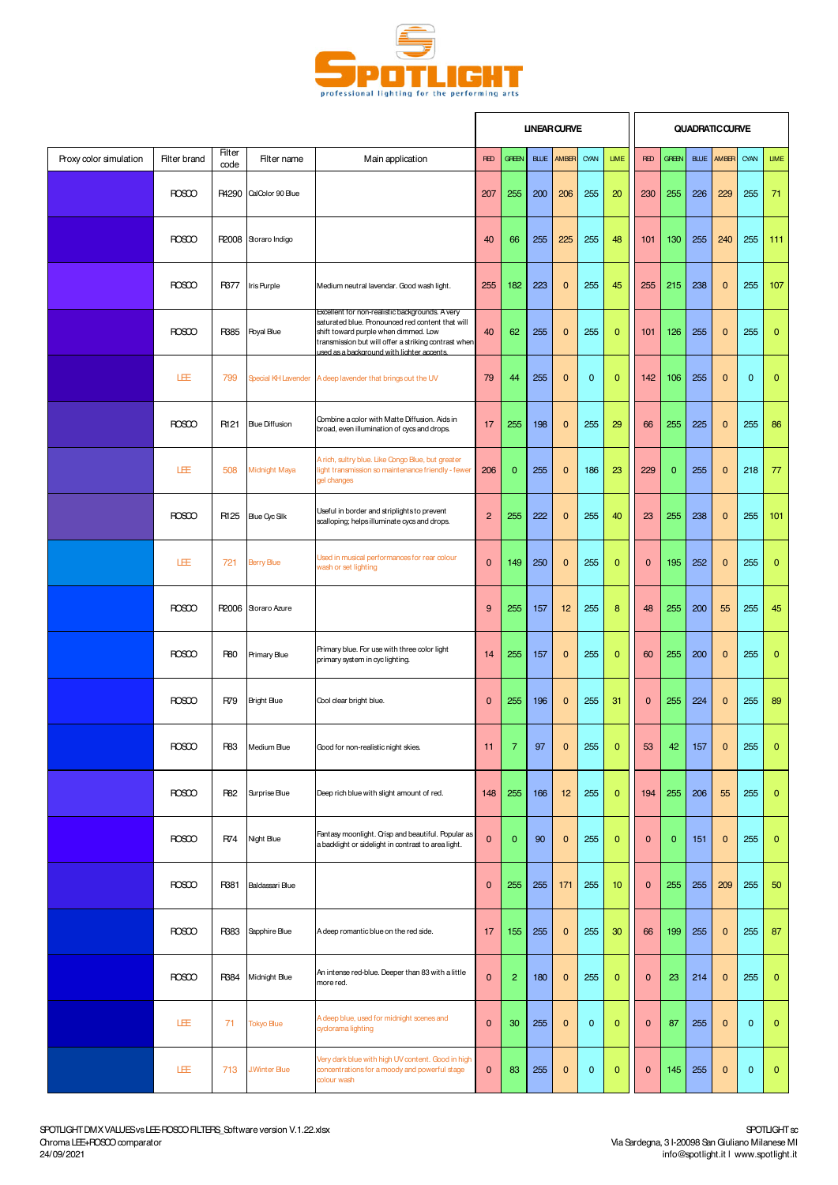# SPOTLIGHT

professional lighting for the performing arts

| Proxy color simulation | Filter brand | Filter code | Filter name | Main application | LINEAR CURVE | | | | | | QUADRATIC CURVE | | | | | |
|---|---|---|---|---|---|---|---|---|---|---|---|---|---|---|---|---|
| | | | | | RED | GREEN | BLUE | AMBER | CYAN | LIME | RED | GREEN | BLUE | AMBER | CYAN | LIME |
| | ROSCO | R4290 | CalColor 90 Blue | | 207 | 255 | 200 | 206 | 255 | 20 | 230 | 255 | 226 | 229 | 255 | 71 |
| | ROSCO | R2008 | Storaro Indigo | | 40 | 66 | 255 | 225 | 255 | 48 | 101 | 130 | 255 | 240 | 255 | 111 |
| | ROSCO | R377 | Iris Purple | Medium neutral lavendar. Good wash light. | 255 | 182 | 223 | 0 | 255 | 45 | 255 | 215 | 238 | 0 | 255 | 107 |
| | ROSCO | R385 | Royal Blue | Excellent for non-realistic backgrounds. A very saturated blue. Pronounced red content that will shift toward purple when dimmed. Low transmission but will offer a striking contrast when used as a background with lighter accents. | 40 | 62 | 255 | 0 | 255 | 0 | 101 | 126 | 255 | 0 | 255 | 0 |
| | LEE | 799 | Special KH Lavender | A deep lavender that brings out the UV | 79 | 44 | 255 | 0 | 0 | 0 | 142 | 106 | 255 | 0 | 0 | 0 |
| | ROSCO | R121 | Blue Diffusion | Combine a color with Matte Diffusion. Aids in broad, even illumination of cycs and drops. | 17 | 255 | 198 | 0 | 255 | 29 | 66 | 255 | 225 | 0 | 255 | 86 |
| | LEE | 508 | Midnight Maya | A rich, sultry blue. Like Congo Blue, but greater light transmission so maintenance friendly - fewer gel changes | 206 | 0 | 255 | 0 | 186 | 23 | 229 | 0 | 255 | 0 | 218 | 77 |
| | ROSCO | R125 | Blue Cyc Silk | Useful in border and striplights to prevent scalloping; helps illuminate cycs and drops. | 2 | 255 | 222 | 0 | 255 | 40 | 23 | 255 | 238 | 0 | 255 | 101 |
| | LEE | 721 | Berry Blue | Used in musical performances for rear colour wash or set lighting | 0 | 149 | 250 | 0 | 255 | 0 | 0 | 195 | 252 | 0 | 255 | 0 |
| | ROSCO | R2006 | Storaro Azure | | 9 | 255 | 157 | 12 | 255 | 8 | 48 | 255 | 200 | 55 | 255 | 45 |
| | ROSCO | R80 | Primary Blue | Primary blue. For use with three color light primary system in cyc lighting. | 14 | 255 | 157 | 0 | 255 | 0 | 60 | 255 | 200 | 0 | 255 | 0 |
| | ROSCO | R79 | Bright Blue | Cool clear bright blue. | 0 | 255 | 196 | 0 | 255 | 31 | 0 | 255 | 224 | 0 | 255 | 89 |
| | ROSCO | R83 | Medium Blue | Good for non-realistic night skies. | 11 | 7 | 97 | 0 | 255 | 0 | 53 | 42 | 157 | 0 | 255 | 0 |
| | ROSCO | R82 | Surprise Blue | Deep rich blue with slight amount of red. | 148 | 255 | 166 | 12 | 255 | 0 | 194 | 255 | 206 | 55 | 255 | 0 |
| | ROSCO | R74 | Night Blue | Fantasy moonlight. Crisp and beautiful. Popular as a backlight or sidelight in contrast to area light. | 0 | 0 | 90 | 0 | 255 | 0 | 0 | 0 | 151 | 0 | 255 | 0 |
| | ROSCO | R381 | Baldassari Blue | | 0 | 255 | 255 | 171 | 255 | 10 | 0 | 255 | 255 | 209 | 255 | 50 |
| | ROSCO | R383 | Sapphire Blue | A deep romantic blue on the red side. | 17 | 155 | 255 | 0 | 255 | 30 | 66 | 199 | 255 | 0 | 255 | 87 |
| | ROSCO | R384 | Midnight Blue | An intense red-blue. Deeper than 83 with a little more red. | 0 | 2 | 180 | 0 | 255 | 0 | 0 | 23 | 214 | 0 | 255 | 0 |
| | LEE | 71 | Tokyo Blue | A deep blue, used for midnight scenes and cyclorama lighting | 0 | 30 | 255 | 0 | 0 | 0 | 0 | 87 | 255 | 0 | 0 | 0 |
| | LEE | 713 | J.Winter Blue | Very dark blue with high UV content. Good in high concentrations for a moody and powerful stage colour wash | 0 | 83 | 255 | 0 | 0 | 0 | 0 | 145 | 255 | 0 | 0 | 0 |

SPOTLIGHT DMX VALUES vs LEE-ROSCO FILTERS_Software version V.1.22.xlsx
Chroma LEE+ROSCO comparator
24/09/2021

SPOTLIGHT sc
Via Sardegna, 3 I-20098 San Giuliano Milanese MI
info@spotlight.it I www.spotlight.it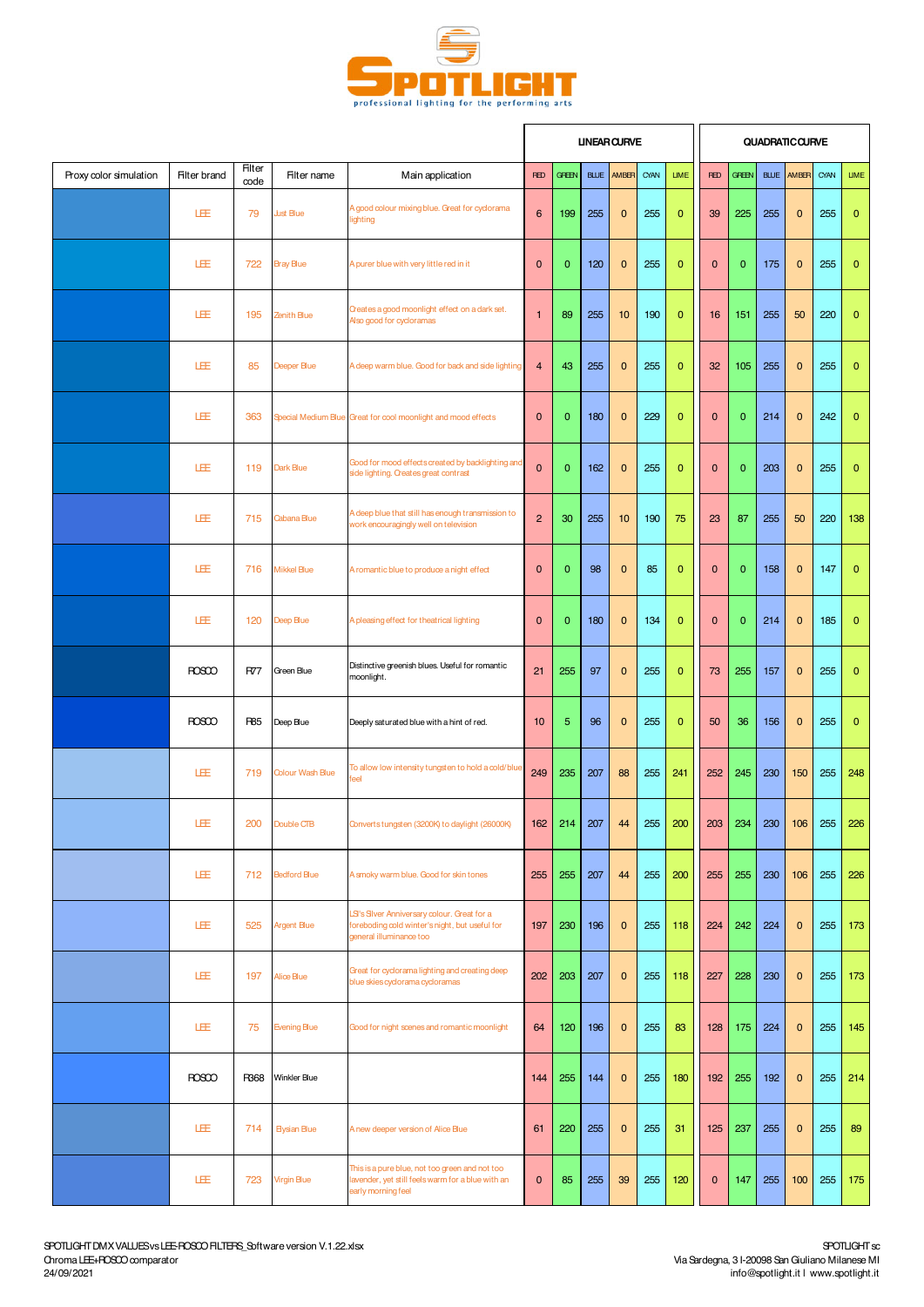# SPOTLIGHT

professional lighting for the performing arts

| Proxy color simulation | Filter brand | Filter code | Filter name | Main application | LINEAR CURVE | | | | | | QUADRATIC CURVE | | | | | |
|---|---|---|---|---|---|---|---|---|---|---|---|---|---|---|---|---|
| | | | | | RED | GREEN | BLUE | AMBER | CYAN | LIME | RED | GREEN | BLUE | AMBER | CYAN | LIME |
| | LEE | 79 | Just Blue | A good colour mixing blue. Great for cyclorama lighting | 6 | 199 | 255 | 0 | 255 | 0 | 39 | 225 | 255 | 0 | 255 | 0 |
| | LEE | 722 | Bray Blue | A purer blue with very little red in it | 0 | 0 | 120 | 0 | 255 | 0 | 0 | 0 | 175 | 0 | 255 | 0 |
| | LEE | 195 | Zenith Blue | Creates a good moonlight effect on a dark set. Also good for cycloramas | 1 | 89 | 255 | 10 | 190 | 0 | 16 | 151 | 255 | 50 | 220 | 0 |
| | LEE | 85 | Deeper Blue | A deep warm blue. Good for back and side lighting | 4 | 43 | 255 | 0 | 255 | 0 | 32 | 105 | 255 | 0 | 255 | 0 |
| | LEE | 363 | Special Medium Blue | Great for cool moonlight and mood effects | 0 | 0 | 180 | 0 | 229 | 0 | 0 | 0 | 214 | 0 | 242 | 0 |
| | LEE | 119 | Dark Blue | Good for mood effects created by backlighting and side lighting. Creates great contrast | 0 | 0 | 162 | 0 | 255 | 0 | 0 | 0 | 203 | 0 | 255 | 0 |
| | LEE | 715 | Cabana Blue | A deep blue that still has enough transmission to work encouragingly well on television | 2 | 30 | 255 | 10 | 190 | 75 | 23 | 87 | 255 | 50 | 220 | 138 |
| | LEE | 716 | Mikkel Blue | A romantic blue to produce a night effect | 0 | 0 | 98 | 0 | 85 | 0 | 0 | 0 | 158 | 0 | 147 | 0 |
| | LEE | 120 | Deep Blue | A pleasing effect for theatrical lighting | 0 | 0 | 180 | 0 | 134 | 0 | 0 | 0 | 214 | 0 | 185 | 0 |
| | ROSCO | R77 | Green Blue | Distinctive greenish blues. Useful for romantic moonlight. | 21 | 255 | 97 | 0 | 255 | 0 | 73 | 255 | 157 | 0 | 255 | 0 |
| | ROSCO | R85 | Deep Blue | Deeply saturated blue with a hint of red. | 10 | 5 | 96 | 0 | 255 | 0 | 50 | 36 | 156 | 0 | 255 | 0 |
| | LEE | 719 | Colour Wash Blue | To allow low intensity tungsten to hold a cold/blue feel | 249 | 235 | 207 | 88 | 255 | 241 | 252 | 245 | 230 | 150 | 255 | 248 |
| | LEE | 200 | Double CTB | Converts tungsten (3200K) to daylight (26000K) | 162 | 214 | 207 | 44 | 255 | 200 | 203 | 234 | 230 | 106 | 255 | 226 |
| | LEE | 712 | Bedford Blue | A smoky warm blue. Good for skin tones | 255 | 255 | 207 | 44 | 255 | 200 | 255 | 255 | 230 | 106 | 255 | 226 |
| | LEE | 525 | Argent Blue | LS's Silver Anniversary colour. Great for a foreboding cold winter's night, but useful for general illuminance too | 197 | 230 | 196 | 0 | 255 | 118 | 224 | 242 | 224 | 0 | 255 | 173 |
| | LEE | 197 | Alice Blue | Great for cyclorama lighting and creating deep blue skies cyclorama cycloramas | 202 | 203 | 207 | 0 | 255 | 118 | 227 | 228 | 230 | 0 | 255 | 173 |
| | LEE | 75 | Evening Blue | Good for night scenes and romantic moonlight | 64 | 120 | 196 | 0 | 255 | 83 | 128 | 175 | 224 | 0 | 255 | 145 |
| | ROSCO | R368 | Winkler Blue | | 144 | 255 | 144 | 0 | 255 | 180 | 192 | 255 | 192 | 0 | 255 | 214 |
| | LEE | 714 | Elysian Blue | A new deeper version of Alice Blue | 61 | 220 | 255 | 0 | 255 | 31 | 125 | 237 | 255 | 0 | 255 | 89 |
| | LEE | 723 | Virgin Blue | This is a pure blue, not too green and not too lavender, yet still feels warm for a blue with an early morning feel | 0 | 85 | 255 | 39 | 255 | 120 | 0 | 147 | 255 | 100 | 255 | 175 |

SPOTLIGHT DMX VALUES vs LEE-ROSCO FILTERS_Software version V.1.22.xlsx
Chroma LEE+ROSCO comparator
24/09/2021

SPOTLIGHT sc
Via Sardegna, 3 I-20098 San Giuliano Milanese MI
info@spotlight.it I www.spotlight.it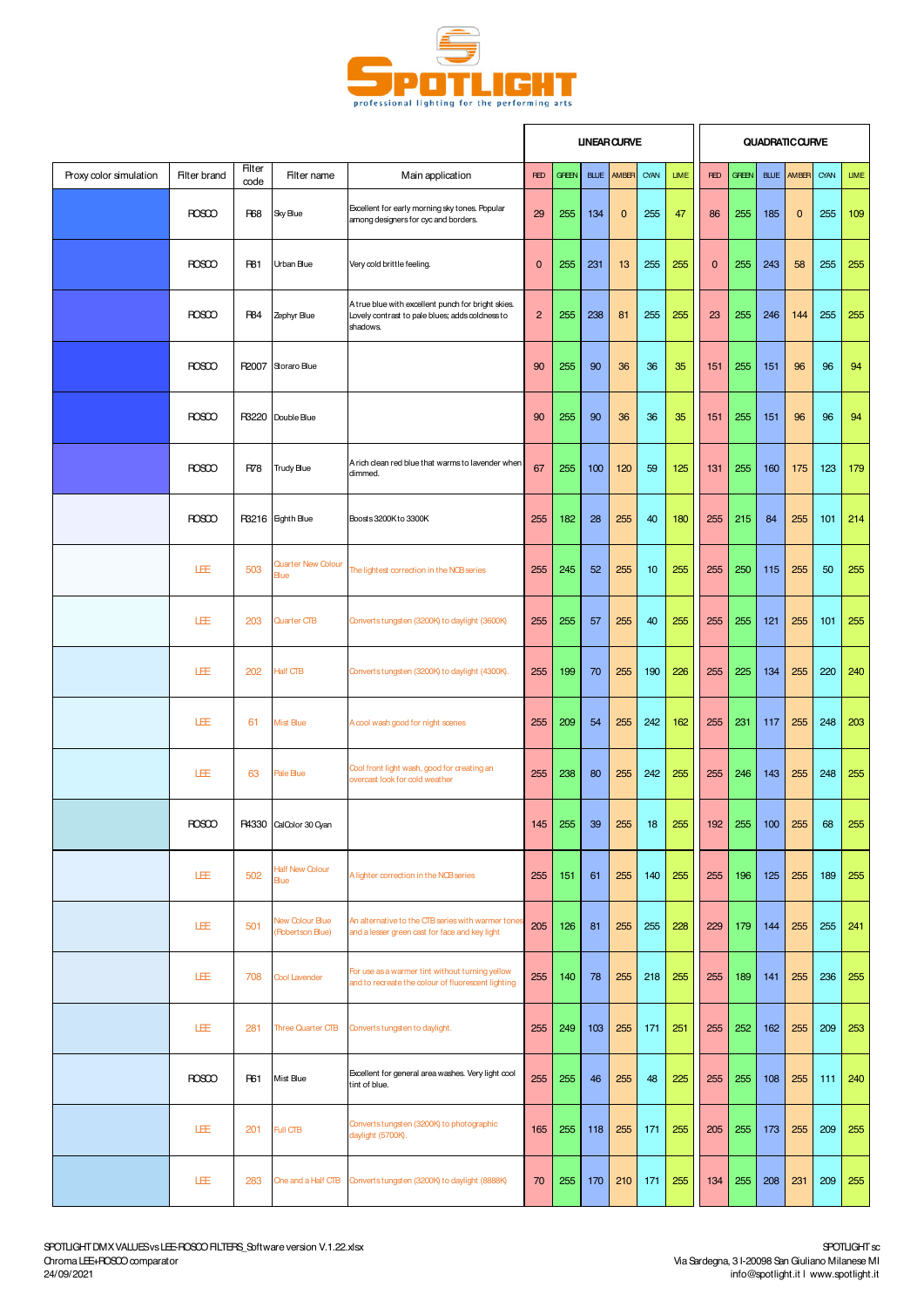**SPOTLIGHT** professional lighting for the performing arts

| Proxy color simulation | Filter brand | Filter code | Filter name | Main application | LINEAR CURVE | | | | | | QUADRATIC CURVE | | | | | |
|---|---|---|---|---|---|---|---|---|---|---|---|---|---|---|---|---|
| | | | | | RED | GREEN | BLUE | AMBER | CYAN | LIME | RED | GREEN | BLUE | AMBER | CYAN | LIME |
| | ROSCO | R68 | Sky Blue | Excellent for early morning sky tones. Popular among designers for cyc and borders. | 29 | 255 | 134 | 0 | 255 | 47 | 86 | 255 | 185 | 0 | 255 | 109 |
| | ROSCO | R81 | Urban Blue | Very cold brittle feeling. | 0 | 255 | 231 | 13 | 255 | 255 | 0 | 255 | 243 | 58 | 255 | 255 |
| | ROSCO | R84 | Zephyr Blue | A true blue with excellent punch for bright skies. Lovely contrast to pale blues; adds coldness to shadows. | 2 | 255 | 238 | 81 | 255 | 255 | 23 | 255 | 246 | 144 | 255 | 255 |
| | ROSCO | R2007 | Storaro Blue | | 90 | 255 | 90 | 36 | 36 | 35 | 151 | 255 | 151 | 96 | 96 | 94 |
| | ROSCO | R3220 | Double Blue | | 90 | 255 | 90 | 36 | 36 | 35 | 151 | 255 | 151 | 96 | 96 | 94 |
| | ROSCO | R78 | Trudy Blue | A rich clean red blue that warms to lavender when dimmed. | 67 | 255 | 100 | 120 | 59 | 125 | 131 | 255 | 160 | 175 | 123 | 179 |
| | ROSCO | R3216 | Eighth Blue | Boosts 3200K to 3300K | 255 | 182 | 28 | 255 | 40 | 180 | 255 | 215 | 84 | 255 | 101 | 214 |
| | LEE | 503 | Quarter New Colour Blue | The lightest correction in the NCB series | 255 | 245 | 52 | 255 | 10 | 255 | 255 | 250 | 115 | 255 | 50 | 255 |
| | LEE | 203 | Quarter CTB | Converts tungsten (3200K) to daylight (3600K) | 255 | 255 | 57 | 255 | 40 | 255 | 255 | 255 | 121 | 255 | 101 | 255 |
| | LEE | 202 | Half CTB | Converts tungsten (3200K) to daylight (4300K). | 255 | 199 | 70 | 255 | 190 | 226 | 255 | 225 | 134 | 255 | 220 | 240 |
| | LEE | 61 | Mist Blue | A cool wash good for night scenes | 255 | 209 | 54 | 255 | 242 | 162 | 255 | 231 | 117 | 255 | 248 | 203 |
| | LEE | 63 | Pale Blue | Cool front light wash, good for creating an overcast look for cold weather | 255 | 238 | 80 | 255 | 242 | 255 | 255 | 246 | 143 | 255 | 248 | 255 |
| | ROSCO | R4330 | CalColor 30 Cyan | | 145 | 255 | 39 | 255 | 18 | 255 | 192 | 255 | 100 | 255 | 68 | 255 |
| | LEE | 502 | Half New Colour Blue | A lighter correction in the NCB series | 255 | 151 | 61 | 255 | 140 | 255 | 255 | 196 | 125 | 255 | 189 | 255 |
| | LEE | 501 | New Colour Blue (Robertson Blue) | An alternative to the CTB series with warmer tones and a lesser green cast for face and key light | 205 | 126 | 81 | 255 | 255 | 228 | 229 | 179 | 144 | 255 | 255 | 241 |
| | LEE | 708 | Cool Lavender | For use as a warmer tint without turning yellow and to recreate the colour of fluorescent lighting | 255 | 140 | 78 | 255 | 218 | 255 | 255 | 189 | 141 | 255 | 236 | 255 |
| | LEE | 281 | Three Quarter CTB | Converts tungsten to daylight. | 255 | 249 | 103 | 255 | 171 | 251 | 255 | 252 | 162 | 255 | 209 | 253 |
| | ROSCO | R61 | Mist Blue | Excellent for general area washes. Very light cool tint of blue. | 255 | 255 | 46 | 255 | 48 | 225 | 255 | 255 | 108 | 255 | 111 | 240 |
| | LEE | 201 | Full CTB | Converts tungsten (3200K) to photographic daylight (5700K). | 165 | 255 | 118 | 255 | 171 | 255 | 205 | 255 | 173 | 255 | 209 | 255 |
| | LEE | 283 | One and a Half CTB | Converts tungsten (3200K) to daylight (8888K) | 70 | 255 | 170 | 210 | 171 | 255 | 134 | 255 | 208 | 231 | 209 | 255 |

SPOTLIGHT DMX VALUES vs LEE-ROSCO FILTERS_Software version V.1.22.xlsx
Chroma LEE+ROSCO comparator
24/09/2021

SPOTLIGHT sc
Via Sardegna, 3 I-20098 San Giuliano Milanese MI
info@spotlight.it I www.spotlight.it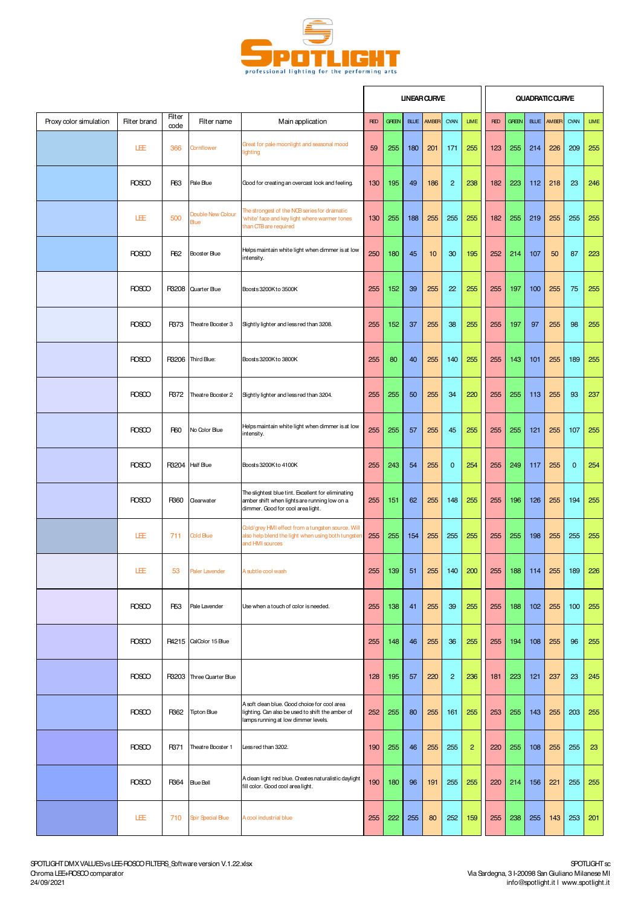**SPOTLIGHT**
professional lighting for the performing arts

| Proxy color simulation | Filter brand | Filter code | Filter name | Main application | LINEAR CURVE | | | | | | QUADRATIC CURVE | | | | | |
|---|---|---|---|---|---|---|---|---|---|---|---|---|---|---|---|---|
| | | | | | RED | GREEN | BLUE | AMBER | CYAN | LIME | RED | GREEN | BLUE | AMBER | CYAN | LIME |
| | LEE | 366 | Cornflower | Great for pale moonlight and seasonal mood lighting | 59 | 255 | 180 | 201 | 171 | 255 | 123 | 255 | 214 | 226 | 209 | 255 |
| | ROSCO | R63 | Pale Blue | Good for creating an overcast look and feeling. | 130 | 195 | 49 | 186 | 2 | 238 | 182 | 223 | 112 | 218 | 23 | 246 |
| | LEE | 500 | Double New Colour Blue | The strongest of the NCB series for dramatic 'white' face and key light where warmer tones than CTB are required | 130 | 255 | 188 | 255 | 255 | 255 | 182 | 255 | 219 | 255 | 255 | 255 |
| | ROSCO | R62 | Booster Blue | Helps maintain white light when dimmer is at low intensity. | 250 | 180 | 45 | 10 | 30 | 195 | 252 | 214 | 107 | 50 | 87 | 223 |
| | ROSCO | R3208 | Quarter Blue | Boosts 3200K to 3500K | 255 | 152 | 39 | 255 | 22 | 255 | 255 | 197 | 100 | 255 | 75 | 255 |
| | ROSCO | R373 | Theatre Booster 3 | Slightly lighter and less red than 3208. | 255 | 152 | 37 | 255 | 38 | 255 | 255 | 197 | 97 | 255 | 98 | 255 |
| | ROSCO | R3206 | Third Blue: | Boosts 3200K to 3800K | 255 | 80 | 40 | 255 | 140 | 255 | 255 | 143 | 101 | 255 | 189 | 255 |
| | ROSCO | R372 | Theatre Booster 2 | Slightly lighter and less red than 3204. | 255 | 255 | 50 | 255 | 34 | 220 | 255 | 255 | 113 | 255 | 93 | 237 |
| | ROSCO | R60 | No Color Blue | Helps maintain white light when dimmer is at low intensity. | 255 | 255 | 57 | 255 | 45 | 255 | 255 | 255 | 121 | 255 | 107 | 255 |
| | ROSCO | R3204 | Half Blue | Boosts 3200K to 4100K | 255 | 243 | 54 | 255 | 0 | 254 | 255 | 249 | 117 | 255 | 0 | 254 |
| | ROSCO | R360 | Clearwater | The slightest blue tint. Excellent for eliminating amber shift when lights are running low on a dimmer. Good for cool area light. | 255 | 151 | 62 | 255 | 148 | 255 | 255 | 196 | 126 | 255 | 194 | 255 |
| | LEE | 711 | Cold Blue | Cold/grey HMI effect from a tungsten source. Will also help blend the light when using both tungsten and HMI sources | 255 | 255 | 154 | 255 | 255 | 255 | 255 | 255 | 198 | 255 | 255 | 255 |
| | LEE | 53 | Paler Lavender | A subtle cool wash | 255 | 139 | 51 | 255 | 140 | 200 | 255 | 188 | 114 | 255 | 189 | 226 |
| | ROSCO | R53 | Pale Lavender | Use when a touch of color is needed. | 255 | 138 | 41 | 255 | 39 | 255 | 255 | 188 | 102 | 255 | 100 | 255 |
| | ROSCO | R4215 | CalColor 15 Blue | | 255 | 148 | 46 | 255 | 36 | 255 | 255 | 194 | 108 | 255 | 96 | 255 |
| | ROSCO | R3203 | Three Quarter Blue | | 128 | 195 | 57 | 220 | 2 | 236 | 181 | 223 | 121 | 237 | 23 | 245 |
| | ROSCO | R362 | Tipton Blue | A soft clean blue. Good choice for cool area lighting. Can also be used to shift the amber of lamps running at low dimmer levels. | 252 | 255 | 80 | 255 | 161 | 255 | 253 | 255 | 143 | 255 | 203 | 255 |
| | ROSCO | R371 | Theatre Booster 1 | Less red than 3202. | 190 | 255 | 46 | 255 | 255 | 2 | 220 | 255 | 108 | 255 | 255 | 23 |
| | ROSCO | R364 | Blue Bell | A clean light red blue. Creates naturalistic daylight fill color. Good cool area light. | 190 | 180 | 96 | 191 | 255 | 255 | 220 | 214 | 156 | 221 | 255 | 255 |
| | LEE | 710 | Spir Special Blue | A cool industrial blue | 255 | 222 | 255 | 80 | 252 | 159 | 255 | 238 | 255 | 143 | 253 | 201 |

SPOTLIGHT DMX VALUES vs LEE-ROSCO FILTERS_Software version V.1.22.xlsx
Chroma LEE+ROSCO comparator
24/09/2021

SPOTLIGHT sc
Via Sardegna, 3 I-20098 San Giuliano Milanese MI
info@spotlight.it I www.spotlight.it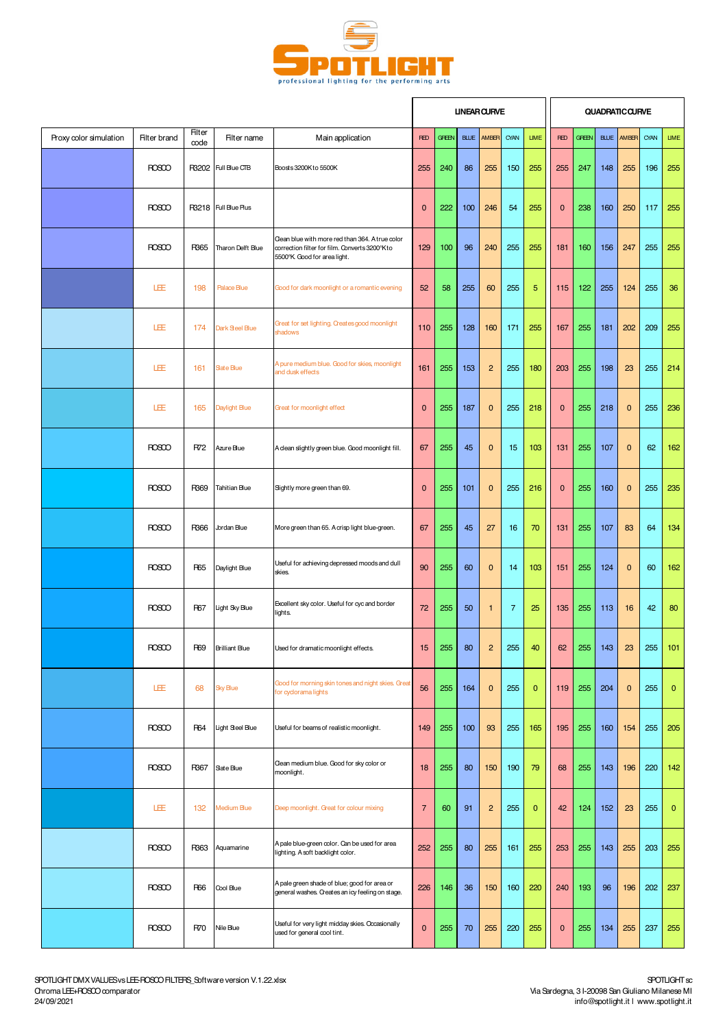SPOTLIGHT

professional lighting for the performing arts

| Proxy color simulation | Filter brand | Filter code | Filter name | Main application | LINEAR CURVE | | | | | | QUADRATIC CURVE | | | | | |
|---|---|---|---|---|---|---|---|---|---|---|---|---|---|---|---|---|
| | | | | | RED | GREEN | BLUE | AMBER | CYAN | LIME | RED | GREEN | BLUE | AMBER | CYAN | LIME |
| | ROSCO | R3202 | Full Blue CTB | Boosts 3200K to 5500K | 255 | 240 | 86 | 255 | 150 | 255 | 255 | 247 | 148 | 255 | 196 | 255 |
| | ROSCO | R3218 | Full Blue Plus | | 0 | 222 | 100 | 246 | 54 | 255 | 0 | 238 | 160 | 250 | 117 | 255 |
| | ROSCO | R365 | Tharon Delft Blue | Clean blue with more red than 364. A true color correction filter for film. Converts 3200°K to 5500°K. Good for area light. | 129 | 100 | 96 | 240 | 255 | 255 | 181 | 160 | 156 | 247 | 255 | 255 |
| | LEE | 198 | Palace Blue | Good for dark moonlight or a romantic evening | 52 | 58 | 255 | 60 | 255 | 5 | 115 | 122 | 255 | 124 | 255 | 36 |
| | LEE | 174 | Dark Steel Blue | Great for set lighting. Creates good moonlight shadows | 110 | 255 | 128 | 160 | 171 | 255 | 167 | 255 | 181 | 202 | 209 | 255 |
| | LEE | 161 | Slate Blue | A pure medium blue. Good for skies, moonlight and dusk effects | 161 | 255 | 153 | 2 | 255 | 180 | 203 | 255 | 198 | 23 | 255 | 214 |
| | LEE | 165 | Daylight Blue | Great for moonlight effect | 0 | 255 | 187 | 0 | 255 | 218 | 0 | 255 | 218 | 0 | 255 | 236 |
| | ROSCO | R72 | Azure Blue | A clean slightly green blue. Good moonlight fill. | 67 | 255 | 45 | 0 | 15 | 103 | 131 | 255 | 107 | 0 | 62 | 162 |
| | ROSCO | R369 | Tahitian Blue | Slightly more green than 69. | 0 | 255 | 101 | 0 | 255 | 216 | 0 | 255 | 160 | 0 | 255 | 235 |
| | ROSCO | R366 | Jordan Blue | More green than 65. A crisp light blue-green. | 67 | 255 | 45 | 27 | 16 | 70 | 131 | 255 | 107 | 83 | 64 | 134 |
| | ROSCO | R65 | Daylight Blue | Useful for achieving depressed moods and dull skies. | 90 | 255 | 60 | 0 | 14 | 103 | 151 | 255 | 124 | 0 | 60 | 162 |
| | ROSCO | R67 | Light Sky Blue | Excellent sky color. Useful for cyc and border lights. | 72 | 255 | 50 | 1 | 7 | 25 | 135 | 255 | 113 | 16 | 42 | 80 |
| | ROSCO | R69 | Brilliant Blue | Used for dramatic moonlight effects. | 15 | 255 | 80 | 2 | 255 | 40 | 62 | 255 | 143 | 23 | 255 | 101 |
| | LEE | 68 | Sky Blue | Good for morning skin tones and night skies. Great for cyclorama lights | 56 | 255 | 164 | 0 | 255 | 0 | 119 | 255 | 204 | 0 | 255 | 0 |
| | ROSCO | R64 | Light Steel Blue | Useful for beams of realistic moonlight. | 149 | 255 | 100 | 93 | 255 | 165 | 195 | 255 | 160 | 154 | 255 | 205 |
| | ROSCO | R367 | Slate Blue | Clean medium blue. Good for sky color or moonlight. | 18 | 255 | 80 | 150 | 190 | 79 | 68 | 255 | 143 | 196 | 220 | 142 |
| | LEE | 132 | Medium Blue | Deep moonlight. Great for colour mixing | 7 | 60 | 91 | 2 | 255 | 0 | 42 | 124 | 152 | 23 | 255 | 0 |
| | ROSCO | R363 | Aquamarine | A pale blue-green color. Can be used for area lighting. A soft backlight color. | 252 | 255 | 80 | 255 | 161 | 255 | 253 | 255 | 143 | 255 | 203 | 255 |
| | ROSCO | R66 | Cool Blue | A pale green shade of blue; good for area or general washes. Creates an icy feeling on stage. | 226 | 146 | 36 | 150 | 160 | 220 | 240 | 193 | 96 | 196 | 202 | 237 |
| | ROSCO | R70 | Nile Blue | Useful for very light midday skies. Occasionally used for general cool tint. | 0 | 255 | 70 | 255 | 220 | 255 | 0 | 255 | 134 | 255 | 237 | 255 |

SPOTLIGHT DMX VALUES vs LEE-ROSCO FILTERS_Software version V.1.22.xlsx
Chroma LEE+ROSCO comparator
24/09/2021

SPOTLIGHT sc
Via Sardegna, 3 I-20098 San Giuliano Milanese MI
info@spotlight.it I www.spotlight.it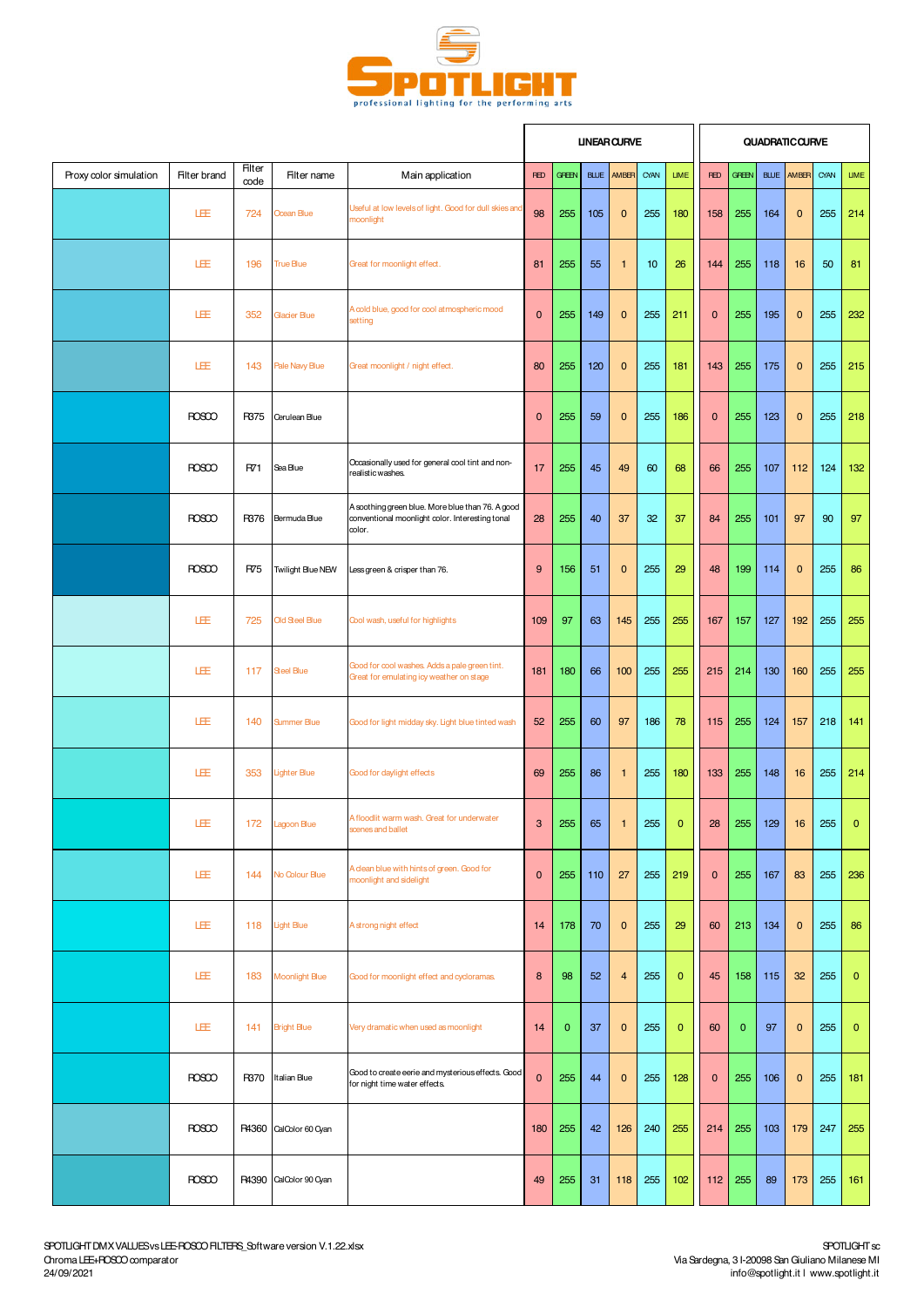| Proxy color simulation | Filter brand | Filter code | Filter name | Main application | LINEAR CURVE | | | | | | QUADRATIC CURVE | | | | | |
|---|---|---|---|---|---|---|---|---|---|---|---|---|---|---|---|---|
| | | | | | RED | GREEN | BLUE | AMBER | CYAN | LIME | RED | GREEN | BLUE | AMBER | CYAN | LIME |
| | LEE | 724 | Ocean Blue | Useful at low levels of light. Good for dull skies and moonlight | 98 | 255 | 105 | 0 | 255 | 180 | 158 | 255 | 164 | 0 | 255 | 214 |
| | LEE | 196 | True Blue | Great for moonlight effect. | 81 | 255 | 55 | 1 | 10 | 26 | 144 | 255 | 118 | 16 | 50 | 81 |
| | LEE | 352 | Glacier Blue | A cold blue, good for cool atmospheric mood setting | 0 | 255 | 149 | 0 | 255 | 211 | 0 | 255 | 195 | 0 | 255 | 232 |
| | LEE | 143 | Pale Navy Blue | Great moonlight / night effect. | 80 | 255 | 120 | 0 | 255 | 181 | 143 | 255 | 175 | 0 | 255 | 215 |
| | ROSCO | R375 | Cerulean Blue | | 0 | 255 | 59 | 0 | 255 | 186 | 0 | 255 | 123 | 0 | 255 | 218 |
| | ROSCO | R71 | Sea Blue | Occasionally used for general cool tint and non-realistic washes. | 17 | 255 | 45 | 49 | 60 | 68 | 66 | 255 | 107 | 112 | 124 | 132 |
| | ROSCO | R376 | Bermuda Blue | A soothing green blue. More blue than 76. A good conventional moonlight color. Interesting tonal color. | 28 | 255 | 40 | 37 | 32 | 37 | 84 | 255 | 101 | 97 | 90 | 97 |
| | ROSCO | R75 | Twilight Blue NEW | Less green & crisper than 76. | 9 | 156 | 51 | 0 | 255 | 29 | 48 | 199 | 114 | 0 | 255 | 86 |
| | LEE | 725 | Old Steel Blue | Cool wash, useful for highlights | 109 | 97 | 63 | 145 | 255 | 255 | 167 | 157 | 127 | 192 | 255 | 255 |
| | LEE | 117 | Steel Blue | Good for cool washes. Adds a pale green tint. Great for emulating icy weather on stage | 181 | 180 | 66 | 100 | 255 | 255 | 215 | 214 | 130 | 160 | 255 | 255 |
| | LEE | 140 | Summer Blue | Good for light midday sky. Light blue tinted wash | 52 | 255 | 60 | 97 | 186 | 78 | 115 | 255 | 124 | 157 | 218 | 141 |
| | LEE | 353 | Lighter Blue | Good for daylight effects | 69 | 255 | 86 | 1 | 255 | 180 | 133 | 255 | 148 | 16 | 255 | 214 |
| | LEE | 172 | Lagoon Blue | A floodlit warm wash. Great for underwater scenes and ballet | 3 | 255 | 65 | 1 | 255 | 0 | 28 | 255 | 129 | 16 | 255 | 0 |
| | LEE | 144 | No Colour Blue | A clean blue with hints of green. Good for moonlight and sidelight | 0 | 255 | 110 | 27 | 255 | 219 | 0 | 255 | 167 | 83 | 255 | 236 |
| | LEE | 118 | Light Blue | A strong night effect | 14 | 178 | 70 | 0 | 255 | 29 | 60 | 213 | 134 | 0 | 255 | 86 |
| | LEE | 183 | Moonlight Blue | Good for moonlight effect and cycloramas. | 8 | 98 | 52 | 4 | 255 | 0 | 45 | 158 | 115 | 32 | 255 | 0 |
| | LEE | 141 | Bright Blue | Very dramatic when used as moonlight | 14 | 0 | 37 | 0 | 255 | 0 | 60 | 0 | 97 | 0 | 255 | 0 |
| | ROSCO | R370 | Italian Blue | Good to create eerie and mysterious effects. Good for night time water effects. | 0 | 255 | 44 | 0 | 255 | 128 | 0 | 255 | 106 | 0 | 255 | 181 |
| | ROSCO | R4360 | CalColor 60 Cyan | | 180 | 255 | 42 | 126 | 240 | 255 | 214 | 255 | 103 | 179 | 247 | 255 |
| | ROSCO | R4390 | CalColor 90 Cyan | | 49 | 255 | 31 | 118 | 255 | 102 | 112 | 255 | 89 | 173 | 255 | 161 |

SPOTLIGHT DMX VALUES vs LEE-ROSCO FILTERS_Software version V.1.22.xlsx
Chroma LEE+ROSCO comparator
24/09/2021

SPOTLIGHT sc
Via Sardegna, 3 I-20098 San Giuliano Milanese MI
info@spotlight.it I www.spotlight.it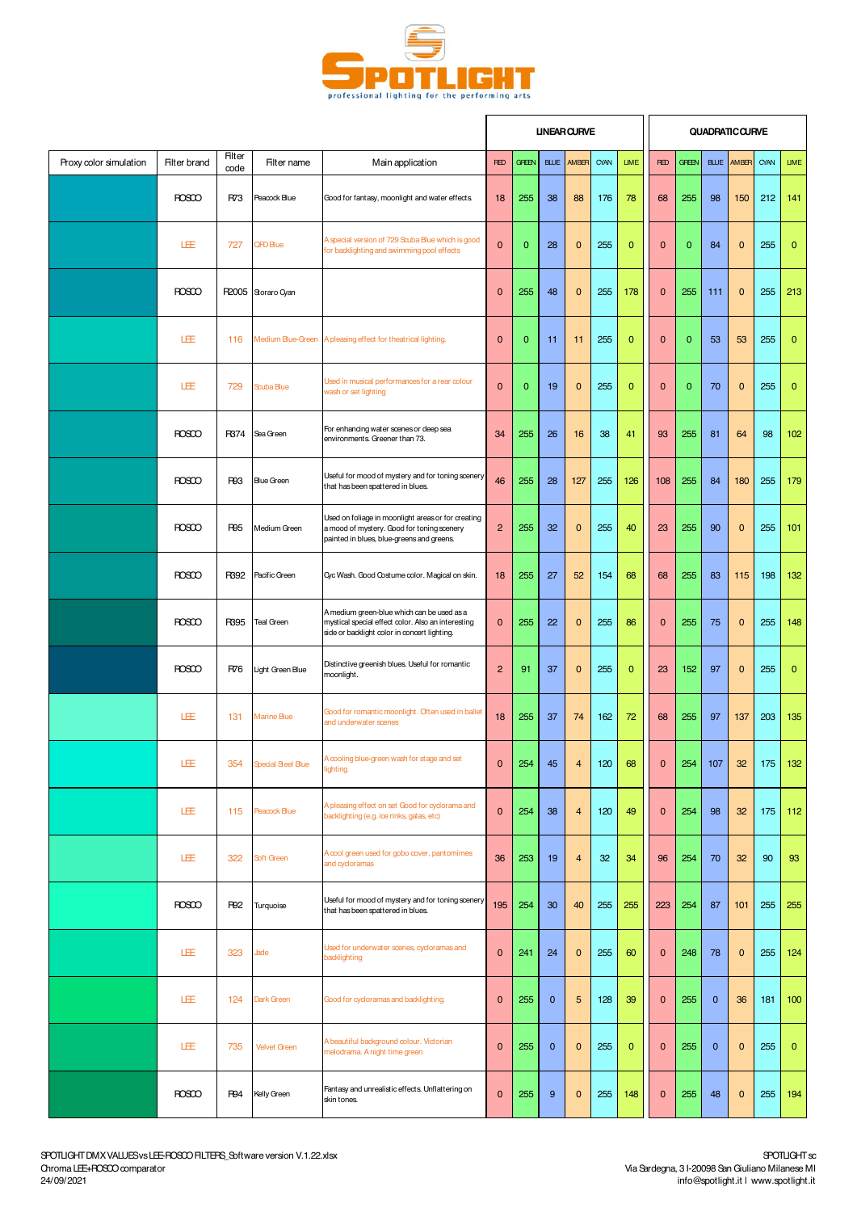# SPOTLIGHT

professional lighting for the performing arts

| Proxy color simulation | Filter brand | Filter code | Filter name | Main application | LINEAR CURVE | | | | | | QUADRATIC CURVE | | | | | |
|---|---|---|---|---|---|---|---|---|---|---|---|---|---|---|---|---|
| | | | | | RED | GREEN | BLUE | AMBER | CYAN | LIME | RED | GREEN | BLUE | AMBER | CYAN | LIME |
| | ROSCO | R73 | Peacock Blue | Good for fantasy, moonlight and water effects. | 18 | 255 | 38 | 88 | 176 | 78 | 68 | 255 | 98 | 150 | 212 | 141 |
| | LEE | 727 | QFD Blue | A special version of 729 Scuba Blue which is good for backlighting and swimming pool effects | 0 | 0 | 28 | 0 | 255 | 0 | 0 | 0 | 84 | 0 | 255 | 0 |
| | ROSCO | R2005 | Storaro Cyan | | 0 | 255 | 48 | 0 | 255 | 178 | 0 | 255 | 111 | 0 | 255 | 213 |
| | LEE | 116 | Medium Blue-Green | A pleasing effect for theatrical lighting. | 0 | 0 | 11 | 11 | 255 | 0 | 0 | 0 | 53 | 53 | 255 | 0 |
| | LEE | 729 | Scuba Blue | Used in musical performances for a rear colour wash or set lighting | 0 | 0 | 19 | 0 | 255 | 0 | 0 | 0 | 70 | 0 | 255 | 0 |
| | ROSCO | R374 | Sea Green | For enhancing water scenes or deep sea environments. Greener than 73. | 34 | 255 | 26 | 16 | 38 | 41 | 93 | 255 | 81 | 64 | 98 | 102 |
| | ROSCO | R93 | Blue Green | Useful for mood of mystery and for toning scenery that has been spattered in blues. | 46 | 255 | 28 | 127 | 255 | 126 | 108 | 255 | 84 | 180 | 255 | 179 |
| | ROSCO | R95 | Medium Green | Used on foliage in moonlight areas or for creating a mood of mystery. Good for toning scenery painted in blues, blue-greens and greens. | 2 | 255 | 32 | 0 | 255 | 40 | 23 | 255 | 90 | 0 | 255 | 101 |
| | ROSCO | R392 | Pacific Green | Cyc Wash. Good Costume color. Magical on skin. | 18 | 255 | 27 | 52 | 154 | 68 | 68 | 255 | 83 | 115 | 198 | 132 |
| | ROSCO | R395 | Teal Green | A medium green-blue which can be used as a mystical special effect color. Also an interesting side or backlight color in concert lighting. | 0 | 255 | 22 | 0 | 255 | 86 | 0 | 255 | 75 | 0 | 255 | 148 |
| | ROSCO | R76 | Light Green Blue | Distinctive greenish blues. Useful for romantic moonlight. | 2 | 91 | 37 | 0 | 255 | 0 | 23 | 152 | 97 | 0 | 255 | 0 |
| | LEE | 131 | Marine Blue | Good for romantic moonlight. Often used in ballet and underwater scenes | 18 | 255 | 37 | 74 | 162 | 72 | 68 | 255 | 97 | 137 | 203 | 135 |
| | LEE | 354 | Special Steel Blue | A cooling blue-green wash for stage and set lighting | 0 | 254 | 45 | 4 | 120 | 68 | 0 | 254 | 107 | 32 | 175 | 132 |
| | LEE | 115 | Peacock Blue | A pleasing effect on set Good for cyclorama and backlighting (e.g. ice rinks, galas, etc) | 0 | 254 | 38 | 4 | 120 | 49 | 0 | 254 | 98 | 32 | 175 | 112 |
| | LEE | 322 | Soft Green | A cool green used for gobo cover, pantomimes and cycloramas | 36 | 253 | 19 | 4 | 32 | 34 | 96 | 254 | 70 | 32 | 90 | 93 |
| | ROSCO | R92 | Turquoise | Useful for mood of mystery and for toning scenery that has been spattered in blues. | 195 | 254 | 30 | 40 | 255 | 255 | 223 | 254 | 87 | 101 | 255 | 255 |
| | LEE | 323 | Jade | Used for underwater scenes, cycloramas and backlighting | 0 | 241 | 24 | 0 | 255 | 60 | 0 | 248 | 78 | 0 | 255 | 124 |
| | LEE | 124 | Dark Green | Good for cycloramas and backlighting. | 0 | 255 | 0 | 5 | 128 | 39 | 0 | 255 | 0 | 36 | 181 | 100 |
| | LEE | 735 | Velvet Green | A beautiful background colour. Victorian melodrama. A night time green | 0 | 255 | 0 | 0 | 255 | 0 | 0 | 255 | 0 | 0 | 255 | 0 |
| | ROSCO | R94 | Kelly Green | Fantasy and unrealistic effects. Unflattering on skin tones. | 0 | 255 | 9 | 0 | 255 | 148 | 0 | 255 | 48 | 0 | 255 | 194 |

SPOTLIGHT DMX VALUES vs LEE-ROSCO FILTERS_Software version V.1.22.xlsx
Chroma LEE+ROSCO comparator
24/09/2021

SPOTLIGHT sc
Via Sardegna, 3 I-20098 San Giuliano Milanese MI
info@spotlight.it I www.spotlight.it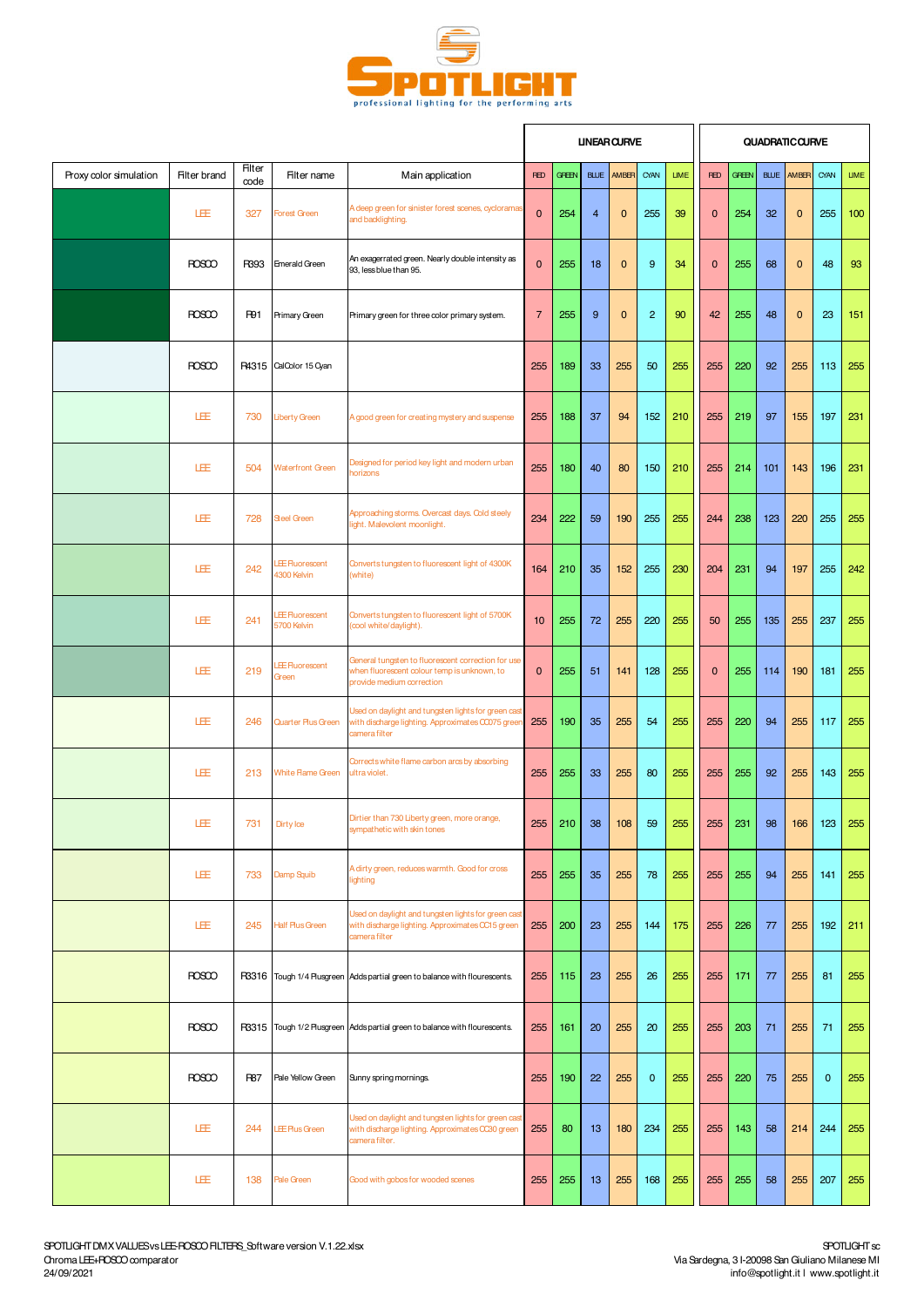# SPOTLIGHT

professional lighting for the performing arts

| Proxy color simulation | Filter brand | Filter code | Filter name | Main application | LINEAR CURVE | | | | | | QUADRATIC CURVE | | | | | |
|---|---|---|---|---|---|---|---|---|---|---|---|---|---|---|---|---|
| | | | | | RED | GREEN | BLUE | AMBER | CYAN | LIME | RED | GREEN | BLUE | AMBER | CYAN | LIME |
| | LEE | 327 | Forest Green | A deep green for sinister forest scenes, cycloramas and backlighting. | 0 | 254 | 4 | 0 | 255 | 39 | 0 | 254 | 32 | 0 | 255 | 100 |
| | ROSCO | R393 | Emerald Green | An exaggerated green. Nearly double intensity as 93, less blue than 95. | 0 | 255 | 18 | 0 | 9 | 34 | 0 | 255 | 68 | 0 | 48 | 93 |
| | ROSCO | R91 | Primary Green | Primary green for three color primary system. | 7 | 255 | 9 | 0 | 2 | 90 | 42 | 255 | 48 | 0 | 23 | 151 |
| | ROSCO | R4315 | CalColor 15 Cyan | | 255 | 189 | 33 | 255 | 50 | 255 | 255 | 220 | 92 | 255 | 113 | 255 |
| | LEE | 730 | Liberty Green | A good green for creating mystery and suspense | 255 | 188 | 37 | 94 | 152 | 210 | 255 | 219 | 97 | 155 | 197 | 231 |
| | LEE | 504 | Waterfront Green | Designed for period key light and modern urban horizons | 255 | 180 | 40 | 80 | 150 | 210 | 255 | 214 | 101 | 143 | 196 | 231 |
| | LEE | 728 | Steel Green | Approaching storms. Overcast days. Cold steely light. Malevolent moonlight. | 234 | 222 | 59 | 190 | 255 | 255 | 244 | 238 | 123 | 220 | 255 | 255 |
| | LEE | 242 | LEE Fluorescent 4300 Kelvin | Converts tungsten to fluorescent light of 4300K (white) | 164 | 210 | 35 | 152 | 255 | 230 | 204 | 231 | 94 | 197 | 255 | 242 |
| | LEE | 241 | LEE Fluorescent 5700 Kelvin | Converts tungsten to fluorescent light of 5700K (cool white/daylight). | 10 | 255 | 72 | 255 | 220 | 255 | 50 | 255 | 135 | 255 | 237 | 255 |
| | LEE | 219 | LEE Fluorescent Green | General tungsten to fluorescent correction for use when fluorescent colour temp is unknown, to provide medium correction | 0 | 255 | 51 | 141 | 128 | 255 | 0 | 255 | 114 | 190 | 181 | 255 |
| | LEE | 246 | Quarter Plus Green | Used on daylight and tungsten lights for green cast with discharge lighting. Approximates CC075 green camera filter | 255 | 190 | 35 | 255 | 54 | 255 | 255 | 220 | 94 | 255 | 117 | 255 |
| | LEE | 213 | White Flame Green | Corrects white flame carbon arcs by absorbing ultra violet. | 255 | 255 | 33 | 255 | 80 | 255 | 255 | 255 | 92 | 255 | 143 | 255 |
| | LEE | 731 | Dirty Ice | Dirtier than 730 Liberty green, more orange, sympathetic with skin tones | 255 | 210 | 38 | 108 | 59 | 255 | 255 | 231 | 98 | 166 | 123 | 255 |
| | LEE | 733 | Damp Squib | A dirty green, reduces warmth. Good for cross lighting | 255 | 255 | 35 | 255 | 78 | 255 | 255 | 255 | 94 | 255 | 141 | 255 |
| | LEE | 245 | Half Plus Green | Used on daylight and tungsten lights for green cast with discharge lighting. Approximates CC15 green camera filter | 255 | 200 | 23 | 255 | 144 | 175 | 255 | 226 | 77 | 255 | 192 | 211 |
| | ROSCO | R3316 | Tough 1/4 Plusgreen | Adds partial green to balance with flourescents. | 255 | 115 | 23 | 255 | 26 | 255 | 255 | 171 | 77 | 255 | 81 | 255 |
| | ROSCO | R3315 | Tough 1/2 Plusgreen | Adds partial green to balance with flourescents. | 255 | 161 | 20 | 255 | 20 | 255 | 255 | 203 | 71 | 255 | 71 | 255 |
| | ROSCO | R87 | Pale Yellow Green | Sunny spring mornings. | 255 | 190 | 22 | 255 | 0 | 255 | 255 | 220 | 75 | 255 | 0 | 255 |
| | LEE | 244 | LEE Plus Green | Used on daylight and tungsten lights for green cast with discharge lighting. Approximates CC30 green camera filter. | 255 | 80 | 13 | 180 | 234 | 255 | 255 | 143 | 58 | 214 | 244 | 255 |
| | LEE | 138 | Pale Green | Good with gobos for wooded scenes | 255 | 255 | 13 | 255 | 168 | 255 | 255 | 255 | 58 | 255 | 207 | 255 |

SPOTLIGHT DMX VALUES vs LEE-ROSCO FILTERS_Software version V.1.22.xlsx
Chroma LEE+ROSCO comparator
24/09/2021

SPOTLIGHT sc
Via Sardegna, 3 I-20098 San Giuliano Milanese MI
info@spotlight.it I www.spotlight.it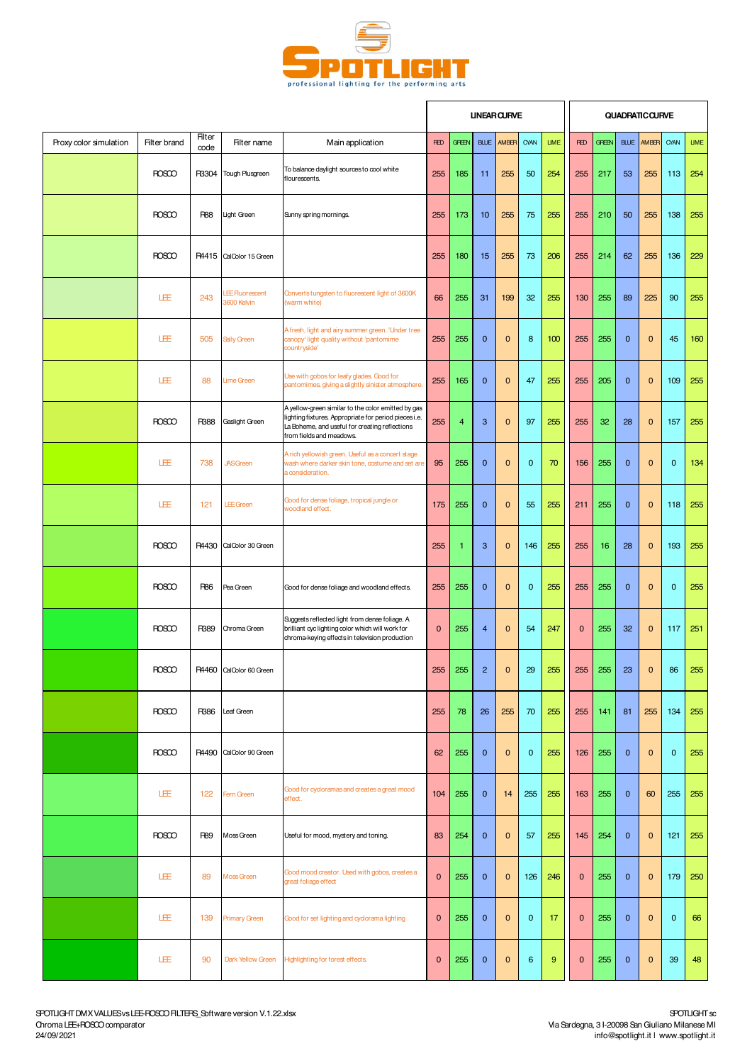# SPOTLIGHT

professional lighting for the performing arts

| Proxy color simulation | Filter brand | Filter code | Filter name | Main application | LINEAR CURVE | | | | | | QUADRATIC CURVE | | | | | |
|---|---|---|---|---|---|---|---|---|---|---|---|---|---|---|---|---|
| | | | | | RED | GREEN | BLUE | AMBER | CYAN | LIME | RED | GREEN | BLUE | AMBER | CYAN | LIME |
| | ROSCO | R3304 | Tough Plusgreen | To balance daylight sources to cool white flourescents. | 255 | 185 | 11 | 255 | 50 | 254 | 255 | 217 | 53 | 255 | 113 | 254 |
| | ROSCO | R88 | Light Green | Sunny spring mornings. | 255 | 173 | 10 | 255 | 75 | 255 | 255 | 210 | 50 | 255 | 138 | 255 |
| | ROSCO | R4415 | CalColor 15 Green | | 255 | 180 | 15 | 255 | 73 | 206 | 255 | 214 | 62 | 255 | 136 | 229 |
| | LEE | 243 | LEE Fluorescent 3600 Kelvin | Converts tungsten to fluorescent light of 3600K (warm white) | 66 | 255 | 31 | 199 | 32 | 255 | 130 | 255 | 89 | 225 | 90 | 255 |
| | LEE | 505 | Sally Green | A fresh, light and airy summer green. 'Under tree canopy' light quality without 'pantomime countryside' | 255 | 255 | 0 | 0 | 8 | 100 | 255 | 255 | 0 | 0 | 45 | 160 |
| | LEE | 88 | Lime Green | Use with gobos for leafy glades. Good for pantomimes, giving a slightly sinister atmosphere. | 255 | 165 | 0 | 0 | 47 | 255 | 255 | 205 | 0 | 0 | 109 | 255 |
| | ROSCO | R388 | Gaslight Green | A yellow-green similar to the color emitted by gas lighting fixtures. Appropriate for period pieces i.e. La Boheme, and useful for creating reflections from fields and meadows. | 255 | 4 | 3 | 0 | 97 | 255 | 255 | 32 | 28 | 0 | 157 | 255 |
| | LEE | 738 | JAS Green | A rich yellowish green. Useful as a concert stage wash where darker skin tone, costume and set are a consideration. | 95 | 255 | 0 | 0 | 0 | 70 | 156 | 255 | 0 | 0 | 0 | 134 |
| | LEE | 121 | LEE Green | Good for dense foliage, tropical jungle or woodland effect. | 175 | 255 | 0 | 0 | 55 | 255 | 211 | 255 | 0 | 0 | 118 | 255 |
| | ROSCO | R4430 | CalColor 30 Green | | 255 | 1 | 3 | 0 | 146 | 255 | 255 | 16 | 28 | 0 | 193 | 255 |
| | ROSCO | R86 | Pea Green | Good for dense foliage and woodland effects. | 255 | 255 | 0 | 0 | 0 | 255 | 255 | 255 | 0 | 0 | 0 | 255 |
| | ROSCO | R389 | Chroma Green | Suggests reflected light from dense foliage. A brilliant cyc lighting color which will work for chroma-keying effects in television production | 0 | 255 | 4 | 0 | 54 | 247 | 0 | 255 | 32 | 0 | 117 | 251 |
| | ROSCO | R4460 | CalColor 60 Green | | 255 | 255 | 2 | 0 | 29 | 255 | 255 | 255 | 23 | 0 | 86 | 255 |
| | ROSCO | R386 | Leaf Green | | 255 | 78 | 26 | 255 | 70 | 255 | 255 | 141 | 81 | 255 | 134 | 255 |
| | ROSCO | R4490 | CalColor 90 Green | | 62 | 255 | 0 | 0 | 0 | 255 | 126 | 255 | 0 | 0 | 0 | 255 |
| | LEE | 122 | Fern Green | Good for cycloramas and creates a great mood effect. | 104 | 255 | 0 | 14 | 255 | 255 | 163 | 255 | 0 | 60 | 255 | 255 |
| | ROSCO | R89 | Moss Green | Useful for mood, mystery and toning. | 83 | 254 | 0 | 0 | 57 | 255 | 145 | 254 | 0 | 0 | 121 | 255 |
| | LEE | 89 | Moss Green | Good mood creator. Used with gobos, creates a great foliage effect | 0 | 255 | 0 | 0 | 126 | 246 | 0 | 255 | 0 | 0 | 179 | 250 |
| | LEE | 139 | Primary Green | Good for set lighting and cyclorama lighting | 0 | 255 | 0 | 0 | 0 | 17 | 0 | 255 | 0 | 0 | 0 | 66 |
| | LEE | 90 | Dark Yellow Green | Highlighting for forest effects. | 0 | 255 | 0 | 0 | 6 | 9 | 0 | 255 | 0 | 0 | 39 | 48 |

SPOTLIGHT DMX VALUES vs LEE-ROSCO FILTERS_Software version V.1.22.xlsx
Chroma LEE+ROSCO comparator
24/09/2021

SPOTLIGHT sc
Via Sardegna, 3 I-20098 San Giuliano Milanese MI
info@spotlight.it | www.spotlight.it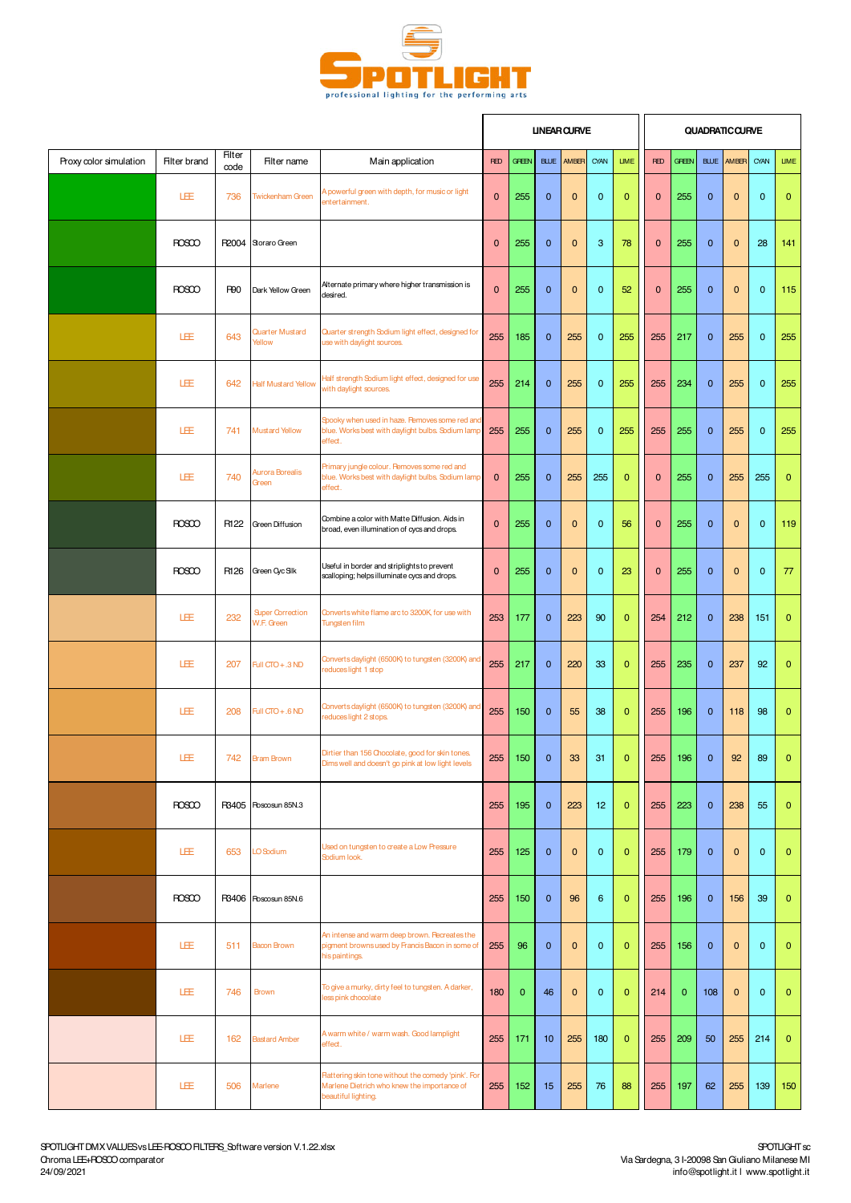**SPOTLIGHT**

professional lighting for the performing arts

| Proxy color simulation | Filter brand | Filter code | Filter name | Main application | LINEAR CURVE | | | | | | QUADRATIC CURVE | | | | | |
|---|---|---|---|---|---|---|---|---|---|---|---|---|---|---|---|---|
| | | | | | RED | GREEN | BLUE | AMBER | CYAN | LIME | RED | GREEN | BLUE | AMBER | CYAN | LIME |
| | LEE | 736 | Twickenham Green | A powerful green with depth, for music or light entertainment. | 0 | 255 | 0 | 0 | 0 | 0 | 0 | 255 | 0 | 0 | 0 | 0 |
| | ROSCO | R2004 | Storaro Green | | 0 | 255 | 0 | 0 | 3 | 78 | 0 | 255 | 0 | 0 | 28 | 141 |
| | ROSCO | R90 | Dark Yellow Green | Alternate primary where higher transmission is desired. | 0 | 255 | 0 | 0 | 0 | 52 | 0 | 255 | 0 | 0 | 0 | 115 |
| | LEE | 643 | Quarter Mustard Yellow | Quarter strength Sodium light effect, designed for use with daylight sources. | 255 | 185 | 0 | 255 | 0 | 255 | 255 | 217 | 0 | 255 | 0 | 255 |
| | LEE | 642 | Half Mustard Yellow | Half strength Sodium light effect, designed for use with daylight sources. | 255 | 214 | 0 | 255 | 0 | 255 | 255 | 234 | 0 | 255 | 0 | 255 |
| | LEE | 741 | Mustard Yellow | Spooky when used in haze. Removes some red and blue. Works best with daylight bulbs. Sodium lamp effect. | 255 | 255 | 0 | 255 | 0 | 255 | 255 | 255 | 0 | 255 | 0 | 255 |
| | LEE | 740 | Aurora Borealis Green | Primary jungle colour. Removes some red and blue. Works best with daylight bulbs. Sodium lamp effect. | 0 | 255 | 0 | 255 | 255 | 0 | 0 | 255 | 0 | 255 | 255 | 0 |
| | ROSCO | R122 | Green Diffusion | Combine a color with Matte Diffusion. Aids in broad, even illumination of cycs and drops. | 0 | 255 | 0 | 0 | 0 | 56 | 0 | 255 | 0 | 0 | 0 | 119 |
| | ROSCO | R126 | Green Cyc Silk | Useful in border and striplights to prevent scalloping; helps illuminate cycs and drops. | 0 | 255 | 0 | 0 | 0 | 23 | 0 | 255 | 0 | 0 | 0 | 77 |
| | LEE | 232 | Super Correction W.F. Green | Converts white flame arc to 3200K, for use with Tungsten film | 253 | 177 | 0 | 223 | 90 | 0 | 254 | 212 | 0 | 238 | 151 | 0 |
| | LEE | 207 | Full CTO + .3 ND | Converts daylight (6500K) to tungsten (3200K) and reduces light 1 stop | 255 | 217 | 0 | 220 | 33 | 0 | 255 | 235 | 0 | 237 | 92 | 0 |
| | LEE | 208 | Full CTO + .6 ND | Converts daylight (6500K) to tungsten (3200K) and reduces light 2 stops. | 255 | 150 | 0 | 55 | 38 | 0 | 255 | 196 | 0 | 118 | 98 | 0 |
| | LEE | 742 | Bram Brown | Dirtier than 156 Chocolate, good for skin tones. Dims well and doesn't go pink at low light levels | 255 | 150 | 0 | 33 | 31 | 0 | 255 | 196 | 0 | 92 | 89 | 0 |
| | ROSCO | R3405 | Roscosun 85N.3 | | 255 | 195 | 0 | 223 | 12 | 0 | 255 | 223 | 0 | 238 | 55 | 0 |
| | LEE | 653 | LO Sodium | Used on tungsten to create a Low Pressure Sodium look. | 255 | 125 | 0 | 0 | 0 | 0 | 255 | 179 | 0 | 0 | 0 | 0 |
| | ROSCO | R3406 | Roscosun 85N.6 | | 255 | 150 | 0 | 96 | 6 | 0 | 255 | 196 | 0 | 156 | 39 | 0 |
| | LEE | 511 | Bacon Brown | An intense and warm deep brown. Recreates the pigment browns used by Francis Bacon in some of his paintings. | 255 | 96 | 0 | 0 | 0 | 0 | 255 | 156 | 0 | 0 | 0 | 0 |
| | LEE | 746 | Brown | To give a murky, dirty feel to tungsten. A darker, less pink chocolate | 180 | 0 | 46 | 0 | 0 | 0 | 214 | 0 | 108 | 0 | 0 | 0 |
| | LEE | 162 | Bastard Amber | A warm white / warm wash. Good lamplight effect. | 255 | 171 | 10 | 255 | 180 | 0 | 255 | 209 | 50 | 255 | 214 | 0 |
| | LEE | 506 | Marlene | Flattering skin tone without the comedy 'pink'. For Marlene Dietrich who knew the importance of beautiful lighting. | 255 | 152 | 15 | 255 | 76 | 88 | 255 | 197 | 62 | 255 | 139 | 150 |

SPOTLIGHT DMX VALUES vs LEE-ROSCO FILTERS_Software version V.1.22.xlsx
Chroma LEE+ROSCO comparator
24/09/2021

SPOTLIGHT sc
Via Sardegna, 3 I-20098 San Giuliano Milanese MI
info@spotlight.it I www.spotlight.it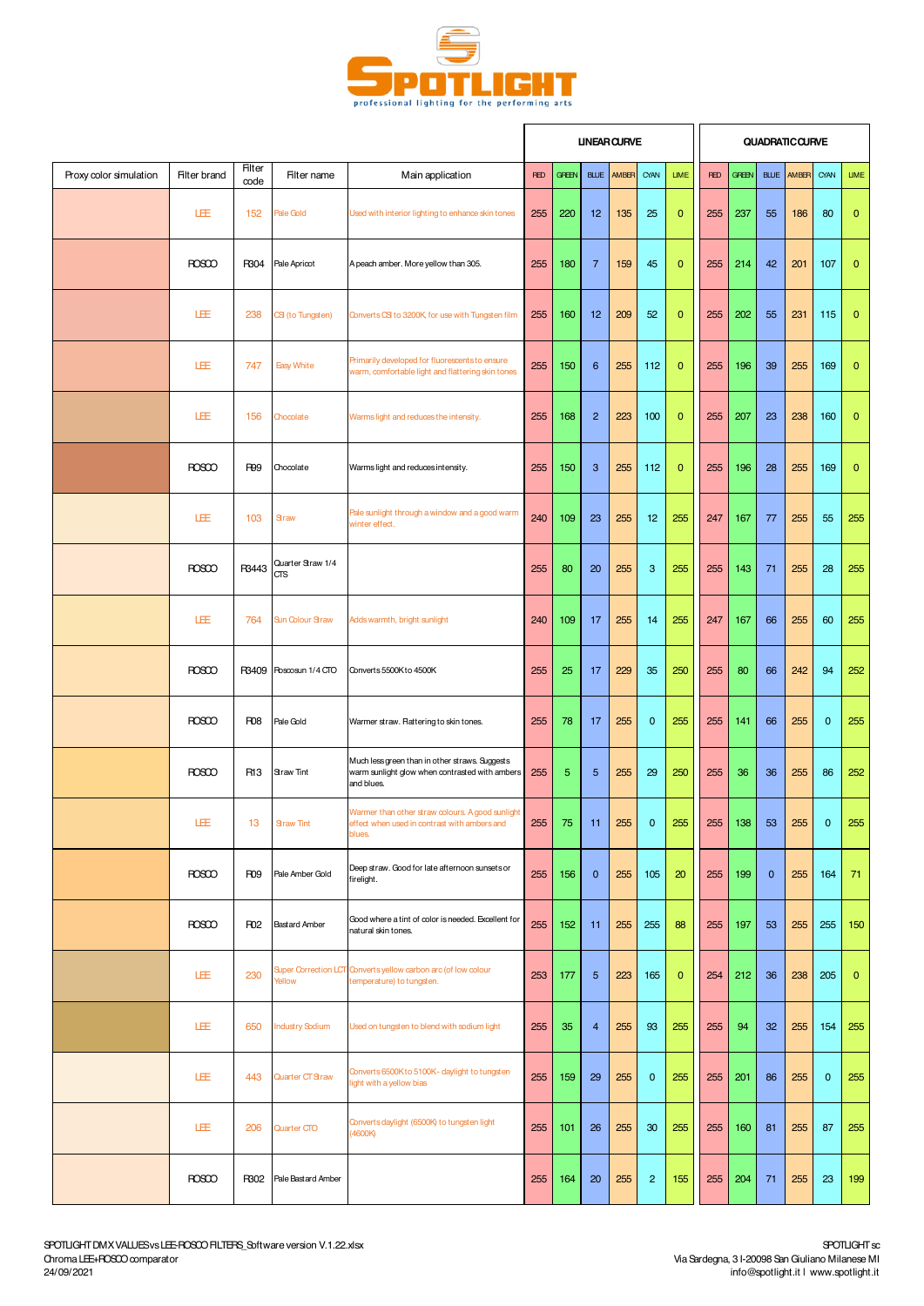# SPOTLIGHT

professional lighting for the performing arts

| Proxy color simulation | Filter brand | Filter code | Filter name | Main application | LINEAR CURVE | | | | | | QUADRATIC CURVE | | | | | |
|---|---|---|---|---|---|---|---|---|---|---|---|---|---|---|---|---|
| | | | | | RED | GREEN | BLUE | AMBER | CYAN | LIME | RED | GREEN | BLUE | AMBER | CYAN | LIME |
| | LEE | 152 | Pale Gold | Used with interior lighting to enhance skin tones | 255 | 220 | 12 | 135 | 25 | 0 | 255 | 237 | 55 | 186 | 80 | 0 |
| | ROSCO | R304 | Pale Apricot | A peach amber. More yellow than 305. | 255 | 180 | 7 | 159 | 45 | 0 | 255 | 214 | 42 | 201 | 107 | 0 |
| | LEE | 238 | CSI (to Tungsten) | Converts CSI to 3200K, for use with Tungsten film | 255 | 160 | 12 | 209 | 52 | 0 | 255 | 202 | 55 | 231 | 115 | 0 |
| | LEE | 747 | Easy White | Primarily developed for fluorescents to ensure warm, comfortable light and flattering skin tones | 255 | 150 | 6 | 255 | 112 | 0 | 255 | 196 | 39 | 255 | 169 | 0 |
| | LEE | 156 | Chocolate | Warms light and reduces the intensity. | 255 | 168 | 2 | 223 | 100 | 0 | 255 | 207 | 23 | 238 | 160 | 0 |
| | ROSCO | R99 | Chocolate | Warms light and reduces intensity. | 255 | 150 | 3 | 255 | 112 | 0 | 255 | 196 | 28 | 255 | 169 | 0 |
| | LEE | 103 | Straw | Pale sunlight through a window and a good warm winter effect. | 240 | 109 | 23 | 255 | 12 | 255 | 247 | 167 | 77 | 255 | 55 | 255 |
| | ROSCO | R3443 | Quarter Straw 1/4 CTS | | 255 | 80 | 20 | 255 | 3 | 255 | 255 | 143 | 71 | 255 | 28 | 255 |
| | LEE | 764 | Sun Colour Straw | Adds warmth, bright sunlight | 240 | 109 | 17 | 255 | 14 | 255 | 247 | 167 | 66 | 255 | 60 | 255 |
| | ROSCO | R3409 | Roscosun 1/4 CTO | Converts 5500K to 4500K | 255 | 25 | 17 | 229 | 35 | 250 | 255 | 80 | 66 | 242 | 94 | 252 |
| | ROSCO | R08 | Pale Gold | Warmer straw. Flattering to skin tones. | 255 | 78 | 17 | 255 | 0 | 255 | 255 | 141 | 66 | 255 | 0 | 255 |
| | ROSCO | R13 | Straw Tint | Much less green than in other straws. Suggests warm sunlight glow when contrasted with ambers and blues. | 255 | 5 | 5 | 255 | 29 | 250 | 255 | 36 | 36 | 255 | 86 | 252 |
| | LEE | 13 | Straw Tint | Warmer than other straw colours. A good sunlight effect when used in contrast with ambers and blues. | 255 | 75 | 11 | 255 | 0 | 255 | 255 | 138 | 53 | 255 | 0 | 255 |
| | ROSCO | R09 | Pale Amber Gold | Deep straw. Good for late afternoon sunsets or firelight. | 255 | 156 | 0 | 255 | 105 | 20 | 255 | 199 | 0 | 255 | 164 | 71 |
| | ROSCO | R02 | Bastard Amber | Good where a tint of color is needed. Excellent for natural skin tones. | 255 | 152 | 11 | 255 | 255 | 88 | 255 | 197 | 53 | 255 | 255 | 150 |
| | LEE | 230 | Super Correction LCT Yellow | Converts yellow carbon arc (of low colour temperature) to tungsten. | 253 | 177 | 5 | 223 | 165 | 0 | 254 | 212 | 36 | 238 | 205 | 0 |
| | LEE | 650 | Industry Sodium | Used on tungsten to blend with sodium light | 255 | 35 | 4 | 255 | 93 | 255 | 255 | 94 | 32 | 255 | 154 | 255 |
| | LEE | 443 | Quarter CT Straw | Converts 6500K to 5100K - daylight to tungsten light with a yellow bias | 255 | 159 | 29 | 255 | 0 | 255 | 255 | 201 | 86 | 255 | 0 | 255 |
| | LEE | 206 | Quarter CTO | Converts daylight (6500K) to tungsten light (4600K) | 255 | 101 | 26 | 255 | 30 | 255 | 255 | 160 | 81 | 255 | 87 | 255 |
| | ROSCO | R302 | Pale Bastard Amber | | 255 | 164 | 20 | 255 | 2 | 155 | 255 | 204 | 71 | 255 | 23 | 199 |

SPOTLIGHT DMX VALUES vs LEE-ROSCO FILTERS_Software version V.1.22.xlsx
Chroma LEE+ROSCO comparator
24/09/2021

SPOTLIGHT sc
Via Sardegna, 3 I-20098 San Giuliano Milanese MI
info@spotlight.it I www.spotlight.it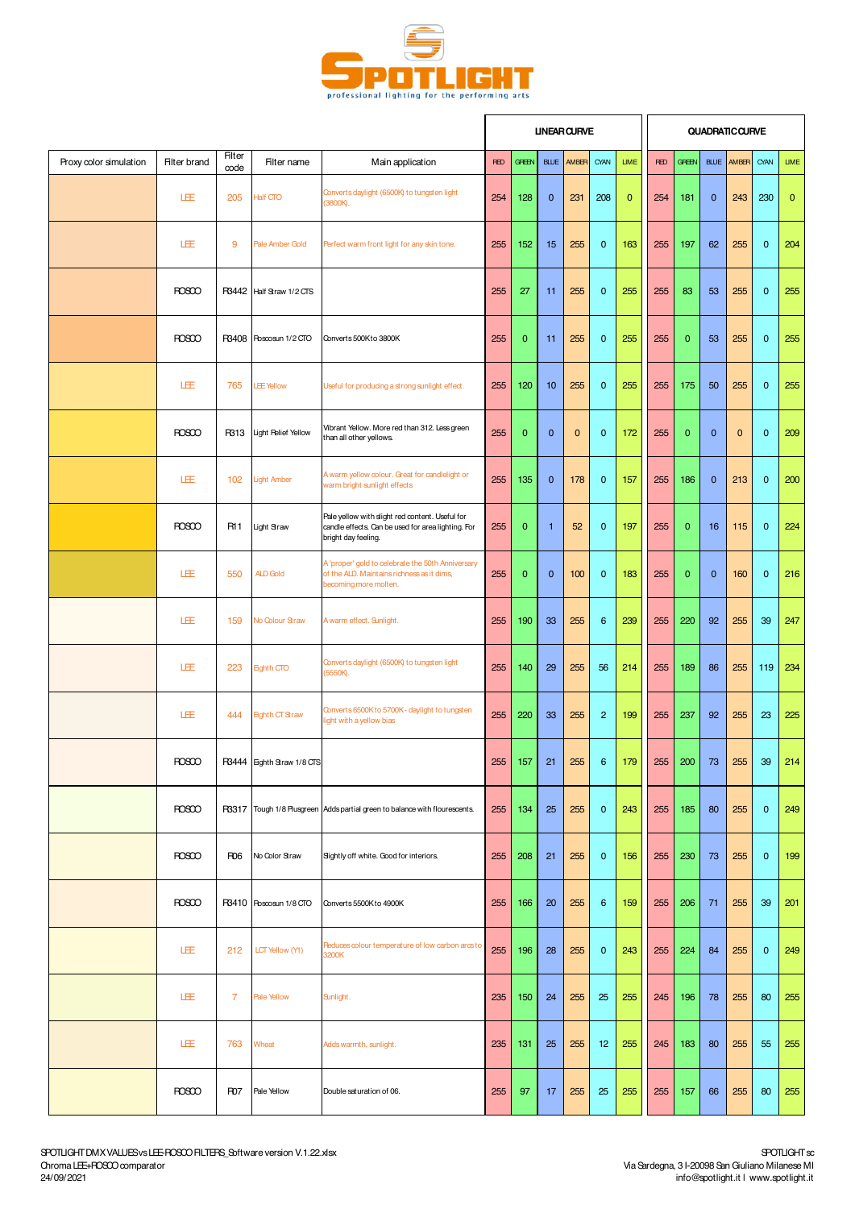SPOTLIGHT professional lighting for the performing arts

| Proxy color simulation | Filter brand | Filter code | Filter name | Main application | LINEAR CURVE | | | | | | QUADRATIC CURVE | | | | | |
|---|---|---|---|---|---|---|---|---|---|---|---|---|---|---|---|---|
| | | | | | RED | GREEN | BLUE | AMBER | CYAN | LIME | RED | GREEN | BLUE | AMBER | CYAN | LIME |
| | LEE | 205 | Half CTO | Converts daylight (6500K) to tungsten light (3800K). | 254 | 128 | 0 | 231 | 208 | 0 | 254 | 181 | 0 | 243 | 230 | 0 |
| | LEE | 9 | Pale Amber Gold | Perfect warm front light for any skin tone. | 255 | 152 | 15 | 255 | 0 | 163 | 255 | 197 | 62 | 255 | 0 | 204 |
| | ROSCO | R3442 | Half Straw 1/2 CTS | | 255 | 27 | 11 | 255 | 0 | 255 | 255 | 83 | 53 | 255 | 0 | 255 |
| | ROSCO | R3408 | Roscosun 1/2 CTO | Converts 500K to 3800K | 255 | 0 | 11 | 255 | 0 | 255 | 255 | 0 | 53 | 255 | 0 | 255 |
| | LEE | 765 | LEE Yellow | Useful for producing a strong sunlight effect. | 255 | 120 | 10 | 255 | 0 | 255 | 255 | 175 | 50 | 255 | 0 | 255 |
| | ROSCO | R313 | Light Relief Yellow | Vibrant Yellow. More red than 312. Less green than all other yellows. | 255 | 0 | 0 | 0 | 0 | 172 | 255 | 0 | 0 | 0 | 0 | 209 |
| | LEE | 102 | Light Amber | A warm yellow colour. Great for candlelight or warm bright sunlight effects | 255 | 135 | 0 | 178 | 0 | 157 | 255 | 186 | 0 | 213 | 0 | 200 |
| | ROSCO | R11 | Light Straw | Pale yellow with slight red content. Useful for candle effects. Can be used for area lighting. For bright day feeling. | 255 | 0 | 1 | 52 | 0 | 197 | 255 | 0 | 16 | 115 | 0 | 224 |
| | LEE | 550 | ALD Gold | A 'proper' gold to celebrate the 50th Anniversary of the ALD. Maintains richness as it dims, becoming more molten. | 255 | 0 | 0 | 100 | 0 | 183 | 255 | 0 | 0 | 160 | 0 | 216 |
| | LEE | 159 | No Colour Straw | A warm effect. Sunlight. | 255 | 190 | 33 | 255 | 6 | 239 | 255 | 220 | 92 | 255 | 39 | 247 |
| | LEE | 223 | Eighth CTO | Converts daylight (6500K) to tungsten light (5550K). | 255 | 140 | 29 | 255 | 56 | 214 | 255 | 189 | 86 | 255 | 119 | 234 |
| | LEE | 444 | Eighth CT Straw | Converts 6500K to 5700K - daylight to tungsten light with a yellow bias | 255 | 220 | 33 | 255 | 2 | 199 | 255 | 237 | 92 | 255 | 23 | 225 |
| | ROSCO | R3444 | Eighth Straw 1/8 CTS | | 255 | 157 | 21 | 255 | 6 | 179 | 255 | 200 | 73 | 255 | 39 | 214 |
| | ROSCO | R3317 | Tough 1/8 Plusgreen | Adds partial green to balance with flourescents. | 255 | 134 | 25 | 255 | 0 | 243 | 255 | 185 | 80 | 255 | 0 | 249 |
| | ROSCO | R06 | No Color Straw | Slightly off white. Good for interiors. | 255 | 208 | 21 | 255 | 0 | 156 | 255 | 230 | 73 | 255 | 0 | 199 |
| | ROSCO | R3410 | Roscosun 1/8 CTO | Converts 5500K to 4900K | 255 | 166 | 20 | 255 | 6 | 159 | 255 | 206 | 71 | 255 | 39 | 201 |
| | LEE | 212 | LCT Yellow (Y1) | Reduces colour temperature of low carbon arcs to 3200K | 255 | 196 | 28 | 255 | 0 | 243 | 255 | 224 | 84 | 255 | 0 | 249 |
| | LEE | 7 | Pale Yellow | Sunlight. | 235 | 150 | 24 | 255 | 25 | 255 | 245 | 196 | 78 | 255 | 80 | 255 |
| | LEE | 763 | Wheat | Adds warmth, sunlight. | 235 | 131 | 25 | 255 | 12 | 255 | 245 | 183 | 80 | 255 | 55 | 255 |
| | ROSCO | R07 | Pale Yellow | Double saturation of 06. | 255 | 97 | 17 | 255 | 25 | 255 | 255 | 157 | 66 | 255 | 80 | 255 |

SPOTLIGHT DMX VALUES vs LEE-ROSCO FILTERS_Software version V.1.22.xlsx
Chroma LEE+ROSCO comparator
24/09/2021

SPOTLIGHT sc
Via Sardegna, 3 I-20098 San Giuliano Milanese MI
info@spotlight.it I www.spotlight.it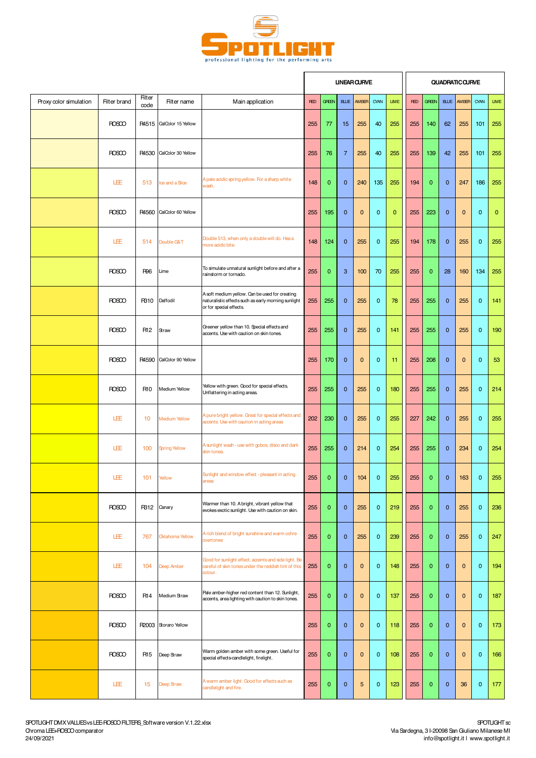| Proxy color simulation | Filter brand | Filter code | Filter name | Main application | LINEAR CURVE | | | | | | QUADRATIC CURVE | | | | | |
|---|---|---|---|---|---|---|---|---|---|---|---|---|---|---|---|---|
| | | | | | RED | GREEN | BLUE | AMBER | CYAN | LIME | RED | GREEN | BLUE | AMBER | CYAN | LIME |
| | ROSCO | R4515 | CalColor 15 Yellow | | 255 | 77 | 15 | 255 | 40 | 255 | 255 | 140 | 62 | 255 | 101 | 255 |
| | ROSCO | R4530 | CalColor 30 Yellow | | 255 | 76 | 7 | 255 | 40 | 255 | 255 | 139 | 42 | 255 | 101 | 255 |
| | LEE | 513 | Ice and a Slice | A pale acidic spring yellow. For a sharp white wash. | 148 | 0 | 0 | 240 | 135 | 255 | 194 | 0 | 0 | 247 | 186 | 255 |
| | ROSCO | R4560 | CalColor 60 Yellow | | 255 | 195 | 0 | 0 | 0 | 0 | 255 | 223 | 0 | 0 | 0 | 0 |
| | LEE | 514 | Double G&T | Double 513, when only a double will do. Has a more acidic bite. | 148 | 124 | 0 | 255 | 0 | 255 | 194 | 178 | 0 | 255 | 0 | 255 |
| | ROSCO | R96 | Lime | To simulate unnatural sunlight before and after a rainstorm or tornado. | 255 | 0 | 3 | 100 | 70 | 255 | 255 | 0 | 28 | 160 | 134 | 255 |
| | ROSCO | R310 | Daffodil | A soft medium yellow. Can be used for creating naturalistic effects such as early morning sunlight or for special effects. | 255 | 255 | 0 | 255 | 0 | 78 | 255 | 255 | 0 | 255 | 0 | 141 |
| | ROSCO | R12 | Straw | Greener yellow than 10. Special effects and accents. Use with caution on skin tones. | 255 | 255 | 0 | 255 | 0 | 141 | 255 | 255 | 0 | 255 | 0 | 190 |
| | ROSCO | R4590 | CalColor 90 Yellow | | 255 | 170 | 0 | 0 | 0 | 11 | 255 | 208 | 0 | 0 | 0 | 53 |
| | ROSCO | R10 | Medium Yellow | Yellow with green. Good for special effects. Unflattering in acting areas. | 255 | 255 | 0 | 255 | 0 | 180 | 255 | 255 | 0 | 255 | 0 | 214 |
| | LEE | 10 | Medium Yellow | A pure bright yellow. Great for special effects and accents. Use with caution in acting areas | 202 | 230 | 0 | 255 | 0 | 255 | 227 | 242 | 0 | 255 | 0 | 255 |
| | LEE | 100 | Spring Yellow | A sunlight wash - use with gobos, disco and dark skin tones. | 255 | 255 | 0 | 214 | 0 | 254 | 255 | 255 | 0 | 234 | 0 | 254 |
| | LEE | 101 | Yellow | Sunlight and window effect - pleasant in acting areas | 255 | 0 | 0 | 104 | 0 | 255 | 255 | 0 | 0 | 163 | 0 | 255 |
| | ROSCO | R312 | Canary | Warmer than 10. A bright, vibrant yellow that evokes exotic sunlight. Use with caution on skin. | 255 | 0 | 0 | 255 | 0 | 219 | 255 | 0 | 0 | 255 | 0 | 236 |
| | LEE | 767 | Oklahoma Yellow | A rich blend of bright sunshine and warm ochre overtones | 255 | 0 | 0 | 255 | 0 | 239 | 255 | 0 | 0 | 255 | 0 | 247 |
| | LEE | 104 | Deep Amber | Good for sunlight effect, accents and side light. Be careful of skin tones under the reddish tint of this colour. | 255 | 0 | 0 | 0 | 0 | 148 | 255 | 0 | 0 | 0 | 0 | 194 |
| | ROSCO | R14 | Medium Straw | Pale amber-higher red content than 12. Sunlight, accents, area lighting with caution to skin tones. | 255 | 0 | 0 | 0 | 0 | 137 | 255 | 0 | 0 | 0 | 0 | 187 |
| | ROSCO | R2003 | Storaro Yellow | | 255 | 0 | 0 | 0 | 0 | 118 | 255 | 0 | 0 | 0 | 0 | 173 |
| | ROSCO | R15 | Deep Straw | Warm golden amber with some green. Useful for special effects-candlelight, firelight. | 255 | 0 | 0 | 0 | 0 | 108 | 255 | 0 | 0 | 0 | 0 | 166 |
| | LEE | 15 | Deep Straw | A warm amber light. Good for effects such as candlelight and fire. | 255 | 0 | 0 | 5 | 0 | 123 | 255 | 0 | 0 | 36 | 0 | 177 |

SPOTLIGHT DMX VALUES vs LEE-ROSCO FILTERS_Software version V.1.22.xlsx
Chroma LEE+ROSCO comparator
24/09/2021

SPOTLIGHT sc
Via Sardegna, 3 I-20098 San Giuliano Milanese MI
info@spotlight.it | www.spotlight.it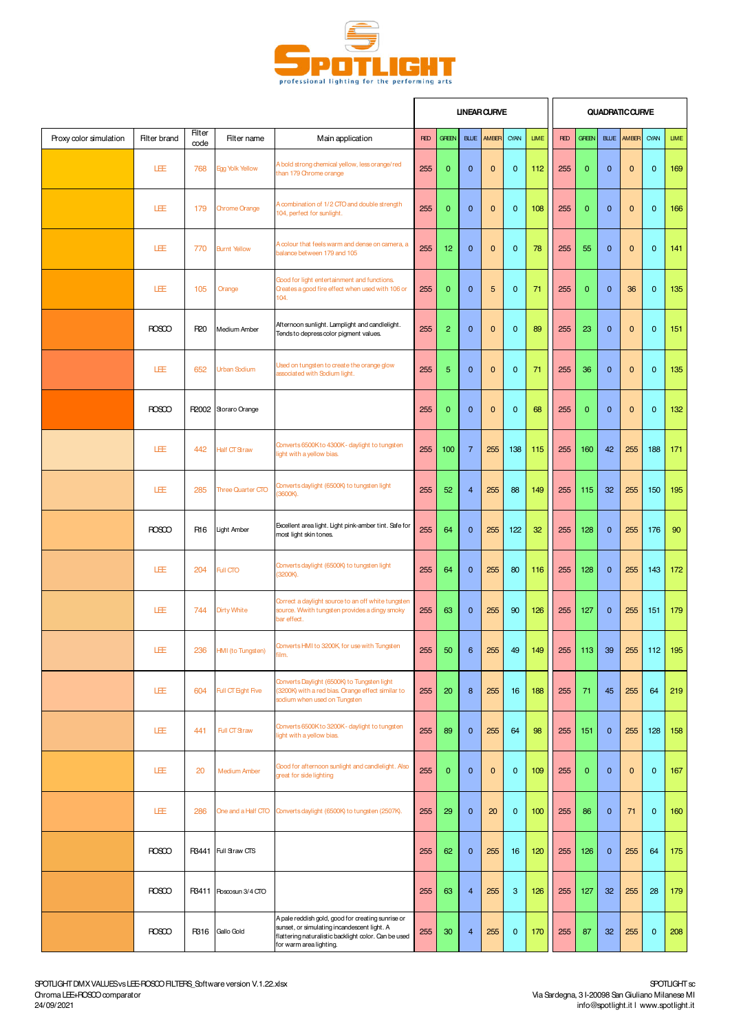# SPOTLIGHT

professional lighting for the performing arts

| Proxy color simulation | Filter brand | Filter code | Filter name | Main application | LINEAR CURVE | | | | | | QUADRATIC CURVE | | | | | |
|---|---|---|---|---|---|---|---|---|---|---|---|---|---|---|---|---|
| | | | | | RED | GREEN | BLUE | AMBER | CYAN | LIME | RED | GREEN | BLUE | AMBER | CYAN | LIME |
| | LEE | 768 | Egg Yolk Yellow | A bold strong chemical yellow, less orange/red than 179 Chrome orange | 255 | 0 | 0 | 0 | 0 | 112 | 255 | 0 | 0 | 0 | 0 | 169 |
| | LEE | 179 | Chrome Orange | A combination of 1/2 CTO and double strength 104, perfect for sunlight. | 255 | 0 | 0 | 0 | 0 | 108 | 255 | 0 | 0 | 0 | 0 | 166 |
| | LEE | 770 | Burnt Yellow | A colour that feels warm and dense on camera, a balance between 179 and 105 | 255 | 12 | 0 | 0 | 0 | 78 | 255 | 55 | 0 | 0 | 0 | 141 |
| | LEE | 105 | Orange | Good for light entertainment and functions. Creates a good fire effect when used with 106 or 104. | 255 | 0 | 0 | 5 | 0 | 71 | 255 | 0 | 0 | 36 | 0 | 135 |
| | ROSCO | R20 | Medium Amber | Afternoon sunlight. Lamplight and candlelight. Tends to depress color pigment values. | 255 | 2 | 0 | 0 | 0 | 89 | 255 | 23 | 0 | 0 | 0 | 151 |
| | LEE | 652 | Urban Sodium | Used on tungsten to create the orange glow associated with Sodium light. | 255 | 5 | 0 | 0 | 0 | 71 | 255 | 36 | 0 | 0 | 0 | 135 |
| | ROSCO | R2002 | Storaro Orange | | 255 | 0 | 0 | 0 | 0 | 68 | 255 | 0 | 0 | 0 | 0 | 132 |
| | LEE | 442 | Half CT Straw | Converts 6500K to 4300K - daylight to tungsten light with a yellow bias. | 255 | 100 | 7 | 255 | 138 | 115 | 255 | 160 | 42 | 255 | 188 | 171 |
| | LEE | 285 | Three Quarter CTO | Converts daylight (6500K) to tungsten light (3600K). | 255 | 52 | 4 | 255 | 88 | 149 | 255 | 115 | 32 | 255 | 150 | 195 |
| | ROSCO | R16 | Light Amber | Excellent area light. Light pink-amber tint. Safe for most light skin tones. | 255 | 64 | 0 | 255 | 122 | 32 | 255 | 128 | 0 | 255 | 176 | 90 |
| | LEE | 204 | Full CTO | Converts daylight (6500K) to tungsten light (3200K). | 255 | 64 | 0 | 255 | 80 | 116 | 255 | 128 | 0 | 255 | 143 | 172 |
| | LEE | 744 | Dirty White | Correct a daylight source to an off white tungsten source. Wwith tungsten provides a dingy smoky bar effect. | 255 | 63 | 0 | 255 | 90 | 126 | 255 | 127 | 0 | 255 | 151 | 179 |
| | LEE | 236 | HMI (to Tungsten) | Converts HMI to 3200K, for use with Tungsten film. | 255 | 50 | 6 | 255 | 49 | 149 | 255 | 113 | 39 | 255 | 112 | 195 |
| | LEE | 604 | Full CT Eight Five | Converts Daylight (6500K) to Tungsten light (3200K) with a red bias. Orange effect similar to sodium when used on Tungsten | 255 | 20 | 8 | 255 | 16 | 188 | 255 | 71 | 45 | 255 | 64 | 219 |
| | LEE | 441 | Full CT Straw | Converts 6500K to 3200K - daylight to tungsten light with a yellow bias. | 255 | 89 | 0 | 255 | 64 | 98 | 255 | 151 | 0 | 255 | 128 | 158 |
| | LEE | 20 | Medium Amber | Good for afternoon sunlight and candlelight. Also great for side lighting | 255 | 0 | 0 | 0 | 0 | 109 | 255 | 0 | 0 | 0 | 0 | 167 |
| | LEE | 286 | One and a Half CTO | Converts daylight (6500K) to tungsten (2507K). | 255 | 29 | 0 | 20 | 0 | 100 | 255 | 86 | 0 | 71 | 0 | 160 |
| | ROSCO | R3441 | Full Straw CTS | | 255 | 62 | 0 | 255 | 16 | 120 | 255 | 126 | 0 | 255 | 64 | 175 |
| | ROSCO | R3411 | Roscosun 3/4 CTO | | 255 | 63 | 4 | 255 | 3 | 126 | 255 | 127 | 32 | 255 | 28 | 179 |
| | ROSCO | R316 | Gallo Gold | A pale reddish gold, good for creating sunrise or sunset, or simulating incandescent light. A flattering naturalistic backlight color. Can be used for warm area lighting. | 255 | 30 | 4 | 255 | 0 | 170 | 255 | 87 | 32 | 255 | 0 | 208 |

SPOTLIGHT DMX VALUES vs LEE-ROSCO FILTERS_Software version V.1.22.xlsx
Chroma LEE+ROSCO comparator
24/09/2021

SPOTLIGHT sc
Via Sardegna, 3 I-20098 San Giuliano Milanese MI
info@spotlight.it I www.spotlight.it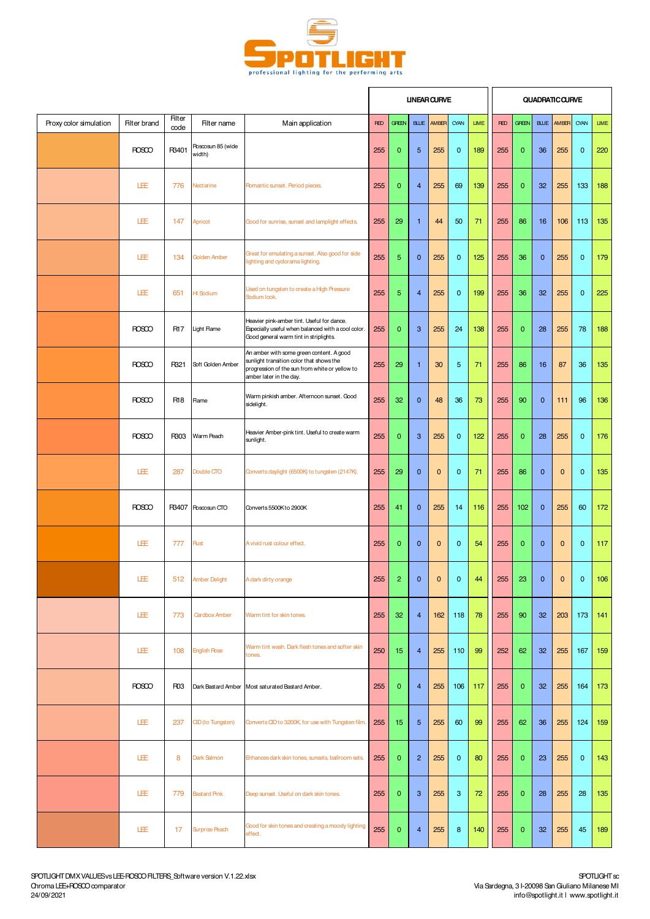# SPOTLIGHT

professional lighting for the performing arts

| Proxy color simulation | Filter brand | Filter code | Filter name | Main application | LINEAR CURVE | | | | | | QUADRATIC CURVE | | | | | |
|---|---|---|---|---|---|---|---|---|---|---|---|---|---|---|---|---|
| | | | | | RED | GREEN | BLUE | AMBER | CYAN | LIME | RED | GREEN | BLUE | AMBER | CYAN | LIME |
| | ROSCO | R3401 | Roscosun 85 (wide width) | | 255 | 0 | 5 | 255 | 0 | 189 | 255 | 0 | 36 | 255 | 0 | 220 |
| | LEE | 776 | Nectarine | Romantic sunset. Period pieces. | 255 | 0 | 4 | 255 | 69 | 139 | 255 | 0 | 32 | 255 | 133 | 188 |
| | LEE | 147 | Apricot | Good for sunrise, sunset and lamplight effects. | 255 | 29 | 1 | 44 | 50 | 71 | 255 | 86 | 16 | 106 | 113 | 135 |
| | LEE | 134 | Golden Amber | Great for emulating a sunset. Also good for side lighting and cyclorama lighting. | 255 | 5 | 0 | 255 | 0 | 125 | 255 | 36 | 0 | 255 | 0 | 179 |
| | LEE | 651 | HI Sodium | Used on tungsten to create a High Pressure Sodium look. | 255 | 5 | 4 | 255 | 0 | 199 | 255 | 36 | 32 | 255 | 0 | 225 |
| | ROSCO | R17 | Light Flame | Heavier pink-amber tint. Useful for dance. Especially useful when balanced with a cool color. Good general warm tint in striplights. | 255 | 0 | 3 | 255 | 24 | 138 | 255 | 0 | 28 | 255 | 78 | 188 |
| | ROSCO | R321 | Soft Golden Amber | An amber with some green content. A good sunlight transition color that shows the progression of the sun from white or yellow to amber later in the day. | 255 | 29 | 1 | 30 | 5 | 71 | 255 | 86 | 16 | 87 | 36 | 135 |
| | ROSCO | R18 | Flame | Warm pinkish amber. Afternoon sunset. Good sidelight. | 255 | 32 | 0 | 48 | 36 | 73 | 255 | 90 | 0 | 111 | 96 | 136 |
| | ROSCO | R303 | Warm Peach | Heavier Amber-pink tint. Useful to create warm sunlight. | 255 | 0 | 3 | 255 | 0 | 122 | 255 | 0 | 28 | 255 | 0 | 176 |
| | LEE | 287 | Double CTO | Converts daylight (6500K) to tungsten (2147K). | 255 | 29 | 0 | 0 | 0 | 71 | 255 | 86 | 0 | 0 | 0 | 135 |
| | ROSCO | R3407 | Roscosun CTO | Converts 5500K to 2900K | 255 | 41 | 0 | 255 | 14 | 116 | 255 | 102 | 0 | 255 | 60 | 172 |
| | LEE | 777 | Rust | A vivid rust colour effect. | 255 | 0 | 0 | 0 | 0 | 54 | 255 | 0 | 0 | 0 | 0 | 117 |
| | LEE | 512 | Amber Delight | A dark dirty orange | 255 | 2 | 0 | 0 | 0 | 44 | 255 | 23 | 0 | 0 | 0 | 106 |
| | LEE | 773 | Cardbox Amber | Warm tint for skin tones. | 255 | 32 | 4 | 162 | 118 | 78 | 255 | 90 | 32 | 203 | 173 | 141 |
| | LEE | 108 | English Rose | Warm tint wash. Dark flesh tones and softer skin tones. | 250 | 15 | 4 | 255 | 110 | 99 | 252 | 62 | 32 | 255 | 167 | 159 |
| | ROSCO | R03 | Dark Bastard Amber | Most saturated Bastard Amber. | 255 | 0 | 4 | 255 | 106 | 117 | 255 | 0 | 32 | 255 | 164 | 173 |
| | LEE | 237 | CID (to Tungsten) | Converts CID to 3200K, for use with Tungsten film. | 255 | 15 | 5 | 255 | 60 | 99 | 255 | 62 | 36 | 255 | 124 | 159 |
| | LEE | 8 | Dark Salmon | Enhances dark skin tones, sunsets, ballroom sets. | 255 | 0 | 2 | 255 | 0 | 80 | 255 | 0 | 23 | 255 | 0 | 143 |
| | LEE | 779 | Bastard Pink | Deep sunset. Useful on dark skin tones. | 255 | 0 | 3 | 255 | 3 | 72 | 255 | 0 | 28 | 255 | 28 | 135 |
| | LEE | 17 | Surprise Peach | Good for skin tones and creating a moody lighting effect. | 255 | 0 | 4 | 255 | 8 | 140 | 255 | 0 | 32 | 255 | 45 | 189 |

SPOTLIGHT DMX VALUES vs LEE-ROSCO FILTERS_Software version V.1.22.xlsx
Chroma LEE+ROSCO comparator
24/09/2021

SPOTLIGHT sc
Via Sardegna, 3 I-20098 San Giuliano Milanese MI
info@spotlight.it l www.spotlight.it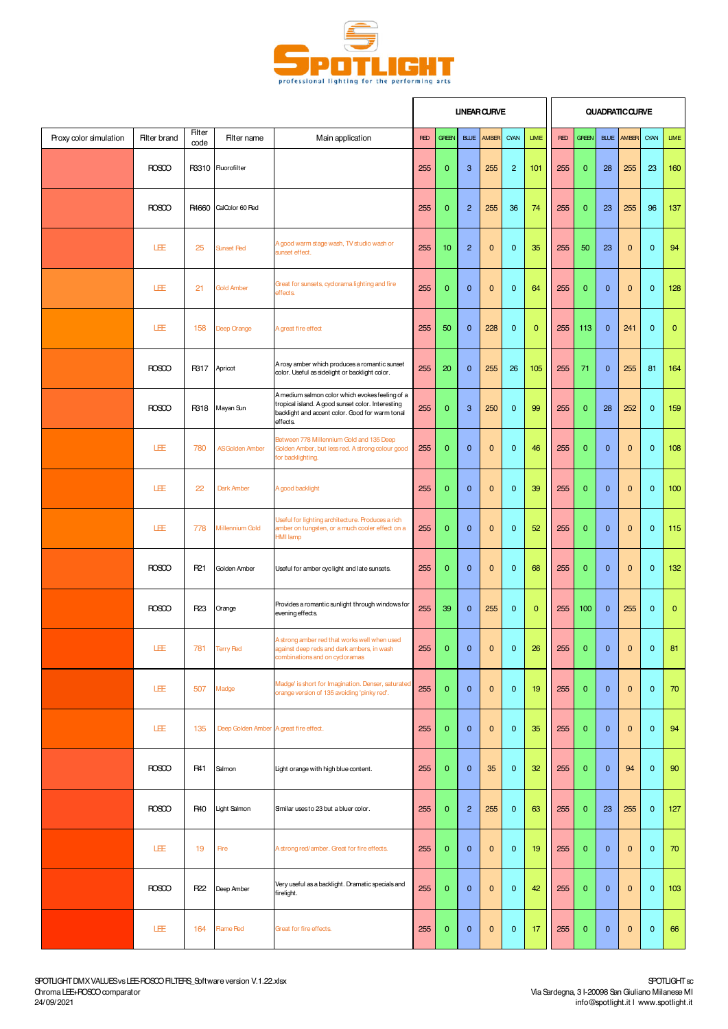# SPOTLIGHT

professional lighting for the performing arts

| Proxy color simulation | Filter brand | Filter code | Filter name | Main application | LINEAR CURVE | | | | | | QUADRATIC CURVE | | | | | |
|---|---|---|---|---|---|---|---|---|---|---|---|---|---|---|---|---|
| | | | | | RED | GREEN | BLUE | AMBER | CYAN | LIME | RED | GREEN | BLUE | AMBER | CYAN | LIME |
| | ROSCO | R3310 | Fluorofilter | | 255 | 0 | 3 | 255 | 2 | 101 | 255 | 0 | 28 | 255 | 23 | 160 |
| | ROSCO | R4660 | CalColor 60 Red | | 255 | 0 | 2 | 255 | 36 | 74 | 255 | 0 | 23 | 255 | 96 | 137 |
| | LEE | 25 | Sunset Red | A good warm stage wash, TV studio wash or sunset effect. | 255 | 10 | 2 | 0 | 0 | 35 | 255 | 50 | 23 | 0 | 0 | 94 |
| | LEE | 21 | Gold Amber | Great for sunsets, cyclorama lighting and fire effects. | 255 | 0 | 0 | 0 | 0 | 64 | 255 | 0 | 0 | 0 | 0 | 128 |
| | LEE | 158 | Deep Orange | A great fire effect | 255 | 50 | 0 | 228 | 0 | 0 | 255 | 113 | 0 | 241 | 0 | 0 |
| | ROSCO | R317 | Apricot | A rosy amber which produces a romantic sunset color. Useful as sidelight or backlight color. | 255 | 20 | 0 | 255 | 26 | 105 | 255 | 71 | 0 | 255 | 81 | 164 |
| | ROSCO | R318 | Mayan Sun | A medium salmon color which evokes feeling of a tropical island. A good sunset color. Interesting backlight and accent color. Good for warm tonal effects. | 255 | 0 | 3 | 250 | 0 | 99 | 255 | 0 | 28 | 252 | 0 | 159 |
| | LEE | 780 | AS Golden Amber | Between 778 Millennium Gold and 135 Deep Golden Amber, but less red. A strong colour good for backlighting. | 255 | 0 | 0 | 0 | 0 | 46 | 255 | 0 | 0 | 0 | 0 | 108 |
| | LEE | 22 | Dark Amber | A good backlight | 255 | 0 | 0 | 0 | 0 | 39 | 255 | 0 | 0 | 0 | 0 | 100 |
| | LEE | 778 | Millennium Gold | Useful for lighting architecture. Produces a rich amber on tungsten, or a much cooler effect on a HMI lamp | 255 | 0 | 0 | 0 | 0 | 52 | 255 | 0 | 0 | 0 | 0 | 115 |
| | ROSCO | R21 | Golden Amber | Useful for amber cyc light and late sunsets. | 255 | 0 | 0 | 0 | 0 | 68 | 255 | 0 | 0 | 0 | 0 | 132 |
| | ROSCO | R23 | Orange | Provides a romantic sunlight through windows for evening effects. | 255 | 39 | 0 | 255 | 0 | 0 | 255 | 100 | 0 | 255 | 0 | 0 |
| | LEE | 781 | Terry Red | A strong amber red that works well when used against deep reds and dark ambers, in wash combinations and on cycloramas | 255 | 0 | 0 | 0 | 0 | 26 | 255 | 0 | 0 | 0 | 0 | 81 |
| | LEE | 507 | Madge | Madge' is short for Imagination. Denser, saturated orange version of 135 avoiding 'pinky red'. | 255 | 0 | 0 | 0 | 0 | 19 | 255 | 0 | 0 | 0 | 0 | 70 |
| | LEE | 135 | Deep Golden Amber | A great fire effect. | 255 | 0 | 0 | 0 | 0 | 35 | 255 | 0 | 0 | 0 | 0 | 94 |
| | ROSCO | R41 | Salmon | Light orange with high blue content. | 255 | 0 | 0 | 35 | 0 | 32 | 255 | 0 | 0 | 94 | 0 | 90 |
| | ROSCO | R40 | Light Salmon | Similar uses to 23 but a bluer color. | 255 | 0 | 2 | 255 | 0 | 63 | 255 | 0 | 23 | 255 | 0 | 127 |
| | LEE | 19 | Fire | A strong red/amber. Great for fire effects. | 255 | 0 | 0 | 0 | 0 | 19 | 255 | 0 | 0 | 0 | 0 | 70 |
| | ROSCO | R22 | Deep Amber | Very useful as a backlight. Dramatic specials and firelight. | 255 | 0 | 0 | 0 | 0 | 42 | 255 | 0 | 0 | 0 | 0 | 103 |
| | LEE | 164 | Flame Red | Great for fire effects. | 255 | 0 | 0 | 0 | 0 | 17 | 255 | 0 | 0 | 0 | 0 | 66 |

SPOTLIGHT DMX VALUES vs LEE-ROSCO FILTERS_Software version V.1.22.xlsx
Chroma LEE+ROSCO comparator
24/09/2021

SPOTLIGHT sc
Via Sardegna, 3 I-20098 San Giuliano Milanese MI
info@spotlight.it | www.spotlight.it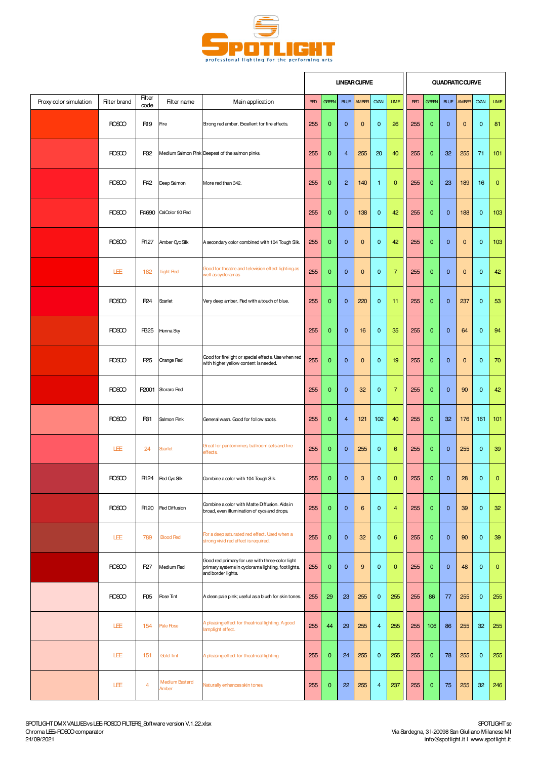SPOTLIGHT
professional lighting for the performing arts

| Proxy color simulation | Filter brand | Filter code | Filter name | Main application | LINEAR CURVE | | | | | | QUADRATIC CURVE | | | | | |
|---|---|---|---|---|---|---|---|---|---|---|---|---|---|---|---|---|
| | | | | | RED | GREEN | BLUE | AMBER | CYAN | LIME | RED | GREEN | BLUE | AMBER | CYAN | LIME |
| | ROSCO | R19 | Fire | Strong red amber. Excellent for fire effects. | 255 | 0 | 0 | 0 | 0 | 26 | 255 | 0 | 0 | 0 | 0 | 81 |
| | ROSCO | R32 | Medium Salmon Pink | Deepest of the salmon pinks. | 255 | 0 | 4 | 255 | 20 | 40 | 255 | 0 | 32 | 255 | 71 | 101 |
| | ROSCO | R42 | Deep Salmon | More red than 342. | 255 | 0 | 2 | 140 | 1 | 0 | 255 | 0 | 23 | 189 | 16 | 0 |
| | ROSCO | R4690 | CalColor 90 Red | | 255 | 0 | 0 | 138 | 0 | 42 | 255 | 0 | 0 | 188 | 0 | 103 |
| | ROSCO | R127 | Amber Cyc Silk | A secondary color combined with 104 Tough Silk. | 255 | 0 | 0 | 0 | 0 | 42 | 255 | 0 | 0 | 0 | 0 | 103 |
| | LEE | 182 | Light Red | Good for theatre and television effect lighting as well as cycloramas | 255 | 0 | 0 | 0 | 0 | 7 | 255 | 0 | 0 | 0 | 0 | 42 |
| | ROSCO | R24 | Scarlet | Very deep amber. Red with a touch of blue. | 255 | 0 | 0 | 220 | 0 | 11 | 255 | 0 | 0 | 237 | 0 | 53 |
| | ROSCO | R325 | Henna Sky | | 255 | 0 | 0 | 16 | 0 | 35 | 255 | 0 | 0 | 64 | 0 | 94 |
| | ROSCO | R25 | Orange Red | Good for firelight or special effects. Use when red with higher yellow content is needed. | 255 | 0 | 0 | 0 | 0 | 19 | 255 | 0 | 0 | 0 | 0 | 70 |
| | ROSCO | R2001 | Storaro Red | | 255 | 0 | 0 | 32 | 0 | 7 | 255 | 0 | 0 | 90 | 0 | 42 |
| | ROSCO | R31 | Salmon Pink | General wash. Good for follow spots. | 255 | 0 | 4 | 121 | 102 | 40 | 255 | 0 | 32 | 176 | 161 | 101 |
| | LEE | 24 | Scarlet | Great for pantomimes, ballroom sets and fire effects. | 255 | 0 | 0 | 255 | 0 | 6 | 255 | 0 | 0 | 255 | 0 | 39 |
| | ROSCO | R124 | Red Cyc Silk | Combine a color with 104 Tough Silk. | 255 | 0 | 0 | 3 | 0 | 0 | 255 | 0 | 0 | 28 | 0 | 0 |
| | ROSCO | R120 | Red Diffusion | Combine a color with Matte Diffusion. Aids in broad, even illumination of cycs and drops. | 255 | 0 | 0 | 6 | 0 | 4 | 255 | 0 | 0 | 39 | 0 | 32 |
| | LEE | 789 | Blood Red | For a deep saturated red effect. Used when a strong vivid red effect is required. | 255 | 0 | 0 | 32 | 0 | 6 | 255 | 0 | 0 | 90 | 0 | 39 |
| | ROSCO | R27 | Medium Red | Good red primary for use with three-color light primary systems in cyclorama lighting, footlights, and border lights. | 255 | 0 | 0 | 9 | 0 | 0 | 255 | 0 | 0 | 48 | 0 | 0 |
| | ROSCO | R05 | Rose Tint | A clean pale pink; useful as a blush for skin tones. | 255 | 29 | 23 | 255 | 0 | 255 | 255 | 86 | 77 | 255 | 0 | 255 |
| | LEE | 154 | Pale Rose | A pleasing effect for theatrical lighting. A good lamplight effect. | 255 | 44 | 29 | 255 | 4 | 255 | 255 | 106 | 86 | 255 | 32 | 255 |
| | LEE | 151 | Gold Tint | A pleasing effect for theatrical lighting | 255 | 0 | 24 | 255 | 0 | 255 | 255 | 0 | 78 | 255 | 0 | 255 |
| | LEE | 4 | Medium Bastard Amber | Naturally enhances skin tones. | 255 | 0 | 22 | 255 | 4 | 237 | 255 | 0 | 75 | 255 | 32 | 246 |

SPOTLIGHT DMX VALUES vs LEE-ROSCO FILTERS_Software version V.1.22.xlsx
Chroma LEE+ROSCO comparator
24/09/2021

SPOTLIGHT sc
Via Sardegna, 3 I-20098 San Giuliano Milanese MI
info@spotlight.it I www.spotlight.it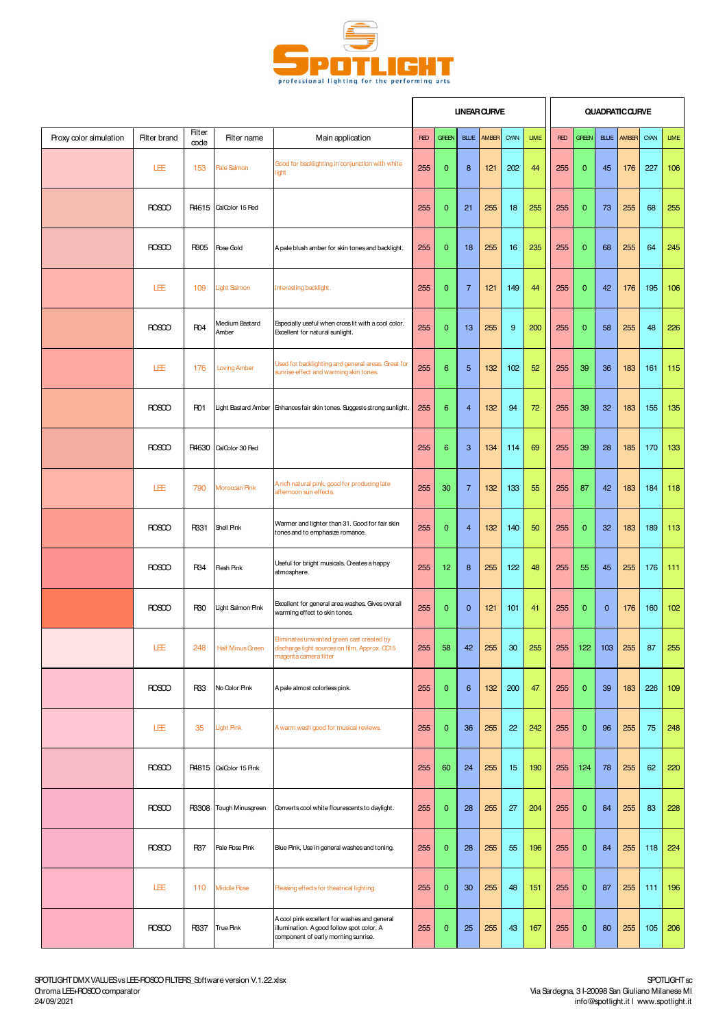SPOTLIGHT
professional lighting for the performing arts

| Proxy color simulation | Filter brand | Filter code | Filter name | Main application | LINEAR CURVE | | | | | | QUADRATIC CURVE | | | | | |
|---|---|---|---|---|---|---|---|---|---|---|---|---|---|---|---|---|
| | | | | | RED | GREEN | BLUE | AMBER | CYAN | LIME | RED | GREEN | BLUE | AMBER | CYAN | LIME |
| | LEE | 153 | Pale Salmon | Good for backlighting in conjunction with white light | 255 | 0 | 8 | 121 | 202 | 44 | 255 | 0 | 45 | 176 | 227 | 106 |
| | ROSCO | R4615 | CalColor 15 Red | | 255 | 0 | 21 | 255 | 18 | 255 | 255 | 0 | 73 | 255 | 68 | 255 |
| | ROSCO | R305 | Rose Gold | A pale blush amber for skin tones and backlight. | 255 | 0 | 18 | 255 | 16 | 235 | 255 | 0 | 68 | 255 | 64 | 245 |
| | LEE | 109 | Light Salmon | Interesting backlight. | 255 | 0 | 7 | 121 | 149 | 44 | 255 | 0 | 42 | 176 | 195 | 106 |
| | ROSCO | R04 | Medium Bastard Amber | Especially useful when cross lit with a cool color. Excellent for natural sunlight. | 255 | 0 | 13 | 255 | 9 | 200 | 255 | 0 | 58 | 255 | 48 | 226 |
| | LEE | 176 | Loving Amber | Used for backlighting and general areas. Great for sunrise effect and warming skin tones. | 255 | 6 | 5 | 132 | 102 | 52 | 255 | 39 | 36 | 183 | 161 | 115 |
| | ROSCO | R01 | Light Bastard Amber | Enhances fair skin tones. Suggests strong sunlight. | 255 | 6 | 4 | 132 | 94 | 72 | 255 | 39 | 32 | 183 | 155 | 135 |
| | ROSCO | R4630 | CalColor 30 Red | | 255 | 6 | 3 | 134 | 114 | 69 | 255 | 39 | 28 | 185 | 170 | 133 |
| | LEE | 790 | Moroccan Pink | A rich natural pink, good for producing late afternoon sun effects. | 255 | 30 | 7 | 132 | 133 | 55 | 255 | 87 | 42 | 183 | 184 | 118 |
| | ROSCO | R331 | Shell Pink | Warmer and lighter than 31. Good for fair skin tones and to emphasize romance. | 255 | 0 | 4 | 132 | 140 | 50 | 255 | 0 | 32 | 183 | 189 | 113 |
| | ROSCO | R34 | Flesh Pink | Useful for bright musicals. Creates a happy atmosphere. | 255 | 12 | 8 | 255 | 122 | 48 | 255 | 55 | 45 | 255 | 176 | 111 |
| | ROSCO | R30 | Light Salmon Pink | Excellent for general area washes. Gives overall warming effect to skin tones. | 255 | 0 | 0 | 121 | 101 | 41 | 255 | 0 | 0 | 176 | 160 | 102 |
| | LEE | 248 | Half Minus Green | Eliminates unwanted green cast created by discharge light sources on film. Approx. CC15 magenta camera filter | 255 | 58 | 42 | 255 | 30 | 255 | 255 | 122 | 103 | 255 | 87 | 255 |
| | ROSCO | R33 | No Color Pink | A pale almost colorless pink. | 255 | 0 | 6 | 132 | 200 | 47 | 255 | 0 | 39 | 183 | 226 | 109 |
| | LEE | 35 | Light Pink | A warm wash good for musical reviews. | 255 | 0 | 36 | 255 | 22 | 242 | 255 | 0 | 96 | 255 | 75 | 248 |
| | ROSCO | R4815 | CalColor 15 Pink | | 255 | 60 | 24 | 255 | 15 | 190 | 255 | 124 | 78 | 255 | 62 | 220 |
| | ROSCO | R3308 | Tough Minusgreen | Converts cool white flourescents to daylight. | 255 | 0 | 28 | 255 | 27 | 204 | 255 | 0 | 84 | 255 | 83 | 228 |
| | ROSCO | R37 | Pale Rose Pink | Blue Pink, Use in general washes and toning. | 255 | 0 | 28 | 255 | 55 | 196 | 255 | 0 | 84 | 255 | 118 | 224 |
| | LEE | 110 | Middle Rose | Pleasing effects for theatrical lighting. | 255 | 0 | 30 | 255 | 48 | 151 | 255 | 0 | 87 | 255 | 111 | 196 |
| | ROSCO | R337 | True Pink | A cool pink excellent for washes and general illumination. A good follow spot color. A component of early morning sunrise. | 255 | 0 | 25 | 255 | 43 | 167 | 255 | 0 | 80 | 255 | 105 | 206 |

SPOTLIGHT DMX VALUES vs LEE-ROSCO FILTERS_Software version V.1.22.xlsx
Chroma LEE+ROSCO comparator
24/09/2021

SPOTLIGHT sc
Via Sardegna, 3 I-20098 San Giuliano Milanese MI
info@spotlight.it I www.spotlight.it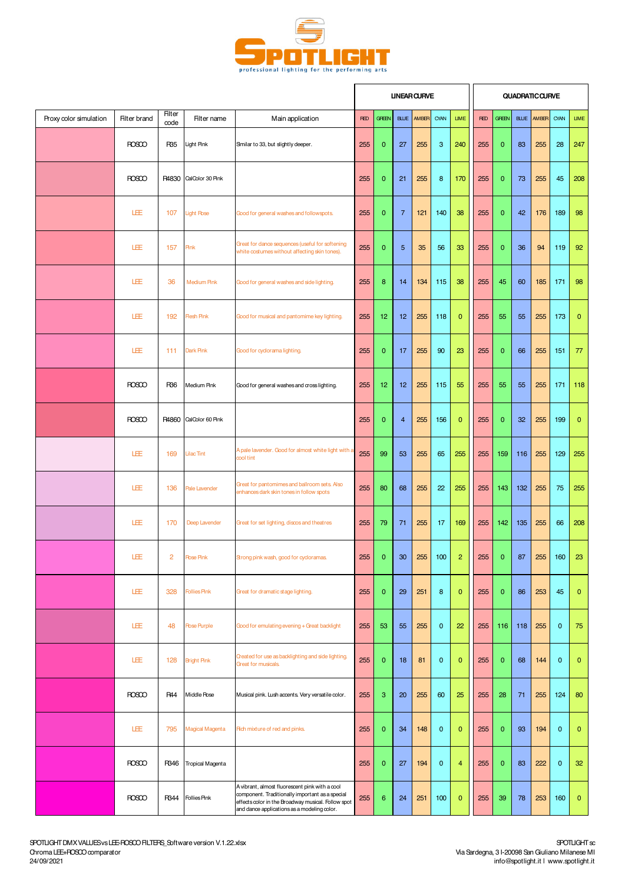SPOTLIGHT

professional lighting for the performing arts

| Proxy color simulation | Filter brand | Filter code | Filter name | Main application | LINEAR CURVE | | | | | | QUADRATIC CURVE | | | | | |
|---|---|---|---|---|---|---|---|---|---|---|---|---|---|---|---|---|
| | | | | | RED | GREEN | BLUE | AMBER | CYAN | LIME | RED | GREEN | BLUE | AMBER | CYAN | LIME |
| | ROSCO | R35 | Light Pink | Similar to 33, but slightly deeper. | 255 | 0 | 27 | 255 | 3 | 240 | 255 | 0 | 83 | 255 | 28 | 247 |
| | ROSCO | R4830 | CalColor 30 Pink | | 255 | 0 | 21 | 255 | 8 | 170 | 255 | 0 | 73 | 255 | 45 | 208 |
| | LEE | 107 | Light Rose | Good for general washes and followspots. | 255 | 0 | 7 | 121 | 140 | 38 | 255 | 0 | 42 | 176 | 189 | 98 |
| | LEE | 157 | Pink | Great for dance sequences (useful for softening white costumes without affecting skin tones). | 255 | 0 | 5 | 35 | 56 | 33 | 255 | 0 | 36 | 94 | 119 | 92 |
| | LEE | 36 | Medium Pink | Good for general washes and side lighting. | 255 | 8 | 14 | 134 | 115 | 38 | 255 | 45 | 60 | 185 | 171 | 98 |
| | LEE | 192 | Flesh Pink | Good for musical and pantomime key lighting. | 255 | 12 | 12 | 255 | 118 | 0 | 255 | 55 | 55 | 255 | 173 | 0 |
| | LEE | 111 | Dark Pink | Good for cyclorama lighting. | 255 | 0 | 17 | 255 | 90 | 23 | 255 | 0 | 66 | 255 | 151 | 77 |
| | ROSCO | R36 | Medium Pink | Good for general washes and cross lighting. | 255 | 12 | 12 | 255 | 115 | 55 | 255 | 55 | 55 | 255 | 171 | 118 |
| | ROSCO | R4860 | CalColor 60 Pink | | 255 | 0 | 4 | 255 | 156 | 0 | 255 | 0 | 32 | 255 | 199 | 0 |
| | LEE | 169 | Lilac Tint | A pale lavender. Good for almost white light with a cool tint | 255 | 99 | 53 | 255 | 65 | 255 | 255 | 159 | 116 | 255 | 129 | 255 |
| | LEE | 136 | Pale Lavender | Great for pantomimes and ballroom sets. Also enhances dark skin tones in follow spots | 255 | 80 | 68 | 255 | 22 | 255 | 255 | 143 | 132 | 255 | 75 | 255 |
| | LEE | 170 | Deep Lavender | Great for set lighting, discos and theatres | 255 | 79 | 71 | 255 | 17 | 169 | 255 | 142 | 135 | 255 | 66 | 208 |
| | LEE | 2 | Rose Pink | Strong pink wash, good for cycloramas. | 255 | 0 | 30 | 255 | 100 | 2 | 255 | 0 | 87 | 255 | 160 | 23 |
| | LEE | 328 | Follies Pink | Great for dramatic stage lighting. | 255 | 0 | 29 | 251 | 8 | 0 | 255 | 0 | 86 | 253 | 45 | 0 |
| | LEE | 48 | Rose Purple | Good for emulating evening + Great backlight | 255 | 53 | 55 | 255 | 0 | 22 | 255 | 116 | 118 | 255 | 0 | 75 |
| | LEE | 128 | Bright Pink | Created for use as backlighting and side lighting. Great for musicals. | 255 | 0 | 18 | 81 | 0 | 0 | 255 | 0 | 68 | 144 | 0 | 0 |
| | ROSCO | R44 | Middle Rose | Musical pink. Lush accents. Very versatile color. | 255 | 3 | 20 | 255 | 60 | 25 | 255 | 28 | 71 | 255 | 124 | 80 |
| | LEE | 795 | Magical Magenta | Rich mixture of red and pinks. | 255 | 0 | 34 | 148 | 0 | 0 | 255 | 0 | 93 | 194 | 0 | 0 |
| | ROSCO | R346 | Tropical Magenta | | 255 | 0 | 27 | 194 | 0 | 4 | 255 | 0 | 83 | 222 | 0 | 32 |
| | ROSCO | R344 | Follies Pink | A vibrant, almost fluorescent pink with a cool component. Traditionally important as a special effects color in the Broadway musical. Follow spot and dance applications as a modeling color. | 255 | 6 | 24 | 251 | 100 | 0 | 255 | 39 | 78 | 253 | 160 | 0 |

SPOTLIGHT DMX VALUES vs LEE-ROSCO FILTERS_Software version V.1.22.xlsx
Chroma LEE+ROSCO comparator
24/09/2021

SPOTLIGHT sc
Via Sardegna, 3 I-20098 San Giuliano Milanese MI
info@spotlight.it I www.spotlight.it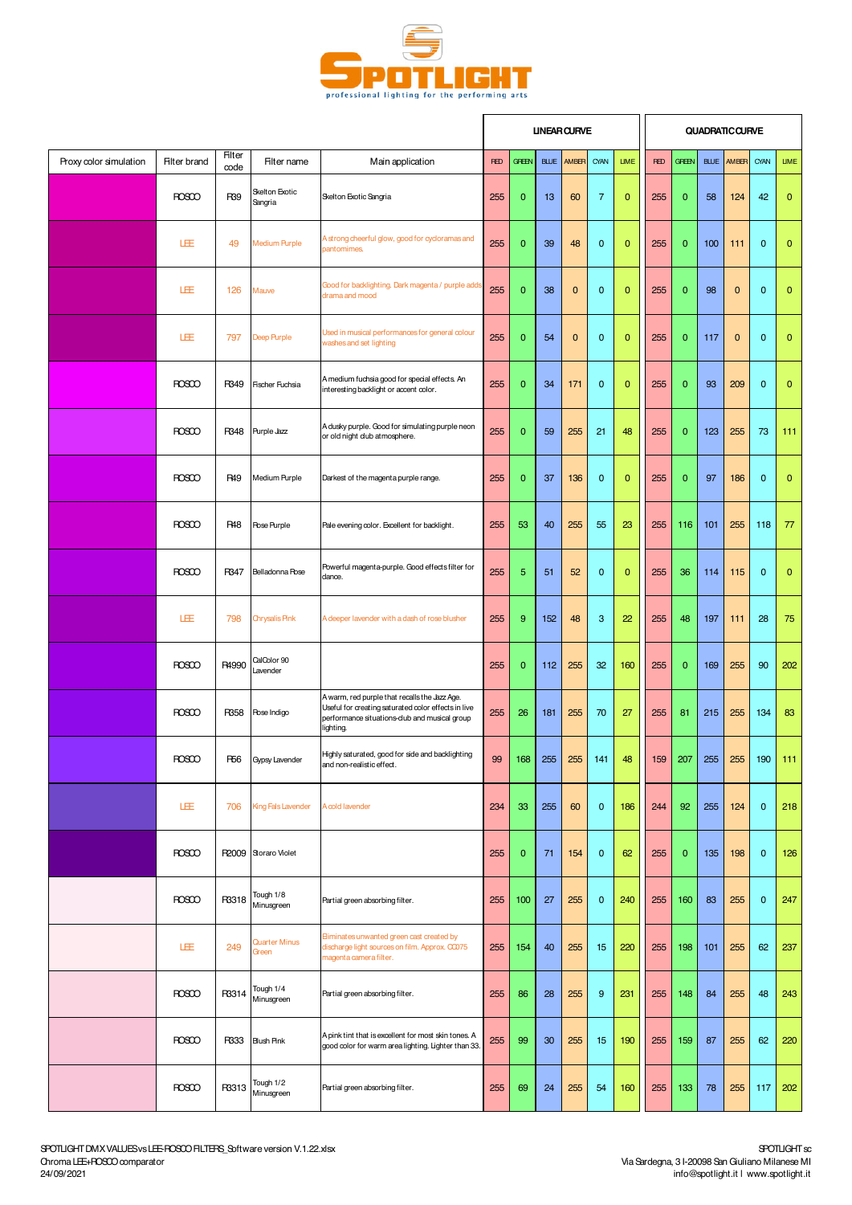SPOTLIGHT
professional lighting for the performing arts

| Proxy color simulation | Filter brand | Filter code | Filter name | Main application | LINEAR CURVE RED | GREEN | BLUE | AMBER | CYAN | LIME | QUADRATIC CURVE RED | GREEN | BLUE | AMBER | CYAN | LIME |
|---|---|---|---|---|---|---|---|---|---|---|---|---|---|---|---|---|
| | ROSCO | R39 | Skelton Exotic Sangria | Skelton Exotic Sangria | 255 | 0 | 13 | 60 | 7 | 0 | 255 | 0 | 58 | 124 | 42 | 0 |
| | LEE | 49 | Medium Purple | A strong cheerful glow, good for cycloramas and pantomimes. | 255 | 0 | 39 | 48 | 0 | 0 | 255 | 0 | 100 | 111 | 0 | 0 |
| | LEE | 126 | Mauve | Good for backlighting. Dark magenta / purple adds drama and mood | 255 | 0 | 38 | 0 | 0 | 0 | 255 | 0 | 98 | 0 | 0 | 0 |
| | LEE | 797 | Deep Purple | Used in musical performances for general colour washes and set lighting | 255 | 0 | 54 | 0 | 0 | 0 | 255 | 0 | 117 | 0 | 0 | 0 |
| | ROSCO | R349 | Fischer Fuchsia | A medium fuchsia good for special effects. An interesting backlight or accent color. | 255 | 0 | 34 | 171 | 0 | 0 | 255 | 0 | 93 | 209 | 0 | 0 |
| | ROSCO | R348 | Purple Jazz | A dusky purple. Good for simulating purple neon or old night club atmosphere. | 255 | 0 | 59 | 255 | 21 | 48 | 255 | 0 | 123 | 255 | 73 | 111 |
| | ROSCO | R49 | Medium Purple | Darkest of the magenta purple range. | 255 | 0 | 37 | 136 | 0 | 0 | 255 | 0 | 97 | 186 | 0 | 0 |
| | ROSCO | R48 | Rose Purple | Pale evening color. Excellent for backlight. | 255 | 53 | 40 | 255 | 55 | 23 | 255 | 116 | 101 | 255 | 118 | 77 |
| | ROSCO | R347 | Belladonna Rose | Powerful magenta-purple. Good effects filter for dance. | 255 | 5 | 51 | 52 | 0 | 0 | 255 | 36 | 114 | 115 | 0 | 0 |
| | LEE | 798 | Chrysalis Pink | A deeper lavender with a dash of rose blusher | 255 | 9 | 152 | 48 | 3 | 22 | 255 | 48 | 197 | 111 | 28 | 75 |
| | ROSCO | R4990 | CalColor 90 Lavender | | 255 | 0 | 112 | 255 | 32 | 160 | 255 | 0 | 169 | 255 | 90 | 202 |
| | ROSCO | R358 | Rose Indigo | A warm, red purple that recalls the Jazz Age. Useful for creating saturated color effects in live performance situations-club and musical group lighting. | 255 | 26 | 181 | 255 | 70 | 27 | 255 | 81 | 215 | 255 | 134 | 83 |
| | ROSCO | R56 | Gypsy Lavender | Highly saturated, good for side and backlighting and non-realistic effect. | 99 | 168 | 255 | 255 | 141 | 48 | 159 | 207 | 255 | 255 | 190 | 111 |
| | LEE | 706 | King Fals Lavender | A cold lavender | 234 | 33 | 255 | 60 | 0 | 186 | 244 | 92 | 255 | 124 | 0 | 218 |
| | ROSCO | R2009 | Storaro Violet | | 255 | 0 | 71 | 154 | 0 | 62 | 255 | 0 | 135 | 198 | 0 | 126 |
| | ROSCO | R3318 | Tough 1/8 Minusgreen | Partial green absorbing filter. | 255 | 100 | 27 | 255 | 0 | 240 | 255 | 160 | 83 | 255 | 0 | 247 |
| | LEE | 249 | Quarter Minus Green | Eliminates unwanted green cast created by discharge light sources on film. Approx. CC075 magenta camera filter. | 255 | 154 | 40 | 255 | 15 | 220 | 255 | 198 | 101 | 255 | 62 | 237 |
| | ROSCO | R3314 | Tough 1/4 Minusgreen | Partial green absorbing filter. | 255 | 86 | 28 | 255 | 9 | 231 | 255 | 148 | 84 | 255 | 48 | 243 |
| | ROSCO | R33 | Blush Pink | A pink tint that is excellent for most skin tones. A good color for warm area lighting. Lighter than 33. | 255 | 99 | 30 | 255 | 15 | 190 | 255 | 159 | 87 | 255 | 62 | 220 |
| | ROSCO | R3313 | Tough 1/2 Minusgreen | Partial green absorbing filter. | 255 | 69 | 24 | 255 | 54 | 160 | 255 | 133 | 78 | 255 | 117 | 202 |

SPOTLIGHT DMX VALUES vs LEE-ROSCO FILTERS_Software version V.1.22.xlsx
Chroma LEE+ROSCO comparator
24/09/2021

SPOTLIGHT sc
Via Sardegna, 3 I-20098 San Giuliano Milanese MI
info@spotlight.it I www.spotlight.it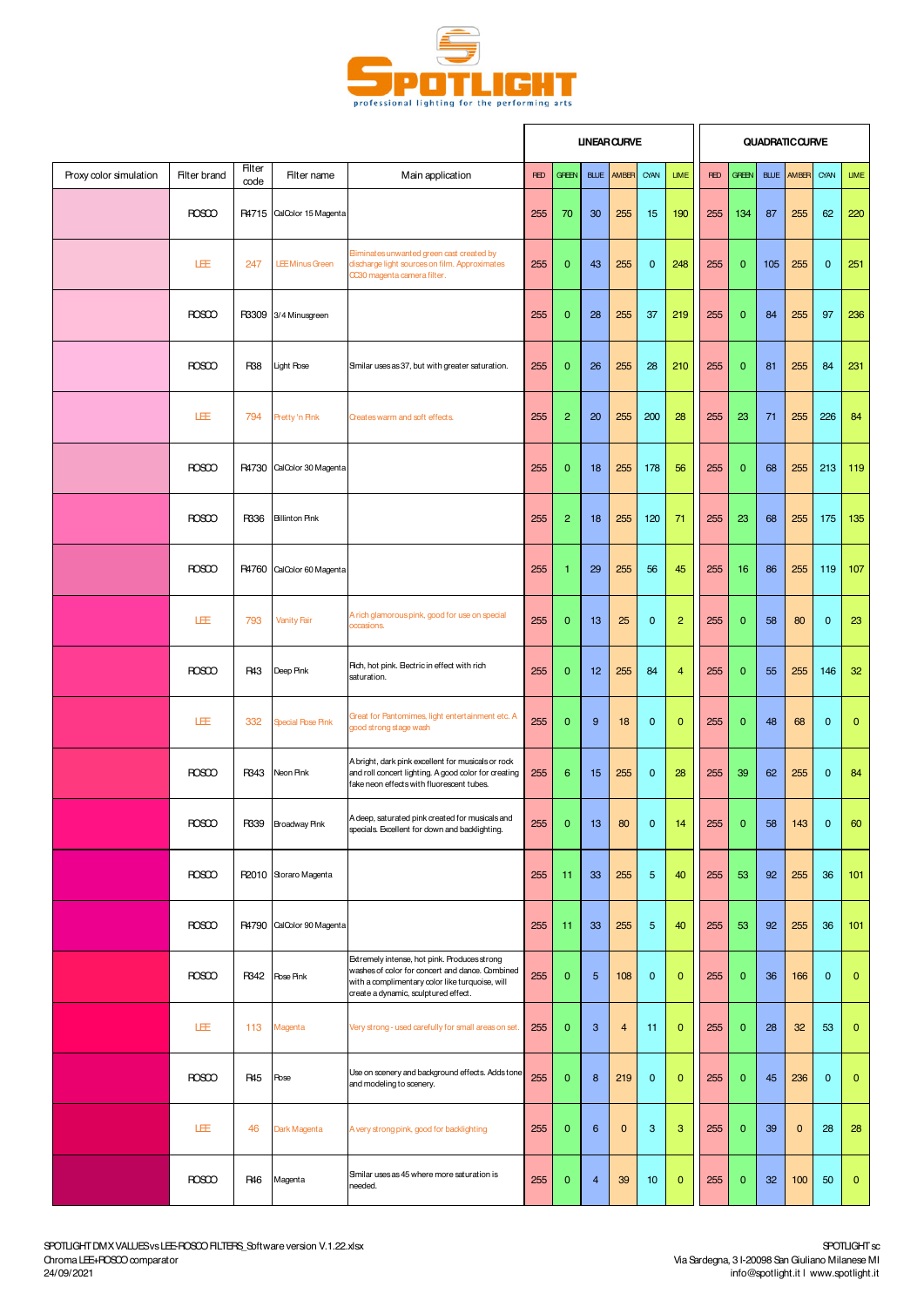# SPOTLIGHT

professional lighting for the performing arts

| Proxy color simulation | Filter brand | Filter code | Filter name | Main application | LINEAR CURVE | | | | | | QUADRATIC CURVE | | | | | |
|---|---|---|---|---|---|---|---|---|---|---|---|---|---|---|---|---|
| | | | | | RED | GREEN | BLUE | AMBER | CYAN | LIME | RED | GREEN | BLUE | AMBER | CYAN | LIME |
| | ROSCO | R4715 | CalColor 15 Magenta | | 255 | 70 | 30 | 255 | 15 | 190 | 255 | 134 | 87 | 255 | 62 | 220 |
| | LEE | 247 | LEE Minus Green | Eliminates unwanted green cast created by discharge light sources on film. Approximates CC30 magenta camera filter. | 255 | 0 | 43 | 255 | 0 | 248 | 255 | 0 | 105 | 255 | 0 | 251 |
| | ROSCO | R3309 | 3/4 Minusgreen | | 255 | 0 | 28 | 255 | 37 | 219 | 255 | 0 | 84 | 255 | 97 | 236 |
| | ROSCO | R38 | Light Rose | Similar uses as 37, but with greater saturation. | 255 | 0 | 26 | 255 | 28 | 210 | 255 | 0 | 81 | 255 | 84 | 231 |
| | LEE | 794 | Pretty 'n Pink | Creates warm and soft effects. | 255 | 2 | 20 | 255 | 200 | 28 | 255 | 23 | 71 | 255 | 226 | 84 |
| | ROSCO | R4730 | CalColor 30 Magenta | | 255 | 0 | 18 | 255 | 178 | 56 | 255 | 0 | 68 | 255 | 213 | 119 |
| | ROSCO | R336 | Billinton Pink | | 255 | 2 | 18 | 255 | 120 | 71 | 255 | 23 | 68 | 255 | 175 | 135 |
| | ROSCO | R4760 | CalColor 60 Magenta | | 255 | 1 | 29 | 255 | 56 | 45 | 255 | 16 | 86 | 255 | 119 | 107 |
| | LEE | 793 | Vanity Fair | A rich glamorous pink, good for use on special occasions. | 255 | 0 | 13 | 25 | 0 | 2 | 255 | 0 | 58 | 80 | 0 | 23 |
| | ROSCO | R43 | Deep Pink | Rich, hot pink. Electric in effect with rich saturation. | 255 | 0 | 12 | 255 | 84 | 4 | 255 | 0 | 55 | 255 | 146 | 32 |
| | LEE | 332 | Special Rose Pink | Great for Pantomimes, light entertainment etc. A good strong stage wash | 255 | 0 | 9 | 18 | 0 | 0 | 255 | 0 | 48 | 68 | 0 | 0 |
| | ROSCO | R343 | Neon Pink | A bright, dark pink excellent for musicals or rock and roll concert lighting. A good color for creating fake neon effects with fluorescent tubes. | 255 | 6 | 15 | 255 | 0 | 28 | 255 | 39 | 62 | 255 | 0 | 84 |
| | ROSCO | R339 | Broadway Pink | A deep, saturated pink created for musicals and specials. Excellent for down and backlighting. | 255 | 0 | 13 | 80 | 0 | 14 | 255 | 0 | 58 | 143 | 0 | 60 |
| | ROSCO | R2010 | Storaro Magenta | | 255 | 11 | 33 | 255 | 5 | 40 | 255 | 53 | 92 | 255 | 36 | 101 |
| | ROSCO | R4790 | CalColor 90 Magenta | | 255 | 11 | 33 | 255 | 5 | 40 | 255 | 53 | 92 | 255 | 36 | 101 |
| | ROSCO | R342 | Rose Pink | Extremely intense, hot pink. Produces strong washes of color for concert and dance. Combined with a complimentary color like turquoise, will create a dynamic, sculptured effect. | 255 | 0 | 5 | 108 | 0 | 0 | 255 | 0 | 36 | 166 | 0 | 0 |
| | LEE | 113 | Magenta | Very strong - used carefully for small areas on set. | 255 | 0 | 3 | 4 | 11 | 0 | 255 | 0 | 28 | 32 | 53 | 0 |
| | ROSCO | R45 | Rose | Use on scenery and background effects. Adds tone and modeling to scenery. | 255 | 0 | 8 | 219 | 0 | 0 | 255 | 0 | 45 | 236 | 0 | 0 |
| | LEE | 46 | Dark Magenta | A very strong pink, good for backlighting | 255 | 0 | 6 | 0 | 3 | 3 | 255 | 0 | 39 | 0 | 28 | 28 |
| | ROSCO | R46 | Magenta | Similar uses as 45 where more saturation is needed. | 255 | 0 | 4 | 39 | 10 | 0 | 255 | 0 | 32 | 100 | 50 | 0 |

SPOTLIGHT DMX VALUES vs LEE-ROSCO FILTERS_Software version V.1.22.xlsx
Chroma LEE+ROSCO comparator
24/09/2021

SPOTLIGHT sc
Via Sardegna, 3 I-20098 San Giuliano Milanese MI
info@spotlight.it I www.spotlight.it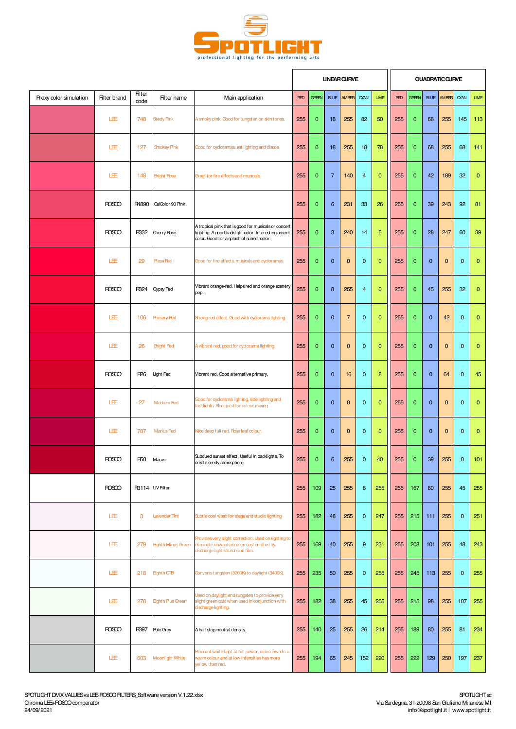# SPOTLIGHT

professional lighting for the performing arts

| Proxy color simulation | Filter brand | Filter code | Filter name | Main application | LINEAR CURVE | | | | | | QUADRATIC CURVE | | | | | |
|---|---|---|---|---|---|---|---|---|---|---|---|---|---|---|---|---|
| | | | | | RED | GREEN | BLUE | AMBER | CYAN | LIME | RED | GREEN | BLUE | AMBER | CYAN | LIME |
| | LEE | 748 | Seedy Pink | A smoky pink. Good for tungsten on skin tones. | 255 | 0 | 18 | 255 | 82 | 50 | 255 | 0 | 68 | 255 | 145 | 113 |
| | LEE | 127 | Smokey Pink | Good for cycloramas, set lighting and discos | 255 | 0 | 18 | 255 | 18 | 78 | 255 | 0 | 68 | 255 | 68 | 141 |
| | LEE | 148 | Bright Rose | Great for fire effects and musicals. | 255 | 0 | 7 | 140 | 4 | 0 | 255 | 0 | 42 | 189 | 32 | 0 |
| | ROSCO | R4890 | CalColor 90 Pink | | 255 | 0 | 6 | 231 | 33 | 26 | 255 | 0 | 39 | 243 | 92 | 81 |
| | ROSCO | R332 | Cherry Rose | A tropical pink that is good for musicals or concert lighting. A good backlight color. Interesting accent color. Good for a splash of sunset color. | 255 | 0 | 3 | 240 | 14 | 6 | 255 | 0 | 28 | 247 | 60 | 39 |
| | LEE | 29 | Plasa Red | Good for fire effects, musicals and cycloramas. | 255 | 0 | 0 | 0 | 0 | 0 | 255 | 0 | 0 | 0 | 0 | 0 |
| | ROSCO | R324 | Gypsy Red | Vibrant orange-red. Helps red and orange scenery pop. | 255 | 0 | 8 | 255 | 4 | 0 | 255 | 0 | 45 | 255 | 32 | 0 |
| | LEE | 106 | Primary Red | Strong red effect. Good with cyclorama lighting | 255 | 0 | 0 | 7 | 0 | 0 | 255 | 0 | 0 | 42 | 0 | 0 |
| | LEE | 26 | Bright Red | A vibrant red, good for cyclorama lighting. | 255 | 0 | 0 | 0 | 0 | 0 | 255 | 0 | 0 | 0 | 0 | 0 |
| | ROSCO | R26 | Light Red | Vibrant red. Good alternative primary. | 255 | 0 | 0 | 16 | 0 | 8 | 255 | 0 | 0 | 64 | 0 | 45 |
| | LEE | 27 | Medium Red | Good for cyclorama lighting, side lighting and footlights. Also good for colour mixing. | 255 | 0 | 0 | 0 | 0 | 0 | 255 | 0 | 0 | 0 | 0 | 0 |
| | LEE | 787 | Marius Red | Nice deep full red. Rose leaf colour. | 255 | 0 | 0 | 0 | 0 | 0 | 255 | 0 | 0 | 0 | 0 | 0 |
| | ROSCO | R50 | Mauve | Subdued sunset effect. Useful in backlights. To create seedy atmosphere. | 255 | 0 | 6 | 255 | 0 | 40 | 255 | 0 | 39 | 255 | 0 | 101 |
| | ROSCO | R3114 | UV Filter | | 255 | 109 | 25 | 255 | 8 | 255 | 255 | 167 | 80 | 255 | 45 | 255 |
| | LEE | 3 | Lavender Tint | Subtle cool wash for stage and studio lighting | 255 | 182 | 48 | 255 | 0 | 247 | 255 | 215 | 111 | 255 | 0 | 251 |
| | LEE | 279 | Eighth Minus Green | Provides very slight correction. Used on lighting to eliminate unwanted green cast created by discharge light sources on film. | 255 | 169 | 40 | 255 | 9 | 231 | 255 | 208 | 101 | 255 | 48 | 243 |
| | LEE | 218 | Eighth CTB | Converts tungsten (3200K) to daylight (3400K). | 255 | 235 | 50 | 255 | 0 | 255 | 255 | 245 | 113 | 255 | 0 | 255 |
| | LEE | 278 | Eighth Plus Green | Used on daylight and tungsten to provide very slight green cast when used in conjunction with discharge lighting. | 255 | 182 | 38 | 255 | 45 | 255 | 255 | 215 | 98 | 255 | 107 | 255 |
| | ROSCO | R397 | Pale Grey | A half stop neutral density. | 255 | 140 | 25 | 255 | 26 | 214 | 255 | 189 | 80 | 255 | 81 | 234 |
| | LEE | 603 | Moonlight White | Pleasant white light at full power, dims down to a warm colour and at low intensities has more yellow than red. | 255 | 194 | 65 | 245 | 152 | 220 | 255 | 222 | 129 | 250 | 197 | 237 |

SPOTLIGHT DMX VALUES vs LEE-ROSCO FILTERS_Software version V.1.22.xlsx
Chroma LEE+ROSCO comparator
24/09/2021

SPOTLIGHT sc
Via Sardegna, 3 I-20098 San Giuliano Milanese MI
info@spotlight.it I www.spotlight.it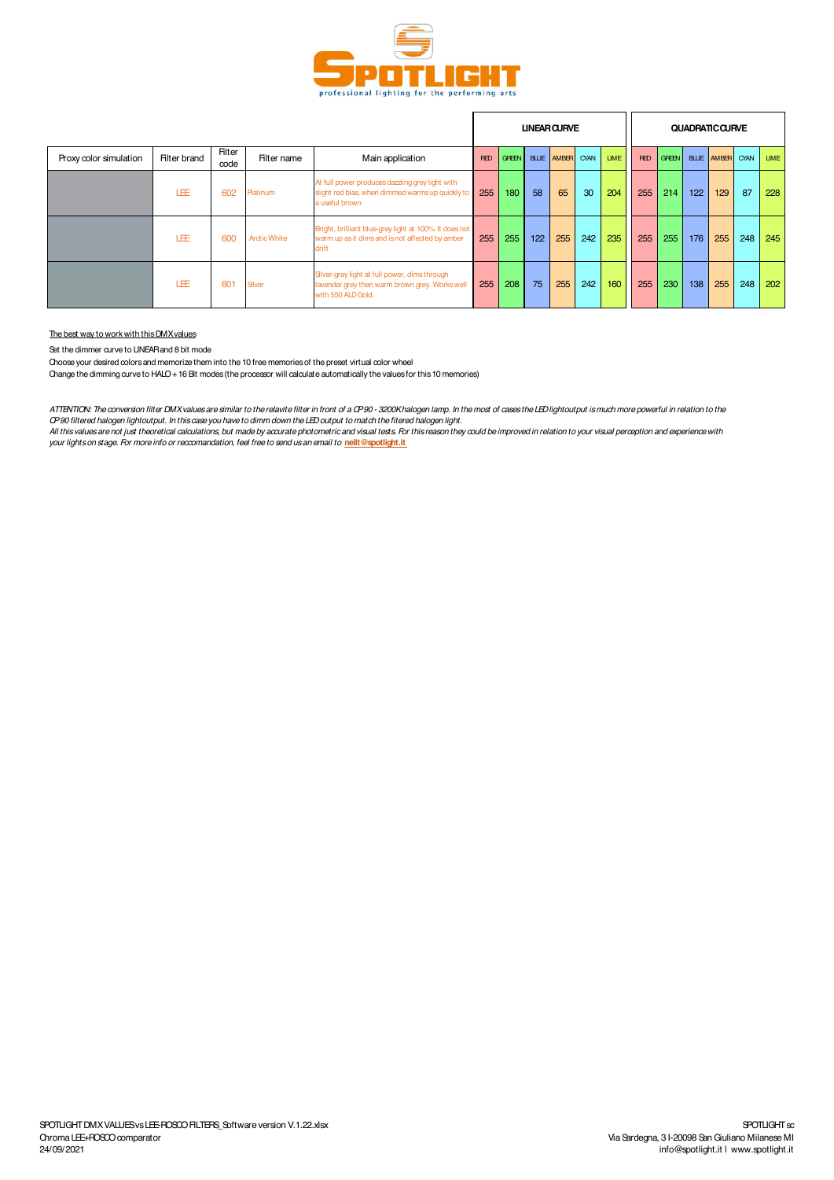| | | | | | LINEAR CURVE | | | | | | QUADRATIC CURVE | | | | | |
|---|---|---|---|---|---|---|---|---|---|---|---|---|---|---|---|---|
| Proxy color simulation | Filter brand | Filter code | Filter name | Main application | RED | GREEN | BLUE | AMBER | CYAN | LIME | RED | GREEN | BLUE | AMBER | CYAN | LIME |
| | LEE | 602 | Platinum | At full power produces dazzling grey light with slight red bias, when dimmed warms up quickly to a useful brown | 255 | 180 | 58 | 65 | 30 | 204 | 255 | 214 | 122 | 129 | 87 | 228 |
| | LEE | 600 | Arctic White | Bright, brilliant blue-grey light at 100%. It does not warm up as it dims and is not affected by amber drift | 255 | 255 | 122 | 255 | 242 | 235 | 255 | 255 | 176 | 255 | 248 | 245 |
| | LEE | 601 | Silver | Silver-grey light at full power, dims through lavender grey then warm brown grey. Works well with 550 ALD Gold. | 255 | 208 | 75 | 255 | 242 | 160 | 255 | 230 | 138 | 255 | 248 | 202 |

The best way to work with this DMX values

Set the dimmer curve to LINEAR and 8 bit mode

Choose your desired colors and memorize them into the 10 free memories of the preset virtual color wheel

Change the dimming curve to HALO + 16 Bit modes (the processor will calculate automatically the values for this 10 memories)

*ATTENTION: The conversion filter DMX values are similar to the relavite filter in front of a CP90 - 3200K halogen lamp. In the most of cases the LED lightoutput is much more powerful in relation to the CP90 filtered halogen lightoutput. In this case you have to dim down the LED output to match the fitered halogen light.*
*All this values are not just theoretical calculations, but made by accurate photometric and visual tests. For this reason they could be improved in relation to your visual perception and experience with your lights on stage. For more info or reccomandation, feel free to send us an email to* **nellt@spotlight.it**

SPOTLIGHT DMX VALUES vs LEE-ROSCO FILTERS_Software version V.1.22.xlsx
Chroma LEE+ROSCO comparator
24/09/2021

SPOTLIGHT sc
Via Sardegna, 3 I-20098 San Giuliano Milanese MI
info@spotlight.it I www.spotlight.it